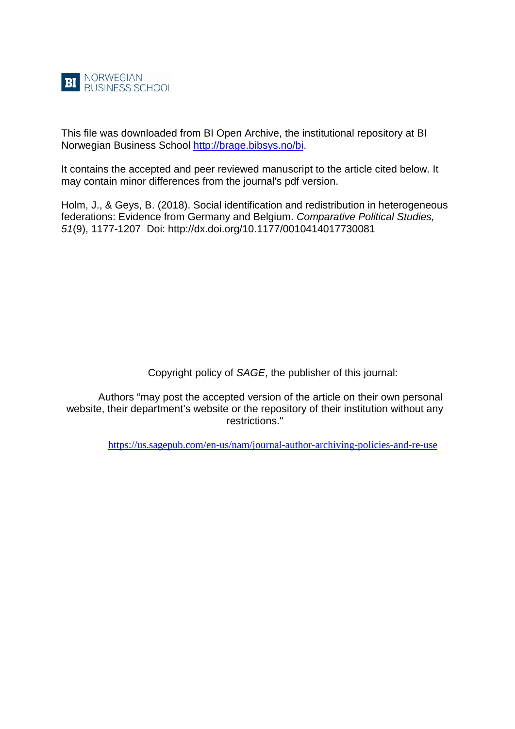NORWEGIAN BUSINESS SCHOOL

This file was downloaded from BI Open Archive, the institutional repository at BI Norwegian Business School http://brage.bibsys.no/bi.

It contains the accepted and peer reviewed manuscript to the article cited below. It may contain minor differences from the journal's pdf version.

Holm, J., & Geys, B. (2018). Social identification and redistribution in heterogeneous federations: Evidence from Germany and Belgium. *Comparative Political Studies, 51*(9), 1177-1207 Doi: http://dx.doi.org/10.1177/0010414017730081

Copyright policy of *SAGE*, the publisher of this journal:

Authors "may post the accepted version of the article on their own personal website, their department's website or the repository of their institution without any restrictions."

https://us.sagepub.com/en-us/nam/journal-author-archiving-policies-and-re-use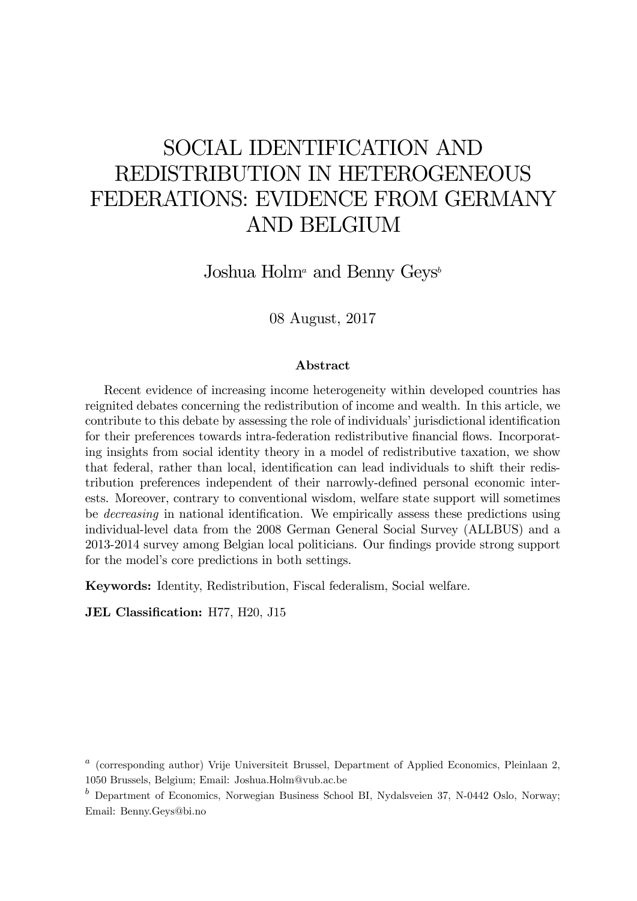# SOCIAL IDENTIFICATION AND REDISTRIBUTION IN HETEROGENEOUS FEDERATIONS: EVIDENCE FROM GERMANY AND BELGIUM

Joshua Holm[a] and Benny Geys[b]

08 August, 2017

### Abstract

Recent evidence of increasing income heterogeneity within developed countries has reignited debates concerning the redistribution of income and wealth. In this article, we contribute to this debate by assessing the role of individuals' jurisdictional identification for their preferences towards intra-federation redistributive financial flows. Incorporating insights from social identity theory in a model of redistributive taxation, we show that federal, rather than local, identification can lead individuals to shift their redistribution preferences independent of their narrowly-defined personal economic interests. Moreover, contrary to conventional wisdom, welfare state support will sometimes be *decreasing* in national identification. We empirically assess these predictions using individual-level data from the 2008 German General Social Survey (ALLBUS) and a 2013-2014 survey among Belgian local politicians. Our findings provide strong support for the model's core predictions in both settings.

**Keywords:** Identity, Redistribution, Fiscal federalism, Social welfare.

**JEL Classification:** H77, H20, J15

---

[a] (corresponding author) Vrije Universiteit Brussel, Department of Applied Economics, Pleinlaan 2, 1050 Brussels, Belgium; Email: Joshua.Holm@vub.ac.be

[b] Department of Economics, Norwegian Business School BI, Nydalsveien 37, N-0442 Oslo, Norway; Email: Benny.Geys@bi.no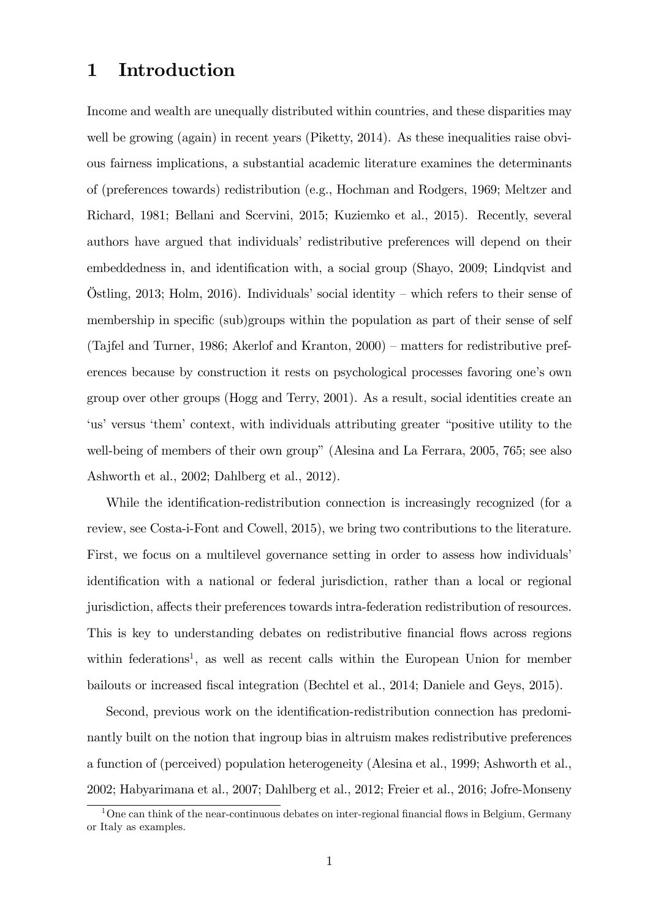# 1 Introduction

Income and wealth are unequally distributed within countries, and these disparities may well be growing (again) in recent years (Piketty, 2014). As these inequalities raise obvious fairness implications, a substantial academic literature examines the determinants of (preferences towards) redistribution (e.g., Hochman and Rodgers, 1969; Meltzer and Richard, 1981; Bellani and Scervini, 2015; Kuziemko et al., 2015). Recently, several authors have argued that individuals' redistributive preferences will depend on their embeddedness in, and identification with, a social group (Shayo, 2009; Lindqvist and Östling, 2013; Holm, 2016). Individuals' social identity – which refers to their sense of membership in specific (sub)groups within the population as part of their sense of self (Tajfel and Turner, 1986; Akerlof and Kranton, 2000) – matters for redistributive preferences because by construction it rests on psychological processes favoring one's own group over other groups (Hogg and Terry, 2001). As a result, social identities create an 'us' versus 'them' context, with individuals attributing greater "positive utility to the well-being of members of their own group" (Alesina and La Ferrara, 2005, 765; see also Ashworth et al., 2002; Dahlberg et al., 2012).

While the identification-redistribution connection is increasingly recognized (for a review, see Costa-i-Font and Cowell, 2015), we bring two contributions to the literature. First, we focus on a multilevel governance setting in order to assess how individuals' identification with a national or federal jurisdiction, rather than a local or regional jurisdiction, affects their preferences towards intra-federation redistribution of resources. This is key to understanding debates on redistributive financial flows across regions within federations[1], as well as recent calls within the European Union for member bailouts or increased fiscal integration (Bechtel et al., 2014; Daniele and Geys, 2015).

Second, previous work on the identification-redistribution connection has predominantly built on the notion that ingroup bias in altruism makes redistributive preferences a function of (perceived) population heterogeneity (Alesina et al., 1999; Ashworth et al., 2002; Habyarimana et al., 2007; Dahlberg et al., 2012; Freier et al., 2016; Jofre-Monseny

[1] One can think of the near-continuous debates on inter-regional financial flows in Belgium, Germany or Italy as examples.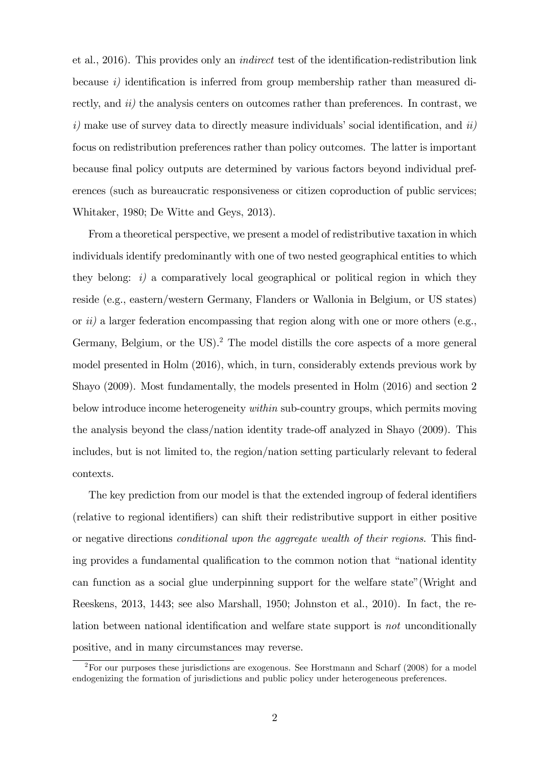et al., 2016). This provides only an *indirect* test of the identification-redistribution link because *i)* identification is inferred from group membership rather than measured directly, and *ii)* the analysis centers on outcomes rather than preferences. In contrast, we *i)* make use of survey data to directly measure individuals' social identification, and *ii)* focus on redistribution preferences rather than policy outcomes. The latter is important because final policy outputs are determined by various factors beyond individual preferences (such as bureaucratic responsiveness or citizen coproduction of public services; Whitaker, 1980; De Witte and Geys, 2013).

From a theoretical perspective, we present a model of redistributive taxation in which individuals identify predominantly with one of two nested geographical entities to which they belong: *i)* a comparatively local geographical or political region in which they reside (e.g., eastern/western Germany, Flanders or Wallonia in Belgium, or US states) or *ii)* a larger federation encompassing that region along with one or more others (e.g., Germany, Belgium, or the US).[2] The model distills the core aspects of a more general model presented in Holm (2016), which, in turn, considerably extends previous work by Shayo (2009). Most fundamentally, the models presented in Holm (2016) and section 2 below introduce income heterogeneity *within* sub-country groups, which permits moving the analysis beyond the class/nation identity trade-off analyzed in Shayo (2009). This includes, but is not limited to, the region/nation setting particularly relevant to federal contexts.

The key prediction from our model is that the extended ingroup of federal identifiers (relative to regional identifiers) can shift their redistributive support in either positive or negative directions *conditional upon the aggregate wealth of their regions*. This finding provides a fundamental qualification to the common notion that "national identity can function as a social glue underpinning support for the welfare state"(Wright and Reeskens, 2013, 1443; see also Marshall, 1950; Johnston et al., 2010). In fact, the relation between national identification and welfare state support is *not* unconditionally positive, and in many circumstances may reverse.

[2]For our purposes these jurisdictions are exogenous. See Horstmann and Scharf (2008) for a model endogenizing the formation of jurisdictions and public policy under heterogeneous preferences.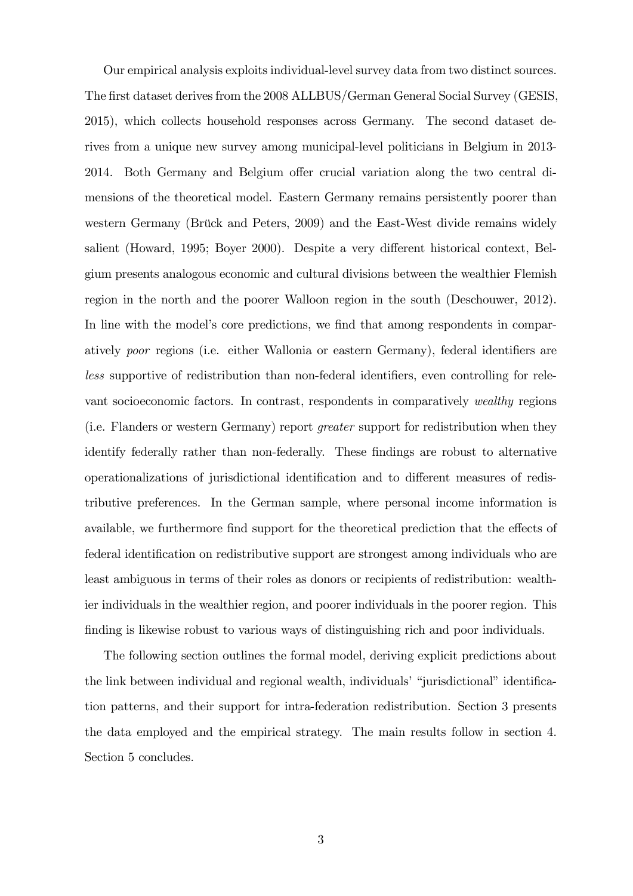Our empirical analysis exploits individual-level survey data from two distinct sources. The first dataset derives from the 2008 ALLBUS/German General Social Survey (GESIS, 2015), which collects household responses across Germany. The second dataset derives from a unique new survey among municipal-level politicians in Belgium in 2013-2014. Both Germany and Belgium offer crucial variation along the two central dimensions of the theoretical model. Eastern Germany remains persistently poorer than western Germany (Brück and Peters, 2009) and the East-West divide remains widely salient (Howard, 1995; Boyer 2000). Despite a very different historical context, Belgium presents analogous economic and cultural divisions between the wealthier Flemish region in the north and the poorer Walloon region in the south (Deschouwer, 2012). In line with the model's core predictions, we find that among respondents in comparatively *poor* regions (i.e. either Wallonia or eastern Germany), federal identifiers are *less* supportive of redistribution than non-federal identifiers, even controlling for relevant socioeconomic factors. In contrast, respondents in comparatively *wealthy* regions (i.e. Flanders or western Germany) report *greater* support for redistribution when they identify federally rather than non-federally. These findings are robust to alternative operationalizations of jurisdictional identification and to different measures of redistributive preferences. In the German sample, where personal income information is available, we furthermore find support for the theoretical prediction that the effects of federal identification on redistributive support are strongest among individuals who are least ambiguous in terms of their roles as donors or recipients of redistribution: wealthier individuals in the wealthier region, and poorer individuals in the poorer region. This finding is likewise robust to various ways of distinguishing rich and poor individuals.

The following section outlines the formal model, deriving explicit predictions about the link between individual and regional wealth, individuals' "jurisdictional" identification patterns, and their support for intra-federation redistribution. Section 3 presents the data employed and the empirical strategy. The main results follow in section 4. Section 5 concludes.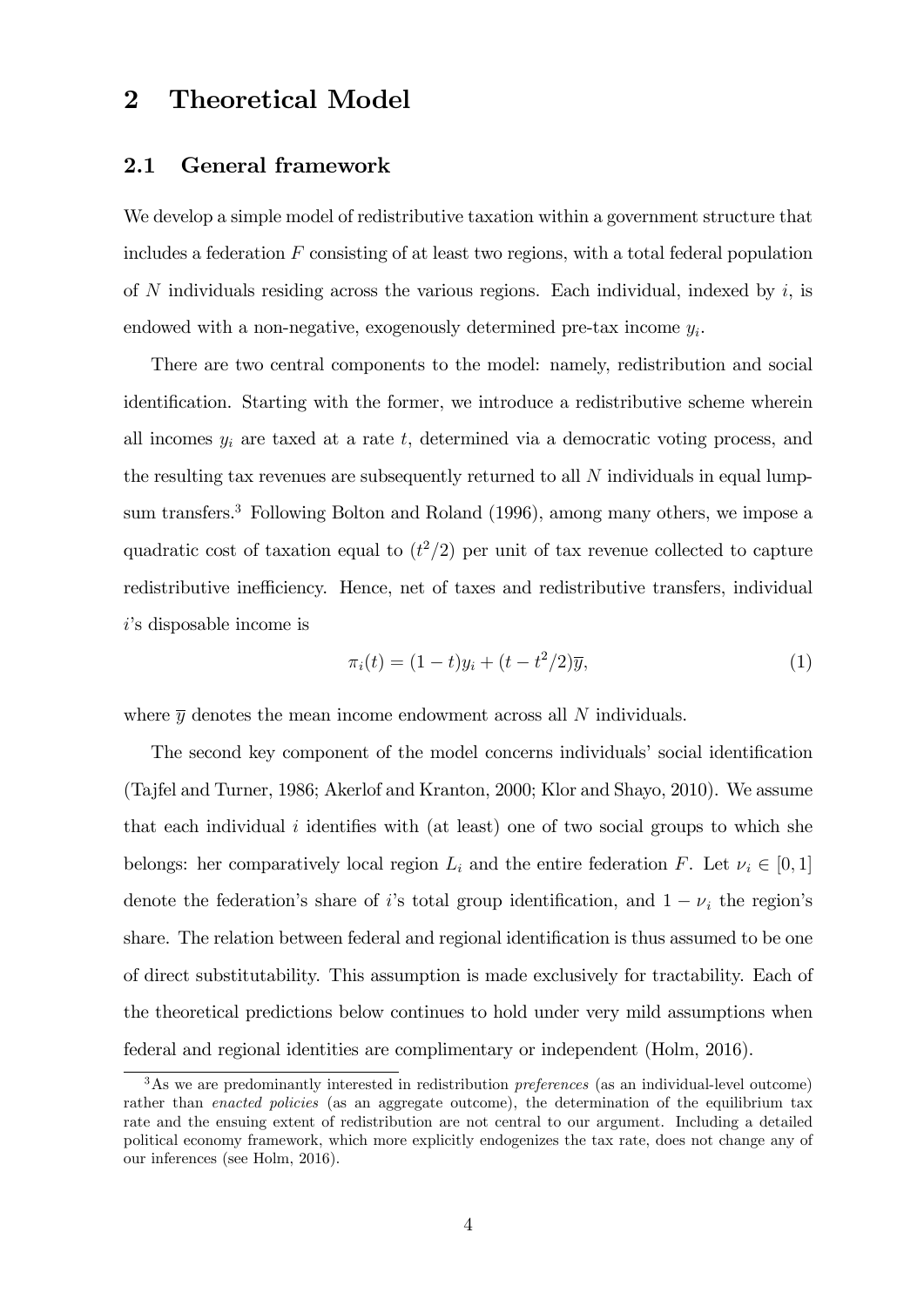# 2 Theoretical Model

## 2.1 General framework

We develop a simple model of redistributive taxation within a government structure that includes a federation $F$ consisting of at least two regions, with a total federal population of $N$ individuals residing across the various regions. Each individual, indexed by $i$, is endowed with a non-negative, exogenously determined pre-tax income $y_i$.

There are two central components to the model: namely, redistribution and social identification. Starting with the former, we introduce a redistributive scheme wherein all incomes $y_i$ are taxed at a rate $t$, determined via a democratic voting process, and the resulting tax revenues are subsequently returned to all $N$ individuals in equal lump-sum transfers.[3] Following Bolton and Roland (1996), among many others, we impose a quadratic cost of taxation equal to $(t^2/2)$ per unit of tax revenue collected to capture redistributive inefficiency. Hence, net of taxes and redistributive transfers, individual $i$'s disposable income is

$$\pi_i(t) = (1-t)y_i + (t - t^2/2)\overline{y}, \tag{1}$$

where $\overline{y}$ denotes the mean income endowment across all $N$ individuals.

The second key component of the model concerns individuals' social identification (Tajfel and Turner, 1986; Akerlof and Kranton, 2000; Klor and Shayo, 2010). We assume that each individual $i$ identifies with (at least) one of two social groups to which she belongs: her comparatively local region $L_i$ and the entire federation $F$. Let $\nu_i \in [0,1]$ denote the federation's share of $i$'s total group identification, and $1 - \nu_i$ the region's share. The relation between federal and regional identification is thus assumed to be one of direct substitutability. This assumption is made exclusively for tractability. Each of the theoretical predictions below continues to hold under very mild assumptions when federal and regional identities are complimentary or independent (Holm, 2016).

[3] As we are predominantly interested in redistribution *preferences* (as an individual-level outcome) rather than *enacted policies* (as an aggregate outcome), the determination of the equilibrium tax rate and the ensuing extent of redistribution are not central to our argument. Including a detailed political economy framework, which more explicitly endogenizes the tax rate, does not change any of our inferences (see Holm, 2016).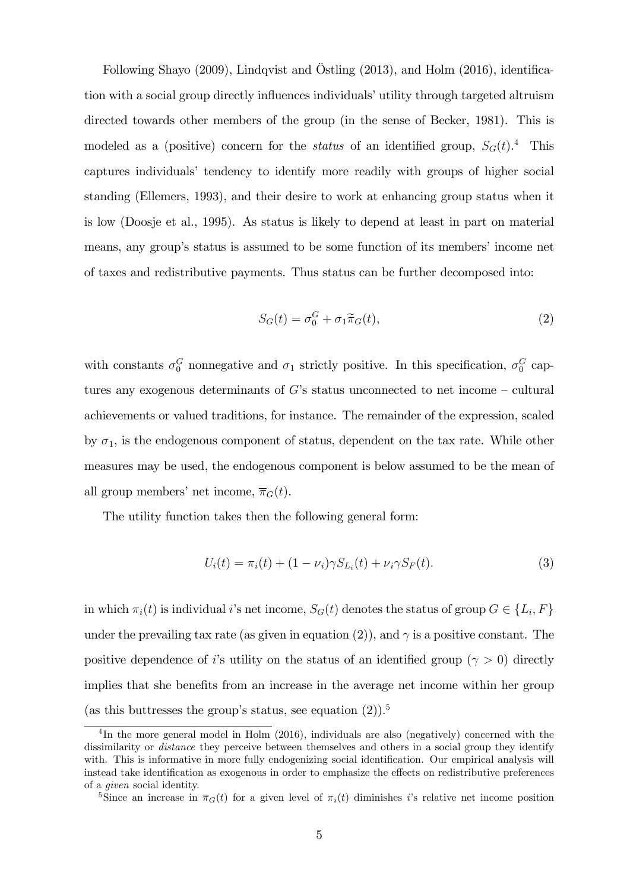Following Shayo (2009), Lindqvist and Östling (2013), and Holm (2016), identification with a social group directly influences individuals' utility through targeted altruism directed towards other members of the group (in the sense of Becker, 1981). This is modeled as a (positive) concern for the *status* of an identified group, $S_G(t)$.[4] This captures individuals' tendency to identify more readily with groups of higher social standing (Ellemers, 1993), and their desire to work at enhancing group status when it is low (Doosje et al., 1995). As status is likely to depend at least in part on material means, any group's status is assumed to be some function of its members' income net of taxes and redistributive payments. Thus status can be further decomposed into:

$$S_G(t) = \sigma_0^G + \sigma_1 \widetilde{\pi}_G(t), \tag{2}$$

with constants $\sigma_0^G$ nonnegative and $\sigma_1$ strictly positive. In this specification, $\sigma_0^G$ captures any exogenous determinants of $G$'s status unconnected to net income – cultural achievements or valued traditions, for instance. The remainder of the expression, scaled by $\sigma_1$, is the endogenous component of status, dependent on the tax rate. While other measures may be used, the endogenous component is below assumed to be the mean of all group members' net income, $\overline{\pi}_G(t)$.

The utility function takes then the following general form:

$$U_i(t) = \pi_i(t) + (1 - \nu_i)\gamma S_{L_i}(t) + \nu_i \gamma S_F(t). \tag{3}$$

in which $\pi_i(t)$ is individual $i$'s net income, $S_G(t)$ denotes the status of group $G \in \{L_i, F\}$ under the prevailing tax rate (as given in equation (2)), and $\gamma$ is a positive constant. The positive dependence of $i$'s utility on the status of an identified group ($\gamma > 0$) directly implies that she benefits from an increase in the average net income within her group (as this buttresses the group's status, see equation (2)).[5]

[4] In the more general model in Holm (2016), individuals are also (negatively) concerned with the dissimilarity or *distance* they perceive between themselves and others in a social group they identify with. This is informative in more fully endogenizing social identification. Our empirical analysis will instead take identification as exogenous in order to emphasize the effects on redistributive preferences of a *given* social identity.

[5] Since an increase in $\overline{\pi}_G(t)$ for a given level of $\pi_i(t)$ diminishes $i$'s relative net income position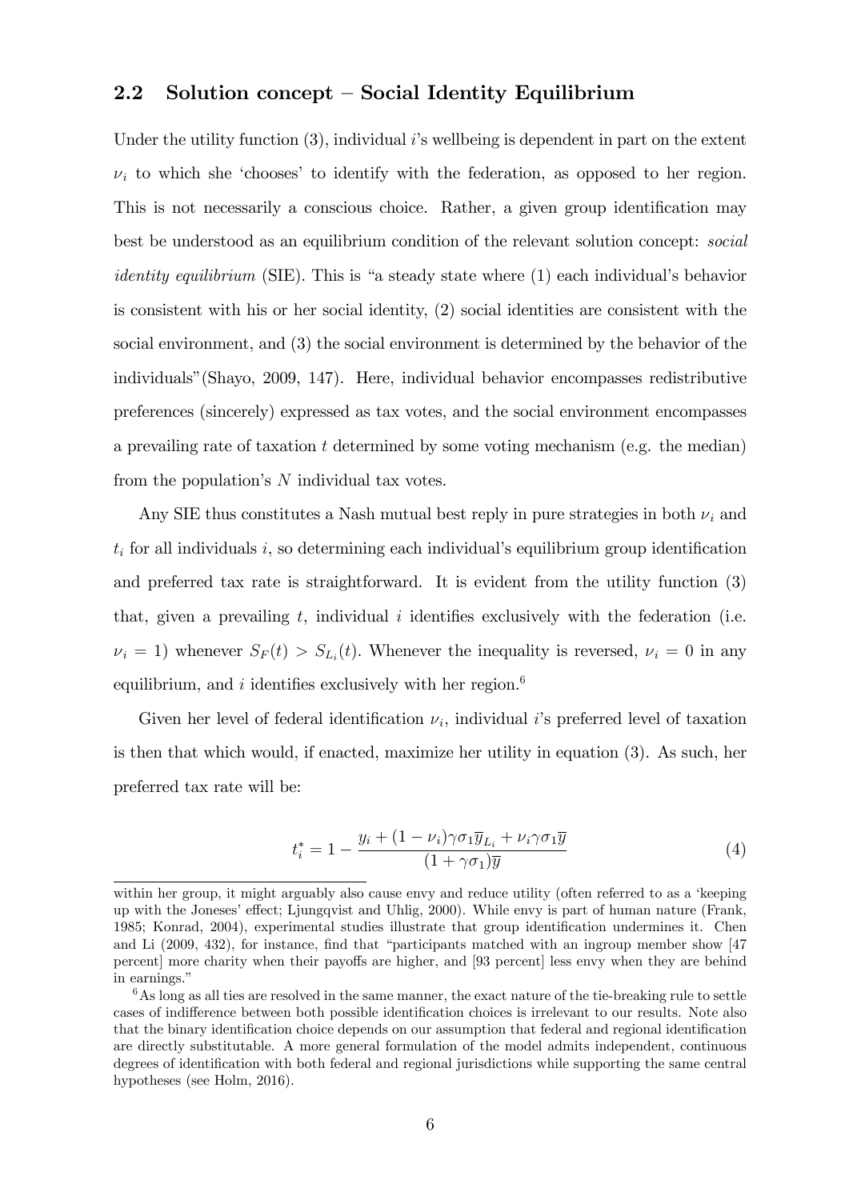### 2.2 Solution concept – Social Identity Equilibrium

Under the utility function (3), individual $i$'s wellbeing is dependent in part on the extent $\nu_i$ to which she 'chooses' to identify with the federation, as opposed to her region. This is not necessarily a conscious choice. Rather, a given group identification may best be understood as an equilibrium condition of the relevant solution concept: *social identity equilibrium* (SIE). This is "a steady state where (1) each individual's behavior is consistent with his or her social identity, (2) social identities are consistent with the social environment, and (3) the social environment is determined by the behavior of the individuals"(Shayo, 2009, 147). Here, individual behavior encompasses redistributive preferences (sincerely) expressed as tax votes, and the social environment encompasses a prevailing rate of taxation $t$ determined by some voting mechanism (e.g. the median) from the population's $N$ individual tax votes.

Any SIE thus constitutes a Nash mutual best reply in pure strategies in both $\nu_i$ and $t_i$ for all individuals $i$, so determining each individual's equilibrium group identification and preferred tax rate is straightforward. It is evident from the utility function (3) that, given a prevailing $t$, individual $i$ identifies exclusively with the federation (i.e. $\nu_i = 1$) whenever $S_F(t) > S_{L_i}(t)$. Whenever the inequality is reversed, $\nu_i = 0$ in any equilibrium, and $i$ identifies exclusively with her region.[6]

Given her level of federal identification $\nu_i$, individual $i$'s preferred level of taxation is then that which would, if enacted, maximize her utility in equation (3). As such, her preferred tax rate will be:

$$t_i^* = 1 - \frac{y_i + (1 - \nu_i)\gamma\sigma_1\overline{y}_{L_i} + \nu_i\gamma\sigma_1\overline{y}}{(1 + \gamma\sigma_1)\overline{y}} \tag{4}$$

---

within her group, it might arguably also cause envy and reduce utility (often referred to as a 'keeping up with the Joneses' effect; Ljungqvist and Uhlig, 2000). While envy is part of human nature (Frank, 1985; Konrad, 2004), experimental studies illustrate that group identification undermines it. Chen and Li (2009, 432), for instance, find that "participants matched with an ingroup member show [47 percent] more charity when their payoffs are higher, and [93 percent] less envy when they are behind in earnings."

[6] As long as all ties are resolved in the same manner, the exact nature of the tie-breaking rule to settle cases of indifference between both possible identification choices is irrelevant to our results. Note also that the binary identification choice depends on our assumption that federal and regional identification are directly substitutable. A more general formulation of the model admits independent, continuous degrees of identification with both federal and regional jurisdictions while supporting the same central hypotheses (see Holm, 2016).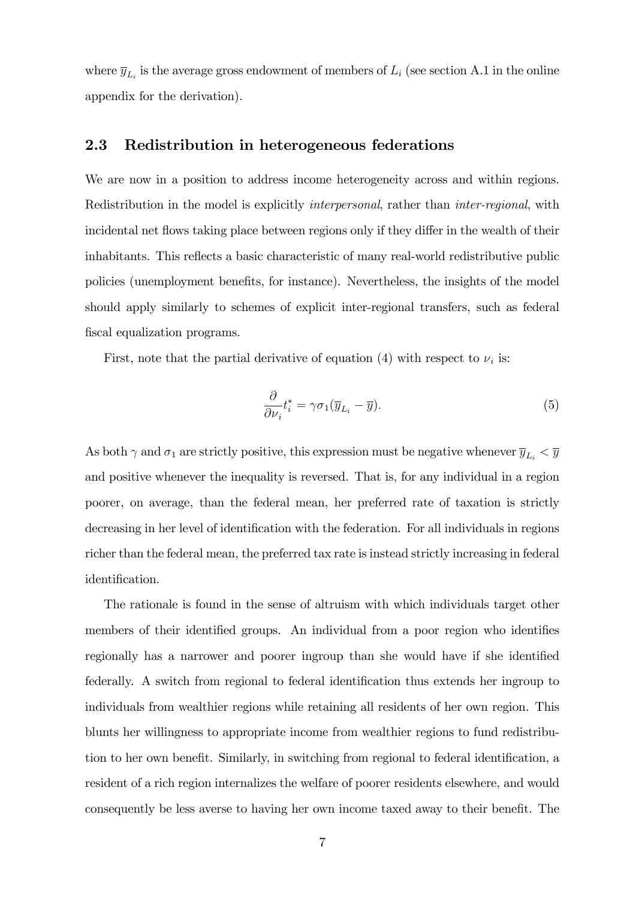where $\overline{y}_{L_i}$ is the average gross endowment of members of $L_i$ (see section A.1 in the online appendix for the derivation).

## 2.3 Redistribution in heterogeneous federations

We are now in a position to address income heterogeneity across and within regions. Redistribution in the model is explicitly *interpersonal*, rather than *inter-regional*, with incidental net flows taking place between regions only if they differ in the wealth of their inhabitants. This reflects a basic characteristic of many real-world redistributive public policies (unemployment benefits, for instance). Nevertheless, the insights of the model should apply similarly to schemes of explicit inter-regional transfers, such as federal fiscal equalization programs.

First, note that the partial derivative of equation (4) with respect to $\nu_i$ is:

$$\frac{\partial}{\partial \nu_i} t_i^* = \gamma \sigma_1 (\overline{y}_{L_i} - \overline{y}). \tag{5}$$

As both $\gamma$ and $\sigma_1$ are strictly positive, this expression must be negative whenever $\overline{y}_{L_i} < \overline{y}$ and positive whenever the inequality is reversed. That is, for any individual in a region poorer, on average, than the federal mean, her preferred rate of taxation is strictly decreasing in her level of identification with the federation. For all individuals in regions richer than the federal mean, the preferred tax rate is instead strictly increasing in federal identification.

The rationale is found in the sense of altruism with which individuals target other members of their identified groups. An individual from a poor region who identifies regionally has a narrower and poorer ingroup than she would have if she identified federally. A switch from regional to federal identification thus extends her ingroup to individuals from wealthier regions while retaining all residents of her own region. This blunts her willingness to appropriate income from wealthier regions to fund redistribution to her own benefit. Similarly, in switching from regional to federal identification, a resident of a rich region internalizes the welfare of poorer residents elsewhere, and would consequently be less averse to having her own income taxed away to their benefit. The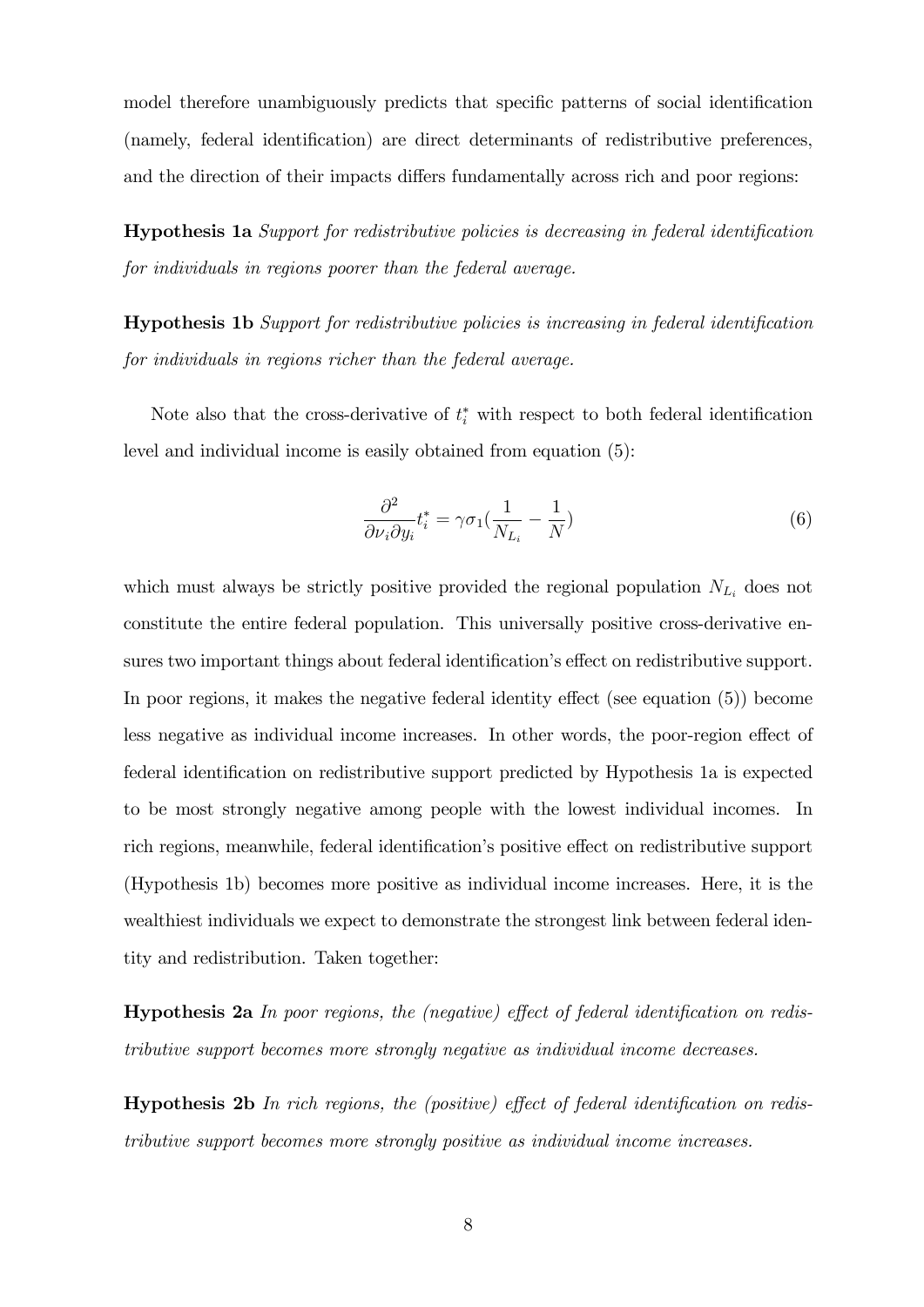model therefore unambiguously predicts that specific patterns of social identification (namely, federal identification) are direct determinants of redistributive preferences, and the direction of their impacts differs fundamentally across rich and poor regions:

**Hypothesis 1a** *Support for redistributive policies is decreasing in federal identification for individuals in regions poorer than the federal average.*

**Hypothesis 1b** *Support for redistributive policies is increasing in federal identification for individuals in regions richer than the federal average.*

Note also that the cross-derivative of $t_i^*$ with respect to both federal identification level and individual income is easily obtained from equation (5):

$$\frac{\partial^2}{\partial \nu_i \partial y_i} t_i^* = \gamma \sigma_1 \left(\frac{1}{N_{L_i}} - \frac{1}{N}\right) \tag{6}$$

which must always be strictly positive provided the regional population $N_{L_i}$ does not constitute the entire federal population. This universally positive cross-derivative ensures two important things about federal identification's effect on redistributive support. In poor regions, it makes the negative federal identity effect (see equation (5)) become less negative as individual income increases. In other words, the poor-region effect of federal identification on redistributive support predicted by Hypothesis 1a is expected to be most strongly negative among people with the lowest individual incomes. In rich regions, meanwhile, federal identification's positive effect on redistributive support (Hypothesis 1b) becomes more positive as individual income increases. Here, it is the wealthiest individuals we expect to demonstrate the strongest link between federal identity and redistribution. Taken together:

**Hypothesis 2a** *In poor regions, the (negative) effect of federal identification on redistributive support becomes more strongly negative as individual income decreases.*

**Hypothesis 2b** *In rich regions, the (positive) effect of federal identification on redistributive support becomes more strongly positive as individual income increases.*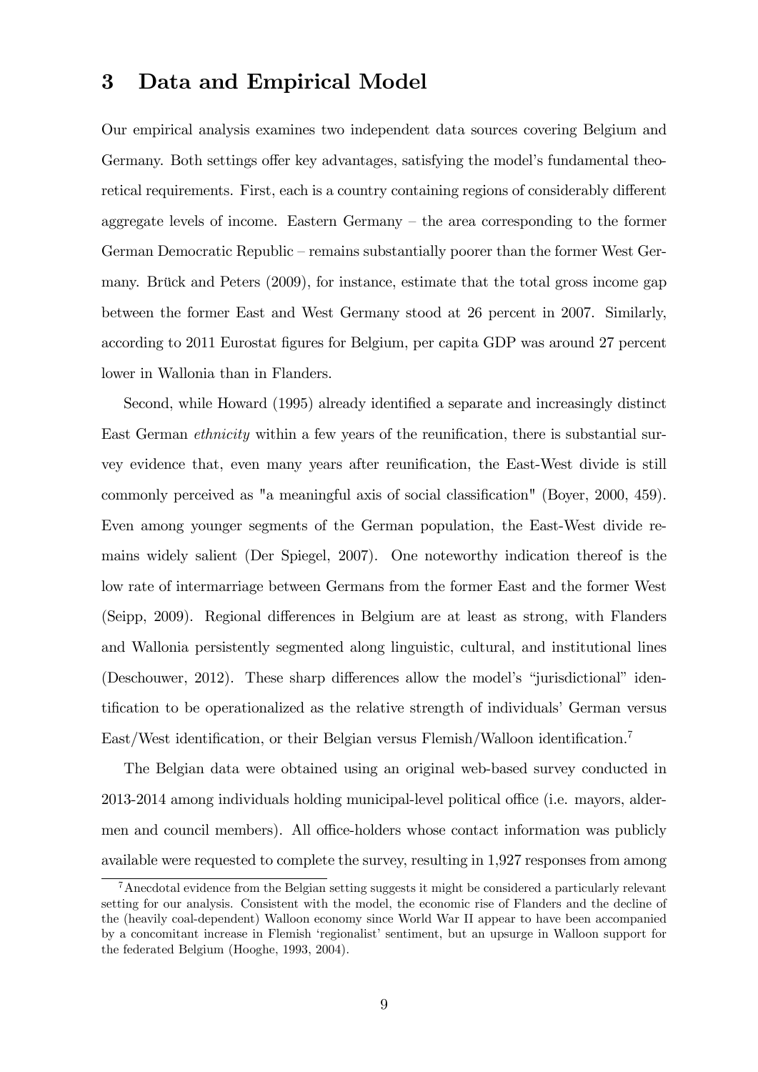## 3 Data and Empirical Model

Our empirical analysis examines two independent data sources covering Belgium and Germany. Both settings offer key advantages, satisfying the model's fundamental theoretical requirements. First, each is a country containing regions of considerably different aggregate levels of income. Eastern Germany – the area corresponding to the former German Democratic Republic – remains substantially poorer than the former West Germany. Brück and Peters (2009), for instance, estimate that the total gross income gap between the former East and West Germany stood at 26 percent in 2007. Similarly, according to 2011 Eurostat figures for Belgium, per capita GDP was around 27 percent lower in Wallonia than in Flanders.

Second, while Howard (1995) already identified a separate and increasingly distinct East German *ethnicity* within a few years of the reunification, there is substantial survey evidence that, even many years after reunification, the East-West divide is still commonly perceived as "a meaningful axis of social classification" (Boyer, 2000, 459). Even among younger segments of the German population, the East-West divide remains widely salient (Der Spiegel, 2007). One noteworthy indication thereof is the low rate of intermarriage between Germans from the former East and the former West (Seipp, 2009). Regional differences in Belgium are at least as strong, with Flanders and Wallonia persistently segmented along linguistic, cultural, and institutional lines (Deschouwer, 2012). These sharp differences allow the model's "jurisdictional" identification to be operationalized as the relative strength of individuals' German versus East/West identification, or their Belgian versus Flemish/Walloon identification.[7]

The Belgian data were obtained using an original web-based survey conducted in 2013-2014 among individuals holding municipal-level political office (i.e. mayors, aldermen and council members). All office-holders whose contact information was publicly available were requested to complete the survey, resulting in 1,927 responses from among

[7] Anecdotal evidence from the Belgian setting suggests it might be considered a particularly relevant setting for our analysis. Consistent with the model, the economic rise of Flanders and the decline of the (heavily coal-dependent) Walloon economy since World War II appear to have been accompanied by a concomitant increase in Flemish 'regionalist' sentiment, but an upsurge in Walloon support for the federated Belgium (Hooghe, 1993, 2004).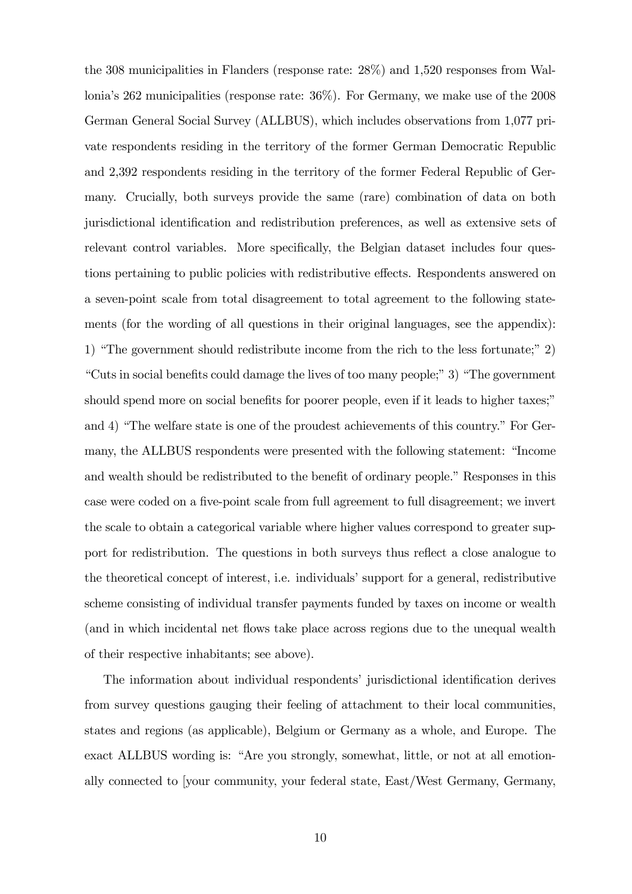the 308 municipalities in Flanders (response rate: 28%) and 1,520 responses from Wallonia's 262 municipalities (response rate: 36%). For Germany, we make use of the 2008 German General Social Survey (ALLBUS), which includes observations from 1,077 private respondents residing in the territory of the former German Democratic Republic and 2,392 respondents residing in the territory of the former Federal Republic of Germany. Crucially, both surveys provide the same (rare) combination of data on both jurisdictional identification and redistribution preferences, as well as extensive sets of relevant control variables. More specifically, the Belgian dataset includes four questions pertaining to public policies with redistributive effects. Respondents answered on a seven-point scale from total disagreement to total agreement to the following statements (for the wording of all questions in their original languages, see the appendix): 1) "The government should redistribute income from the rich to the less fortunate;" 2) "Cuts in social benefits could damage the lives of too many people;" 3) "The government should spend more on social benefits for poorer people, even if it leads to higher taxes;" and 4) "The welfare state is one of the proudest achievements of this country." For Germany, the ALLBUS respondents were presented with the following statement: "Income and wealth should be redistributed to the benefit of ordinary people." Responses in this case were coded on a five-point scale from full agreement to full disagreement; we invert the scale to obtain a categorical variable where higher values correspond to greater support for redistribution. The questions in both surveys thus reflect a close analogue to the theoretical concept of interest, i.e. individuals' support for a general, redistributive scheme consisting of individual transfer payments funded by taxes on income or wealth (and in which incidental net flows take place across regions due to the unequal wealth of their respective inhabitants; see above).

The information about individual respondents' jurisdictional identification derives from survey questions gauging their feeling of attachment to their local communities, states and regions (as applicable), Belgium or Germany as a whole, and Europe. The exact ALLBUS wording is: "Are you strongly, somewhat, little, or not at all emotionally connected to [your community, your federal state, East/West Germany, Germany,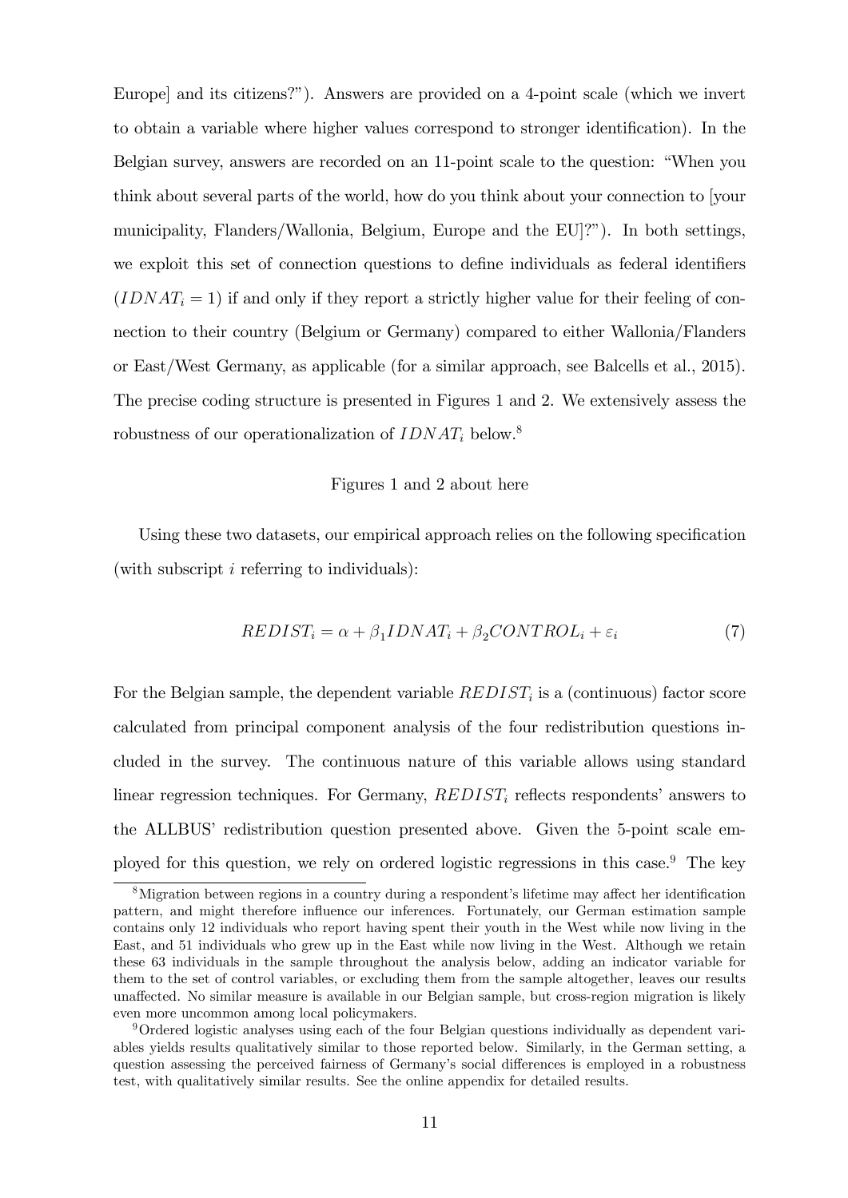Europe] and its citizens?"). Answers are provided on a 4-point scale (which we invert to obtain a variable where higher values correspond to stronger identification). In the Belgian survey, answers are recorded on an 11-point scale to the question: "When you think about several parts of the world, how do you think about your connection to [your municipality, Flanders/Wallonia, Belgium, Europe and the EU]?"). In both settings, we exploit this set of connection questions to define individuals as federal identifiers ($IDNAT_i = 1$) if and only if they report a strictly higher value for their feeling of connection to their country (Belgium or Germany) compared to either Wallonia/Flanders or East/West Germany, as applicable (for a similar approach, see Balcells et al., 2015). The precise coding structure is presented in Figures 1 and 2. We extensively assess the robustness of our operationalization of $IDNAT_i$ below.[8]

Figures 1 and 2 about here

Using these two datasets, our empirical approach relies on the following specification (with subscript $i$ referring to individuals):

$$REDIST_i = \alpha + \beta_1 IDNAT_i + \beta_2 CONTROL_i + \varepsilon_i \tag{7}$$

For the Belgian sample, the dependent variable $REDIST_i$ is a (continuous) factor score calculated from principal component analysis of the four redistribution questions included in the survey. The continuous nature of this variable allows using standard linear regression techniques. For Germany, $REDIST_i$ reflects respondents' answers to the ALLBUS' redistribution question presented above. Given the 5-point scale employed for this question, we rely on ordered logistic regressions in this case.[9] The key

[8] Migration between regions in a country during a respondent's lifetime may affect her identification pattern, and might therefore influence our inferences. Fortunately, our German estimation sample contains only 12 individuals who report having spent their youth in the West while now living in the East, and 51 individuals who grew up in the East while now living in the West. Although we retain these 63 individuals in the sample throughout the analysis below, adding an indicator variable for them to the set of control variables, or excluding them from the sample altogether, leaves our results unaffected. No similar measure is available in our Belgian sample, but cross-region migration is likely even more uncommon among local policymakers.

[9] Ordered logistic analyses using each of the four Belgian questions individually as dependent variables yields results qualitatively similar to those reported below. Similarly, in the German setting, a question assessing the perceived fairness of Germany's social differences is employed in a robustness test, with qualitatively similar results. See the online appendix for detailed results.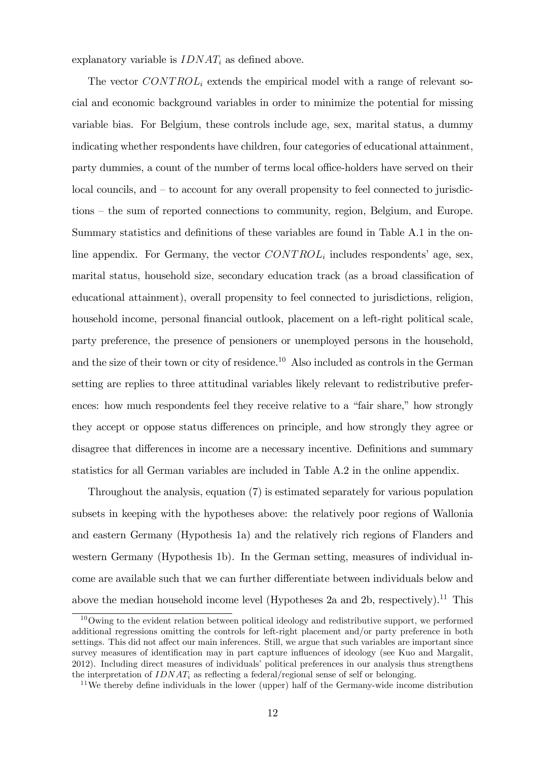explanatory variable is $IDNAT_i$ as defined above.

The vector $CONTROL_i$ extends the empirical model with a range of relevant social and economic background variables in order to minimize the potential for missing variable bias. For Belgium, these controls include age, sex, marital status, a dummy indicating whether respondents have children, four categories of educational attainment, party dummies, a count of the number of terms local office-holders have served on their local councils, and – to account for any overall propensity to feel connected to jurisdictions – the sum of reported connections to community, region, Belgium, and Europe. Summary statistics and definitions of these variables are found in Table A.1 in the online appendix. For Germany, the vector $CONTROL_i$ includes respondents' age, sex, marital status, household size, secondary education track (as a broad classification of educational attainment), overall propensity to feel connected to jurisdictions, religion, household income, personal financial outlook, placement on a left-right political scale, party preference, the presence of pensioners or unemployed persons in the household, and the size of their town or city of residence.[10] Also included as controls in the German setting are replies to three attitudinal variables likely relevant to redistributive preferences: how much respondents feel they receive relative to a "fair share," how strongly they accept or oppose status differences on principle, and how strongly they agree or disagree that differences in income are a necessary incentive. Definitions and summary statistics for all German variables are included in Table A.2 in the online appendix.

Throughout the analysis, equation (7) is estimated separately for various population subsets in keeping with the hypotheses above: the relatively poor regions of Wallonia and eastern Germany (Hypothesis 1a) and the relatively rich regions of Flanders and western Germany (Hypothesis 1b). In the German setting, measures of individual income are available such that we can further differentiate between individuals below and above the median household income level (Hypotheses 2a and 2b, respectively).[11] This

[10] Owing to the evident relation between political ideology and redistributive support, we performed additional regressions omitting the controls for left-right placement and/or party preference in both settings. This did not affect our main inferences. Still, we argue that such variables are important since survey measures of identification may in part capture influences of ideology (see Kuo and Margalit, 2012). Including direct measures of individuals' political preferences in our analysis thus strengthens the interpretation of $IDNAT_i$ as reflecting a federal/regional sense of self or belonging.

[11] We thereby define individuals in the lower (upper) half of the Germany-wide income distribution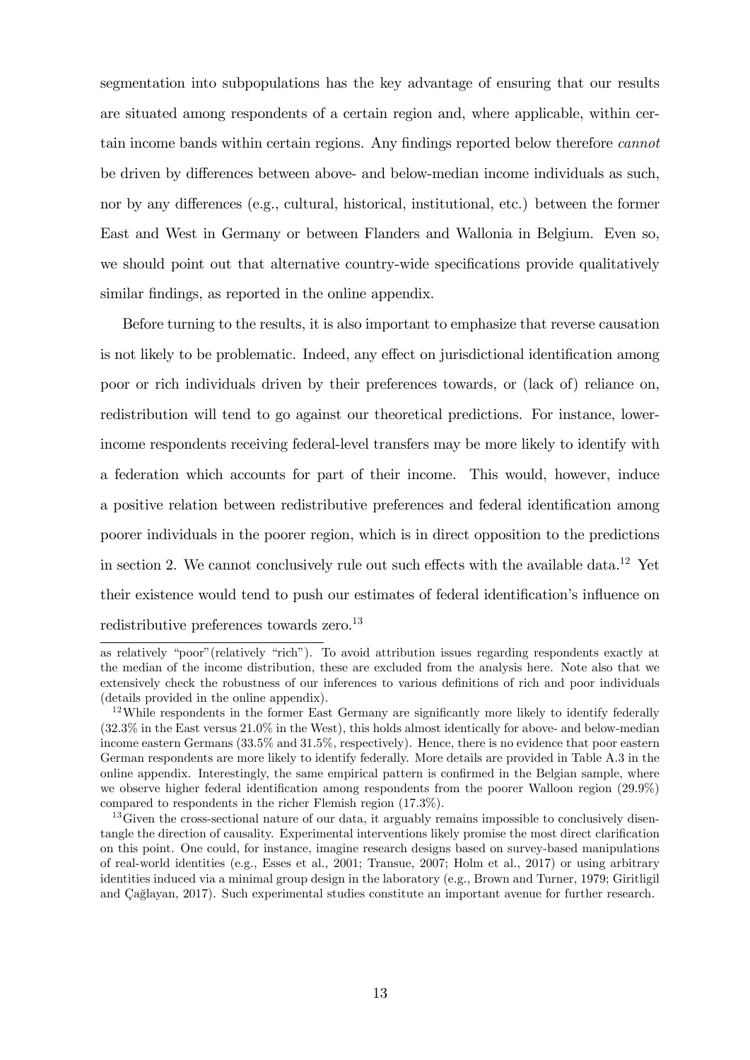segmentation into subpopulations has the key advantage of ensuring that our results are situated among respondents of a certain region and, where applicable, within certain income bands within certain regions. Any findings reported below therefore *cannot* be driven by differences between above- and below-median income individuals as such, nor by any differences (e.g., cultural, historical, institutional, etc.) between the former East and West in Germany or between Flanders and Wallonia in Belgium. Even so, we should point out that alternative country-wide specifications provide qualitatively similar findings, as reported in the online appendix.

Before turning to the results, it is also important to emphasize that reverse causation is not likely to be problematic. Indeed, any effect on jurisdictional identification among poor or rich individuals driven by their preferences towards, or (lack of) reliance on, redistribution will tend to go against our theoretical predictions. For instance, lower-income respondents receiving federal-level transfers may be more likely to identify with a federation which accounts for part of their income. This would, however, induce a positive relation between redistributive preferences and federal identification among poorer individuals in the poorer region, which is in direct opposition to the predictions in section 2. We cannot conclusively rule out such effects with the available data.[12] Yet their existence would tend to push our estimates of federal identification's influence on redistributive preferences towards zero.[13]

---

as relatively "poor"(relatively "rich"). To avoid attribution issues regarding respondents exactly at the median of the income distribution, these are excluded from the analysis here. Note also that we extensively check the robustness of our inferences to various definitions of rich and poor individuals (details provided in the online appendix).

[12] While respondents in the former East Germany are significantly more likely to identify federally (32.3% in the East versus 21.0% in the West), this holds almost identically for above- and below-median income eastern Germans (33.5% and 31.5%, respectively). Hence, there is no evidence that poor eastern German respondents are more likely to identify federally. More details are provided in Table A.3 in the online appendix. Interestingly, the same empirical pattern is confirmed in the Belgian sample, where we observe higher federal identification among respondents from the poorer Walloon region (29.9%) compared to respondents in the richer Flemish region (17.3%).

[13] Given the cross-sectional nature of our data, it arguably remains impossible to conclusively disentangle the direction of causality. Experimental interventions likely promise the most direct clarification on this point. One could, for instance, imagine research designs based on survey-based manipulations of real-world identities (e.g., Esses et al., 2001; Transue, 2007; Holm et al., 2017) or using arbitrary identities induced via a minimal group design in the laboratory (e.g., Brown and Turner, 1979; Giritligil and Çağlayan, 2017). Such experimental studies constitute an important avenue for further research.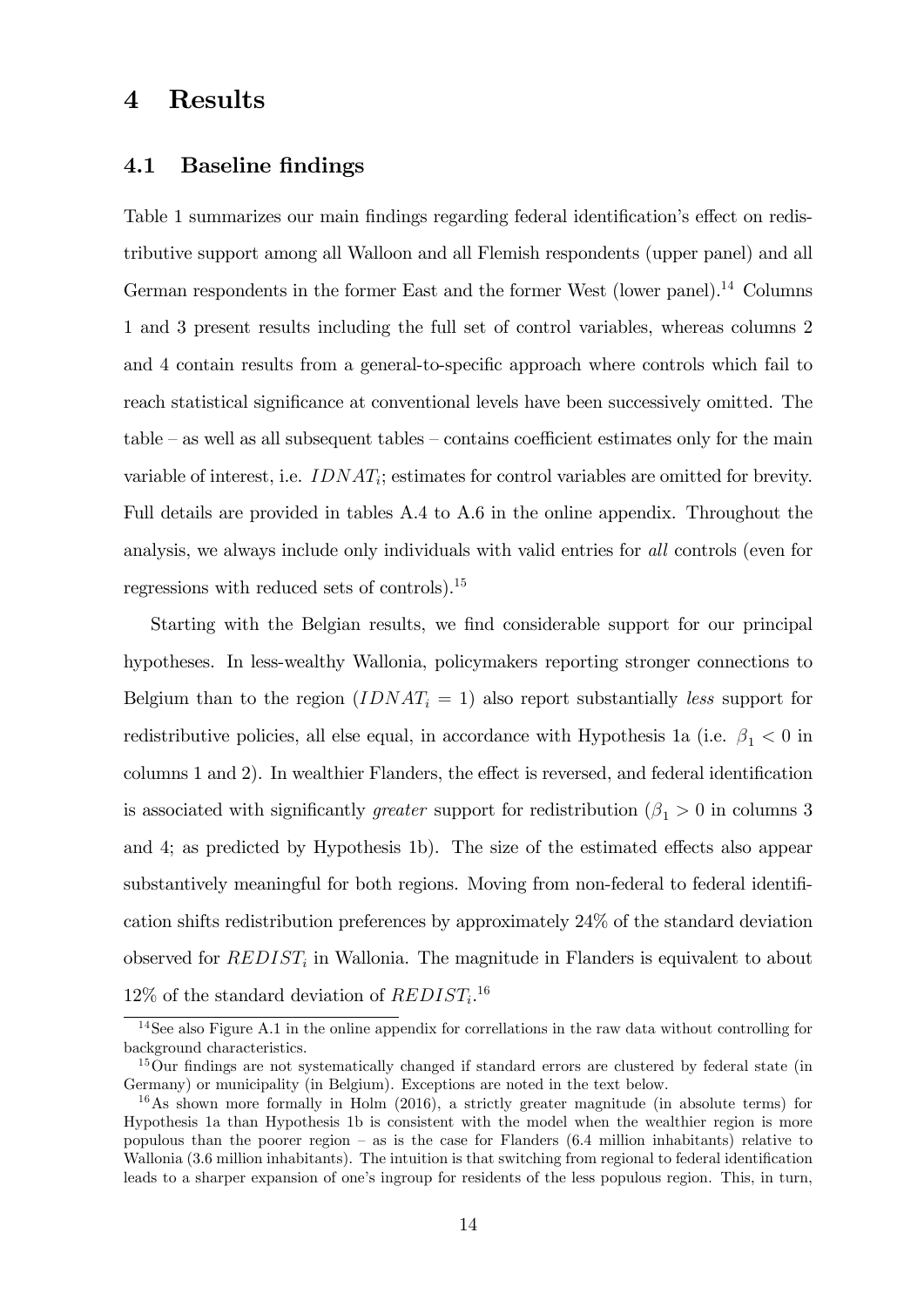# 4 Results

## 4.1 Baseline findings

Table 1 summarizes our main findings regarding federal identification's effect on redistributive support among all Walloon and all Flemish respondents (upper panel) and all German respondents in the former East and the former West (lower panel).[14] Columns 1 and 3 present results including the full set of control variables, whereas columns 2 and 4 contain results from a general-to-specific approach where controls which fail to reach statistical significance at conventional levels have been successively omitted. The table – as well as all subsequent tables – contains coefficient estimates only for the main variable of interest, i.e. $IDNAT_i$; estimates for control variables are omitted for brevity. Full details are provided in tables A.4 to A.6 in the online appendix. Throughout the analysis, we always include only individuals with valid entries for *all* controls (even for regressions with reduced sets of controls).[15]

Starting with the Belgian results, we find considerable support for our principal hypotheses. In less-wealthy Wallonia, policymakers reporting stronger connections to Belgium than to the region ($IDNAT_i = 1$) also report substantially *less* support for redistributive policies, all else equal, in accordance with Hypothesis 1a (i.e. $\beta_1 < 0$ in columns 1 and 2). In wealthier Flanders, the effect is reversed, and federal identification is associated with significantly *greater* support for redistribution ($\beta_1 > 0$ in columns 3 and 4; as predicted by Hypothesis 1b). The size of the estimated effects also appear substantively meaningful for both regions. Moving from non-federal to federal identification shifts redistribution preferences by approximately 24% of the standard deviation observed for $REDIST_i$ in Wallonia. The magnitude in Flanders is equivalent to about 12% of the standard deviation of $REDIST_i$.[16]

[14] See also Figure A.1 in the online appendix for correllations in the raw data without controlling for background characteristics.

[15] Our findings are not systematically changed if standard errors are clustered by federal state (in Germany) or municipality (in Belgium). Exceptions are noted in the text below.

[16] As shown more formally in Holm (2016), a strictly greater magnitude (in absolute terms) for Hypothesis 1a than Hypothesis 1b is consistent with the model when the wealthier region is more populous than the poorer region – as is the case for Flanders (6.4 million inhabitants) relative to Wallonia (3.6 million inhabitants). The intuition is that switching from regional to federal identification leads to a sharper expansion of one's ingroup for residents of the less populous region. This, in turn,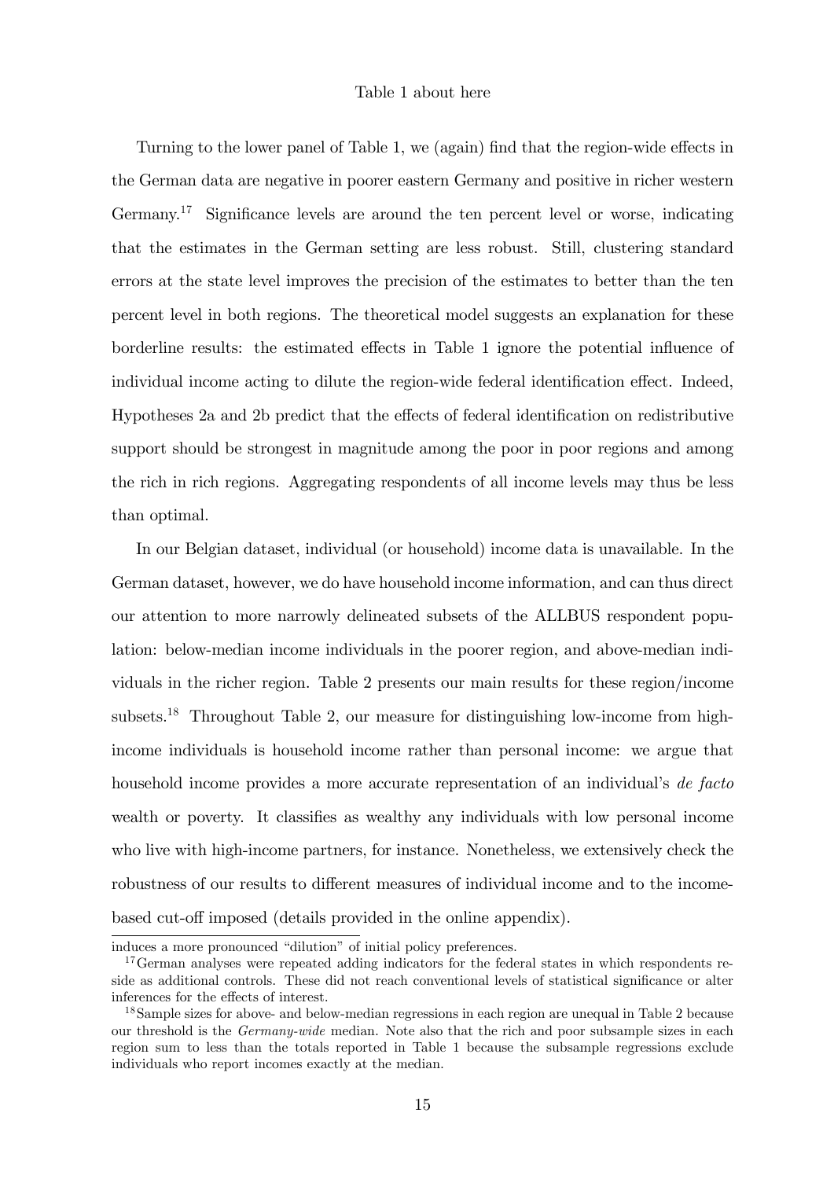Table 1 about here

Turning to the lower panel of Table 1, we (again) find that the region-wide effects in the German data are negative in poorer eastern Germany and positive in richer western Germany.[17] Significance levels are around the ten percent level or worse, indicating that the estimates in the German setting are less robust. Still, clustering standard errors at the state level improves the precision of the estimates to better than the ten percent level in both regions. The theoretical model suggests an explanation for these borderline results: the estimated effects in Table 1 ignore the potential influence of individual income acting to dilute the region-wide federal identification effect. Indeed, Hypotheses 2a and 2b predict that the effects of federal identification on redistributive support should be strongest in magnitude among the poor in poor regions and among the rich in rich regions. Aggregating respondents of all income levels may thus be less than optimal.

In our Belgian dataset, individual (or household) income data is unavailable. In the German dataset, however, we do have household income information, and can thus direct our attention to more narrowly delineated subsets of the ALLBUS respondent population: below-median income individuals in the poorer region, and above-median individuals in the richer region. Table 2 presents our main results for these region/income subsets.[18] Throughout Table 2, our measure for distinguishing low-income from high-income individuals is household income rather than personal income: we argue that household income provides a more accurate representation of an individual's *de facto* wealth or poverty. It classifies as wealthy any individuals with low personal income who live with high-income partners, for instance. Nonetheless, we extensively check the robustness of our results to different measures of individual income and to the income-based cut-off imposed (details provided in the online appendix).

induces a more pronounced "dilution" of initial policy preferences.

[17] German analyses were repeated adding indicators for the federal states in which respondents reside as additional controls. These did not reach conventional levels of statistical significance or alter inferences for the effects of interest.

[18] Sample sizes for above- and below-median regressions in each region are unequal in Table 2 because our threshold is the *Germany-wide* median. Note also that the rich and poor subsample sizes in each region sum to less than the totals reported in Table 1 because the subsample regressions exclude individuals who report incomes exactly at the median.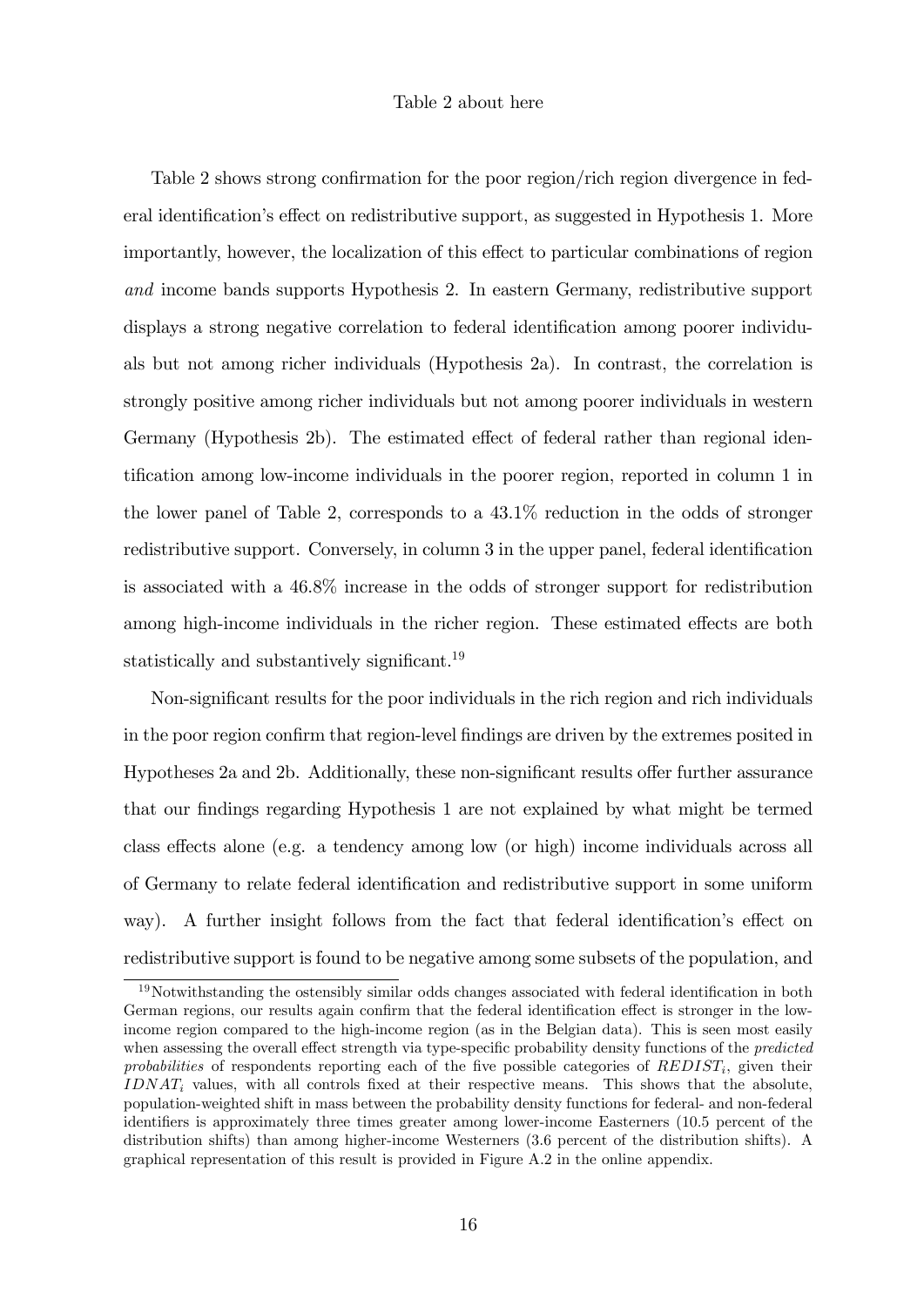Table 2 about here

Table 2 shows strong confirmation for the poor region/rich region divergence in federal identification's effect on redistributive support, as suggested in Hypothesis 1. More importantly, however, the localization of this effect to particular combinations of region *and* income bands supports Hypothesis 2. In eastern Germany, redistributive support displays a strong negative correlation to federal identification among poorer individuals but not among richer individuals (Hypothesis 2a). In contrast, the correlation is strongly positive among richer individuals but not among poorer individuals in western Germany (Hypothesis 2b). The estimated effect of federal rather than regional identification among low-income individuals in the poorer region, reported in column 1 in the lower panel of Table 2, corresponds to a 43.1% reduction in the odds of stronger redistributive support. Conversely, in column 3 in the upper panel, federal identification is associated with a 46.8% increase in the odds of stronger support for redistribution among high-income individuals in the richer region. These estimated effects are both statistically and substantively significant.[19]

Non-significant results for the poor individuals in the rich region and rich individuals in the poor region confirm that region-level findings are driven by the extremes posited in Hypotheses 2a and 2b. Additionally, these non-significant results offer further assurance that our findings regarding Hypothesis 1 are not explained by what might be termed class effects alone (e.g. a tendency among low (or high) income individuals across all of Germany to relate federal identification and redistributive support in some uniform way). A further insight follows from the fact that federal identification's effect on redistributive support is found to be negative among some subsets of the population, and

[19] Notwithstanding the ostensibly similar odds changes associated with federal identification in both German regions, our results again confirm that the federal identification effect is stronger in the low-income region compared to the high-income region (as in the Belgian data). This is seen most easily when assessing the overall effect strength via type-specific probability density functions of the *predicted probabilities* of respondents reporting each of the five possible categories of $REDIST_i$, given their $IDNAT_i$ values, with all controls fixed at their respective means. This shows that the absolute, population-weighted shift in mass between the probability density functions for federal- and non-federal identifiers is approximately three times greater among lower-income Easterners (10.5 percent of the distribution shifts) than among higher-income Westerners (3.6 percent of the distribution shifts). A graphical representation of this result is provided in Figure A.2 in the online appendix.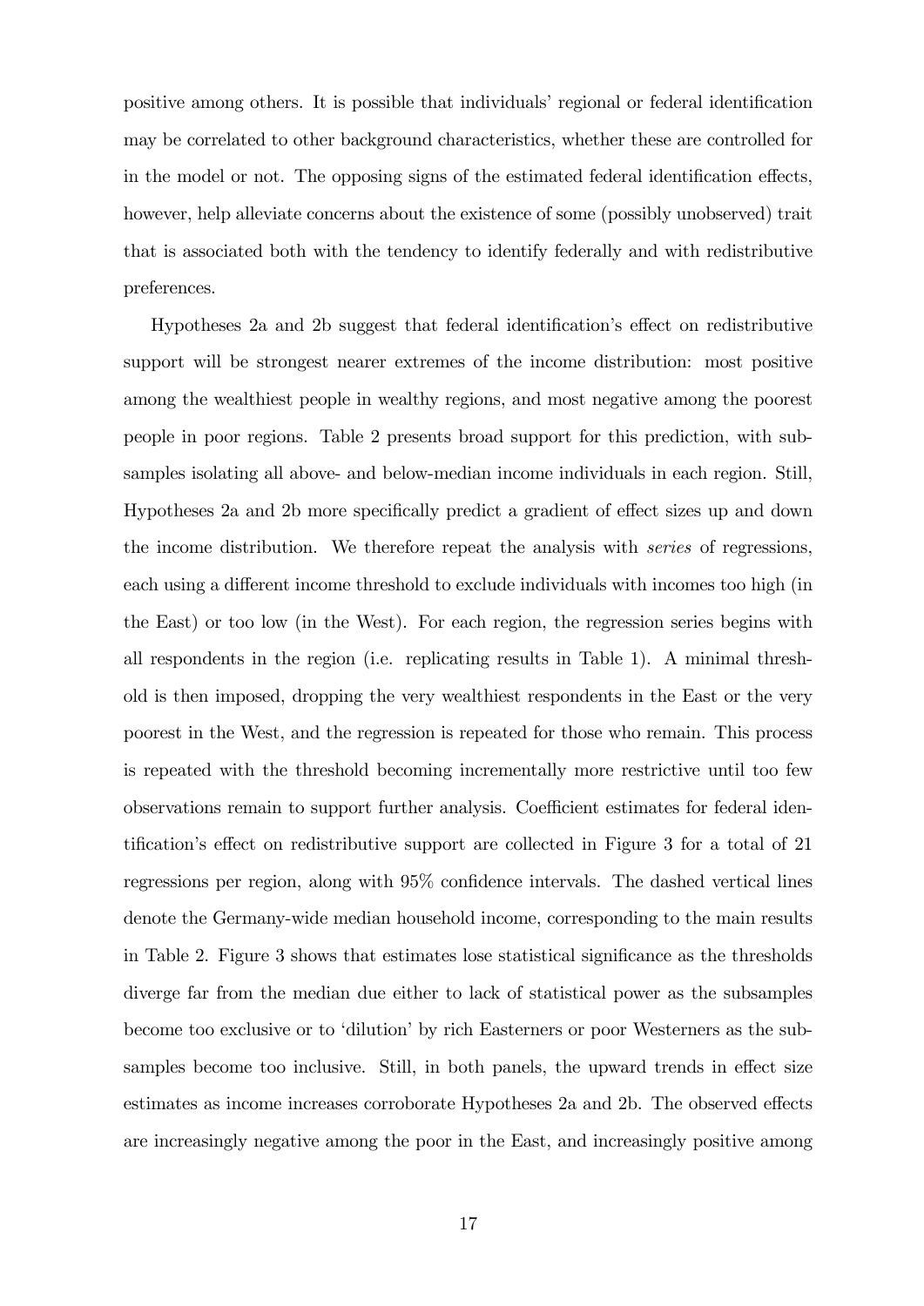positive among others. It is possible that individuals' regional or federal identification may be correlated to other background characteristics, whether these are controlled for in the model or not. The opposing signs of the estimated federal identification effects, however, help alleviate concerns about the existence of some (possibly unobserved) trait that is associated both with the tendency to identify federally and with redistributive preferences.

Hypotheses 2a and 2b suggest that federal identification's effect on redistributive support will be strongest nearer extremes of the income distribution: most positive among the wealthiest people in wealthy regions, and most negative among the poorest people in poor regions. Table 2 presents broad support for this prediction, with subsamples isolating all above- and below-median income individuals in each region. Still, Hypotheses 2a and 2b more specifically predict a gradient of effect sizes up and down the income distribution. We therefore repeat the analysis with *series* of regressions, each using a different income threshold to exclude individuals with incomes too high (in the East) or too low (in the West). For each region, the regression series begins with all respondents in the region (i.e. replicating results in Table 1). A minimal threshold is then imposed, dropping the very wealthiest respondents in the East or the very poorest in the West, and the regression is repeated for those who remain. This process is repeated with the threshold becoming incrementally more restrictive until too few observations remain to support further analysis. Coefficient estimates for federal identification's effect on redistributive support are collected in Figure 3 for a total of 21 regressions per region, along with 95% confidence intervals. The dashed vertical lines denote the Germany-wide median household income, corresponding to the main results in Table 2. Figure 3 shows that estimates lose statistical significance as the thresholds diverge far from the median due either to lack of statistical power as the subsamples become too exclusive or to 'dilution' by rich Easterners or poor Westerners as the subsamples become too inclusive. Still, in both panels, the upward trends in effect size estimates as income increases corroborate Hypotheses 2a and 2b. The observed effects are increasingly negative among the poor in the East, and increasingly positive among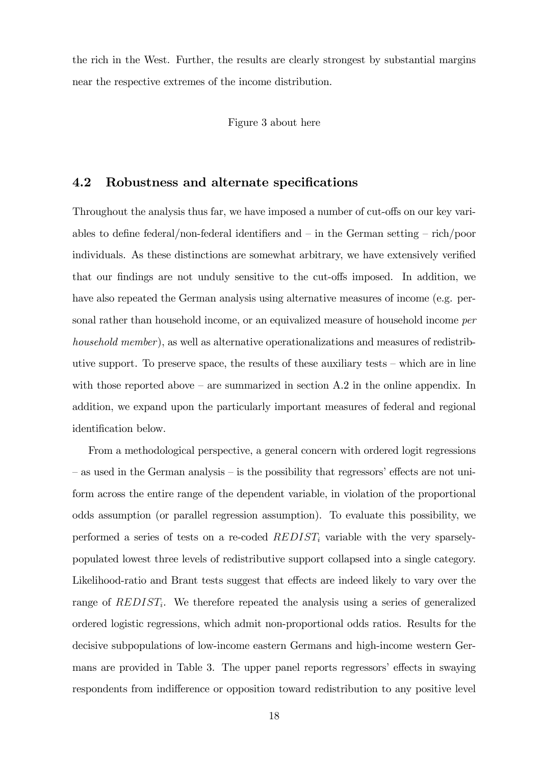the rich in the West. Further, the results are clearly strongest by substantial margins near the respective extremes of the income distribution.

Figure 3 about here

## 4.2 Robustness and alternate specifications

Throughout the analysis thus far, we have imposed a number of cut-offs on our key variables to define federal/non-federal identifiers and – in the German setting – rich/poor individuals. As these distinctions are somewhat arbitrary, we have extensively verified that our findings are not unduly sensitive to the cut-offs imposed. In addition, we have also repeated the German analysis using alternative measures of income (e.g. personal rather than household income, or an equivalized measure of household income *per household member*), as well as alternative operationalizations and measures of redistributive support. To preserve space, the results of these auxiliary tests – which are in line with those reported above – are summarized in section A.2 in the online appendix. In addition, we expand upon the particularly important measures of federal and regional identification below.

From a methodological perspective, a general concern with ordered logit regressions – as used in the German analysis – is the possibility that regressors' effects are not uniform across the entire range of the dependent variable, in violation of the proportional odds assumption (or parallel regression assumption). To evaluate this possibility, we performed a series of tests on a re-coded $REDIST_i$ variable with the very sparsely-populated lowest three levels of redistributive support collapsed into a single category. Likelihood-ratio and Brant tests suggest that effects are indeed likely to vary over the range of $REDIST_i$. We therefore repeated the analysis using a series of generalized ordered logistic regressions, which admit non-proportional odds ratios. Results for the decisive subpopulations of low-income eastern Germans and high-income western Germans are provided in Table 3. The upper panel reports regressors' effects in swaying respondents from indifference or opposition toward redistribution to any positive level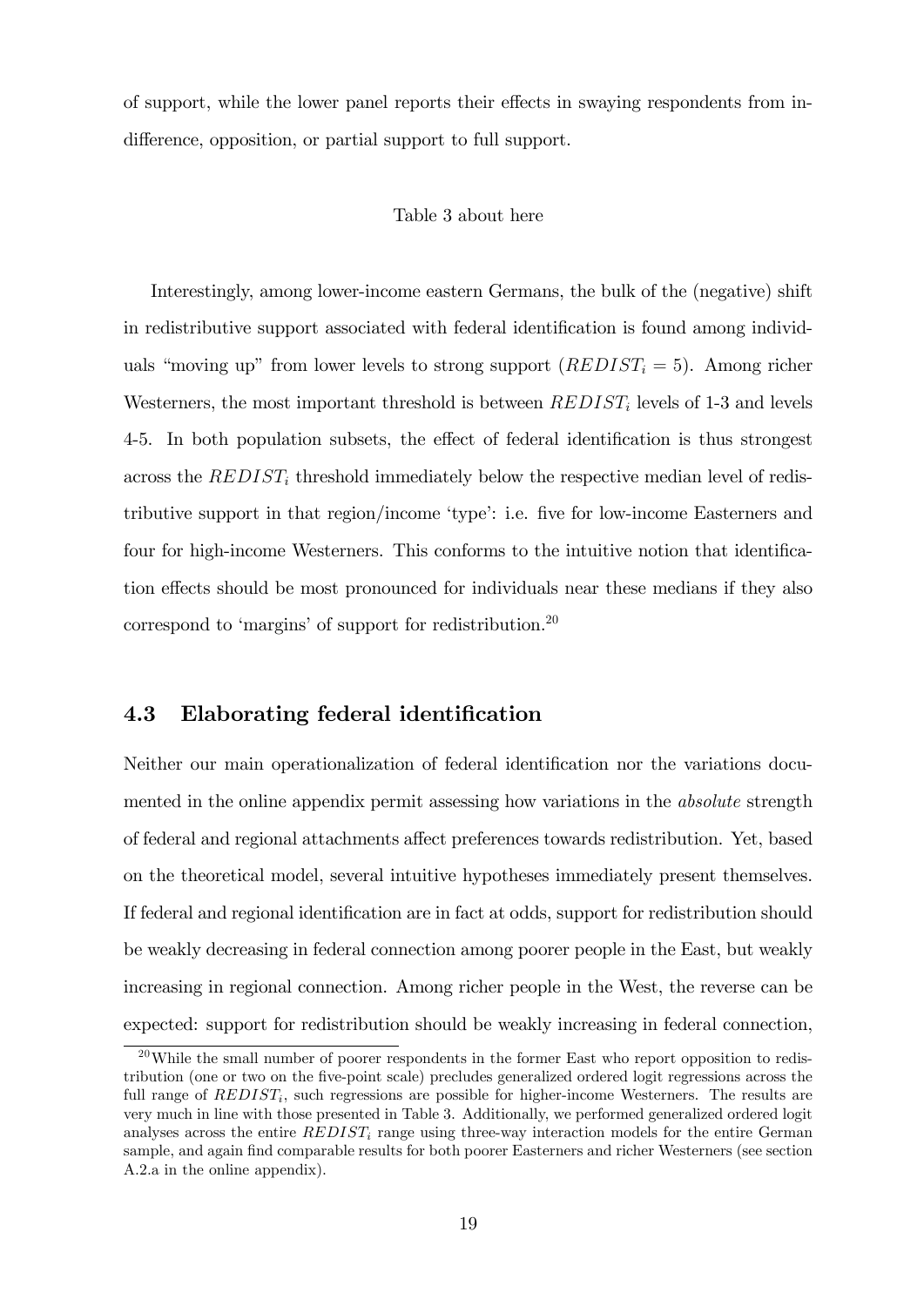of support, while the lower panel reports their effects in swaying respondents from indifference, opposition, or partial support to full support.

Table 3 about here

Interestingly, among lower-income eastern Germans, the bulk of the (negative) shift in redistributive support associated with federal identification is found among individuals "moving up" from lower levels to strong support ($REDIST_i = 5$). Among richer Westerners, the most important threshold is between $REDIST_i$ levels of 1-3 and levels 4-5. In both population subsets, the effect of federal identification is thus strongest across the $REDIST_i$ threshold immediately below the respective median level of redistributive support in that region/income 'type': i.e. five for low-income Easterners and four for high-income Westerners. This conforms to the intuitive notion that identification effects should be most pronounced for individuals near these medians if they also correspond to 'margins' of support for redistribution.[20]

### 4.3 Elaborating federal identification

Neither our main operationalization of federal identification nor the variations documented in the online appendix permit assessing how variations in the *absolute* strength of federal and regional attachments affect preferences towards redistribution. Yet, based on the theoretical model, several intuitive hypotheses immediately present themselves. If federal and regional identification are in fact at odds, support for redistribution should be weakly decreasing in federal connection among poorer people in the East, but weakly increasing in regional connection. Among richer people in the West, the reverse can be expected: support for redistribution should be weakly increasing in federal connection,

[20] While the small number of poorer respondents in the former East who report opposition to redistribution (one or two on the five-point scale) precludes generalized ordered logit regressions across the full range of $REDIST_i$, such regressions are possible for higher-income Westerners. The results are very much in line with those presented in Table 3. Additionally, we performed generalized ordered logit analyses across the entire $REDIST_i$ range using three-way interaction models for the entire German sample, and again find comparable results for both poorer Easterners and richer Westerners (see section A.2.a in the online appendix).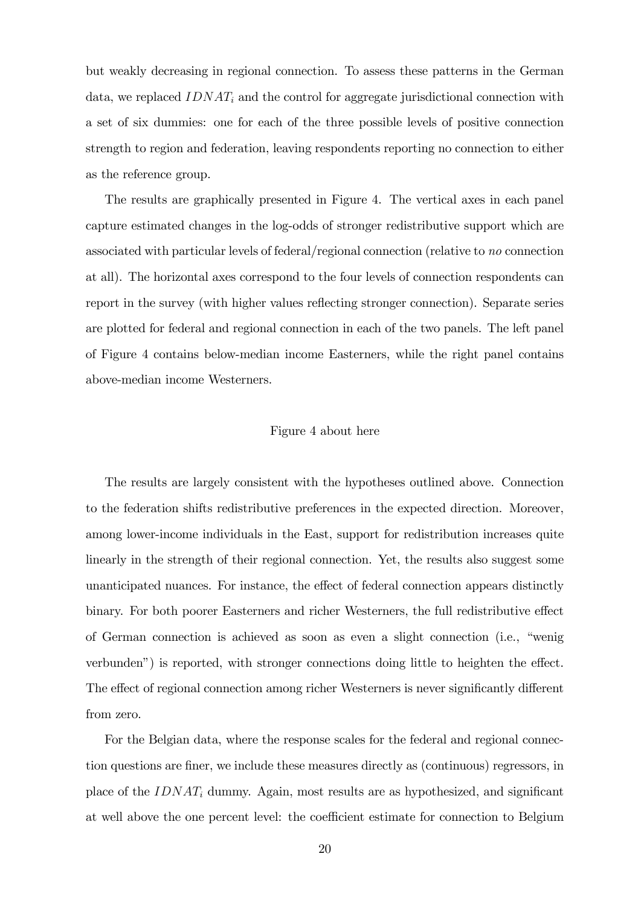but weakly decreasing in regional connection. To assess these patterns in the German data, we replaced $IDNAT_i$ and the control for aggregate jurisdictional connection with a set of six dummies: one for each of the three possible levels of positive connection strength to region and federation, leaving respondents reporting no connection to either as the reference group.

The results are graphically presented in Figure 4. The vertical axes in each panel capture estimated changes in the log-odds of stronger redistributive support which are associated with particular levels of federal/regional connection (relative to *no* connection at all). The horizontal axes correspond to the four levels of connection respondents can report in the survey (with higher values reflecting stronger connection). Separate series are plotted for federal and regional connection in each of the two panels. The left panel of Figure 4 contains below-median income Easterners, while the right panel contains above-median income Westerners.

Figure 4 about here

The results are largely consistent with the hypotheses outlined above. Connection to the federation shifts redistributive preferences in the expected direction. Moreover, among lower-income individuals in the East, support for redistribution increases quite linearly in the strength of their regional connection. Yet, the results also suggest some unanticipated nuances. For instance, the effect of federal connection appears distinctly binary. For both poorer Easterners and richer Westerners, the full redistributive effect of German connection is achieved as soon as even a slight connection (i.e., "wenig verbunden") is reported, with stronger connections doing little to heighten the effect. The effect of regional connection among richer Westerners is never significantly different from zero.

For the Belgian data, where the response scales for the federal and regional connection questions are finer, we include these measures directly as (continuous) regressors, in place of the $IDNAT_i$ dummy. Again, most results are as hypothesized, and significant at well above the one percent level: the coefficient estimate for connection to Belgium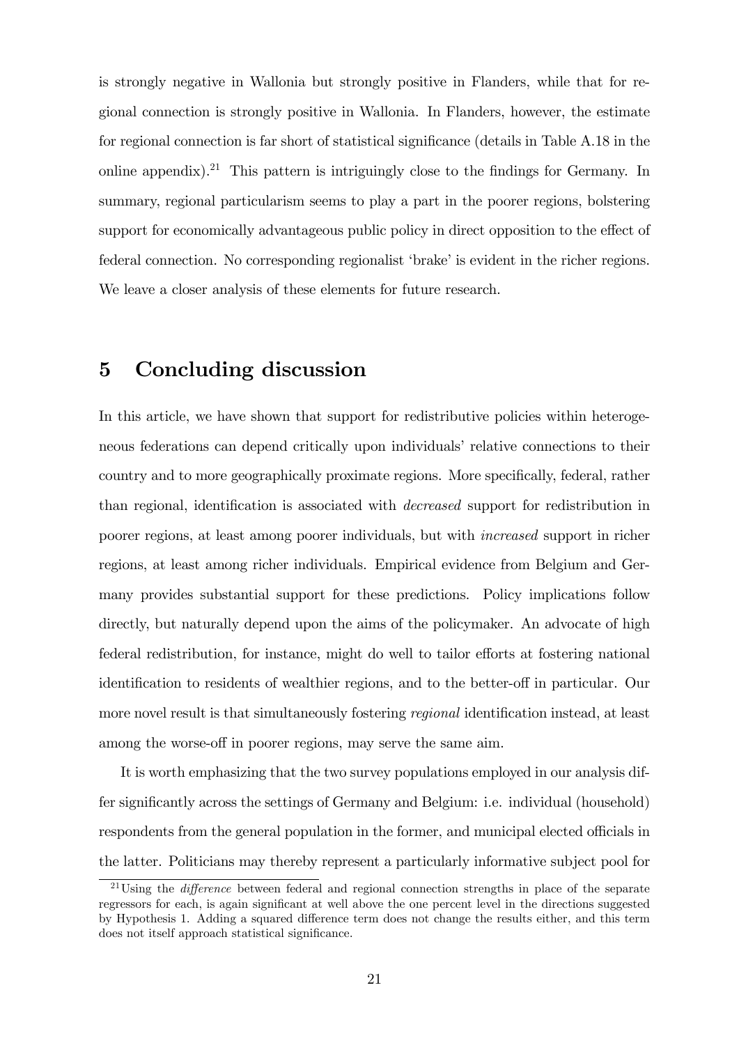is strongly negative in Wallonia but strongly positive in Flanders, while that for regional connection is strongly positive in Wallonia. In Flanders, however, the estimate for regional connection is far short of statistical significance (details in Table A.18 in the online appendix).[21] This pattern is intriguingly close to the findings for Germany. In summary, regional particularism seems to play a part in the poorer regions, bolstering support for economically advantageous public policy in direct opposition to the effect of federal connection. No corresponding regionalist 'brake' is evident in the richer regions. We leave a closer analysis of these elements for future research.

# 5 Concluding discussion

In this article, we have shown that support for redistributive policies within heterogeneous federations can depend critically upon individuals' relative connections to their country and to more geographically proximate regions. More specifically, federal, rather than regional, identification is associated with *decreased* support for redistribution in poorer regions, at least among poorer individuals, but with *increased* support in richer regions, at least among richer individuals. Empirical evidence from Belgium and Germany provides substantial support for these predictions. Policy implications follow directly, but naturally depend upon the aims of the policymaker. An advocate of high federal redistribution, for instance, might do well to tailor efforts at fostering national identification to residents of wealthier regions, and to the better-off in particular. Our more novel result is that simultaneously fostering *regional* identification instead, at least among the worse-off in poorer regions, may serve the same aim.

It is worth emphasizing that the two survey populations employed in our analysis differ significantly across the settings of Germany and Belgium: i.e. individual (household) respondents from the general population in the former, and municipal elected officials in the latter. Politicians may thereby represent a particularly informative subject pool for

[21] Using the *difference* between federal and regional connection strengths in place of the separate regressors for each, is again significant at well above the one percent level in the directions suggested by Hypothesis 1. Adding a squared difference term does not change the results either, and this term does not itself approach statistical significance.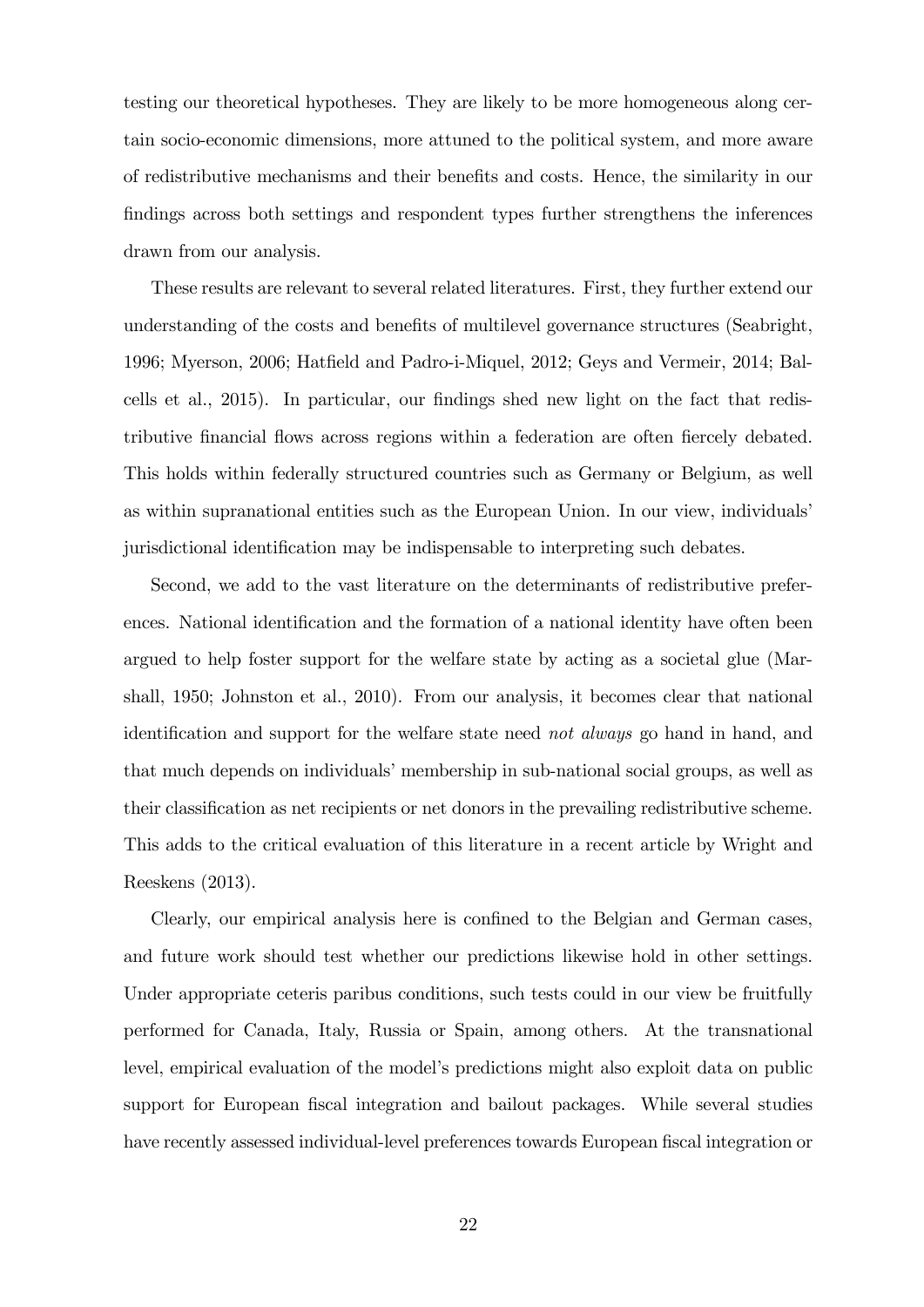testing our theoretical hypotheses. They are likely to be more homogeneous along certain socio-economic dimensions, more attuned to the political system, and more aware of redistributive mechanisms and their benefits and costs. Hence, the similarity in our findings across both settings and respondent types further strengthens the inferences drawn from our analysis.

These results are relevant to several related literatures. First, they further extend our understanding of the costs and benefits of multilevel governance structures (Seabright, 1996; Myerson, 2006; Hatfield and Padro-i-Miquel, 2012; Geys and Vermeir, 2014; Balcells et al., 2015). In particular, our findings shed new light on the fact that redistributive financial flows across regions within a federation are often fiercely debated. This holds within federally structured countries such as Germany or Belgium, as well as within supranational entities such as the European Union. In our view, individuals' jurisdictional identification may be indispensable to interpreting such debates.

Second, we add to the vast literature on the determinants of redistributive preferences. National identification and the formation of a national identity have often been argued to help foster support for the welfare state by acting as a societal glue (Marshall, 1950; Johnston et al., 2010). From our analysis, it becomes clear that national identification and support for the welfare state need *not always* go hand in hand, and that much depends on individuals' membership in sub-national social groups, as well as their classification as net recipients or net donors in the prevailing redistributive scheme. This adds to the critical evaluation of this literature in a recent article by Wright and Reeskens (2013).

Clearly, our empirical analysis here is confined to the Belgian and German cases, and future work should test whether our predictions likewise hold in other settings. Under appropriate ceteris paribus conditions, such tests could in our view be fruitfully performed for Canada, Italy, Russia or Spain, among others. At the transnational level, empirical evaluation of the model's predictions might also exploit data on public support for European fiscal integration and bailout packages. While several studies have recently assessed individual-level preferences towards European fiscal integration or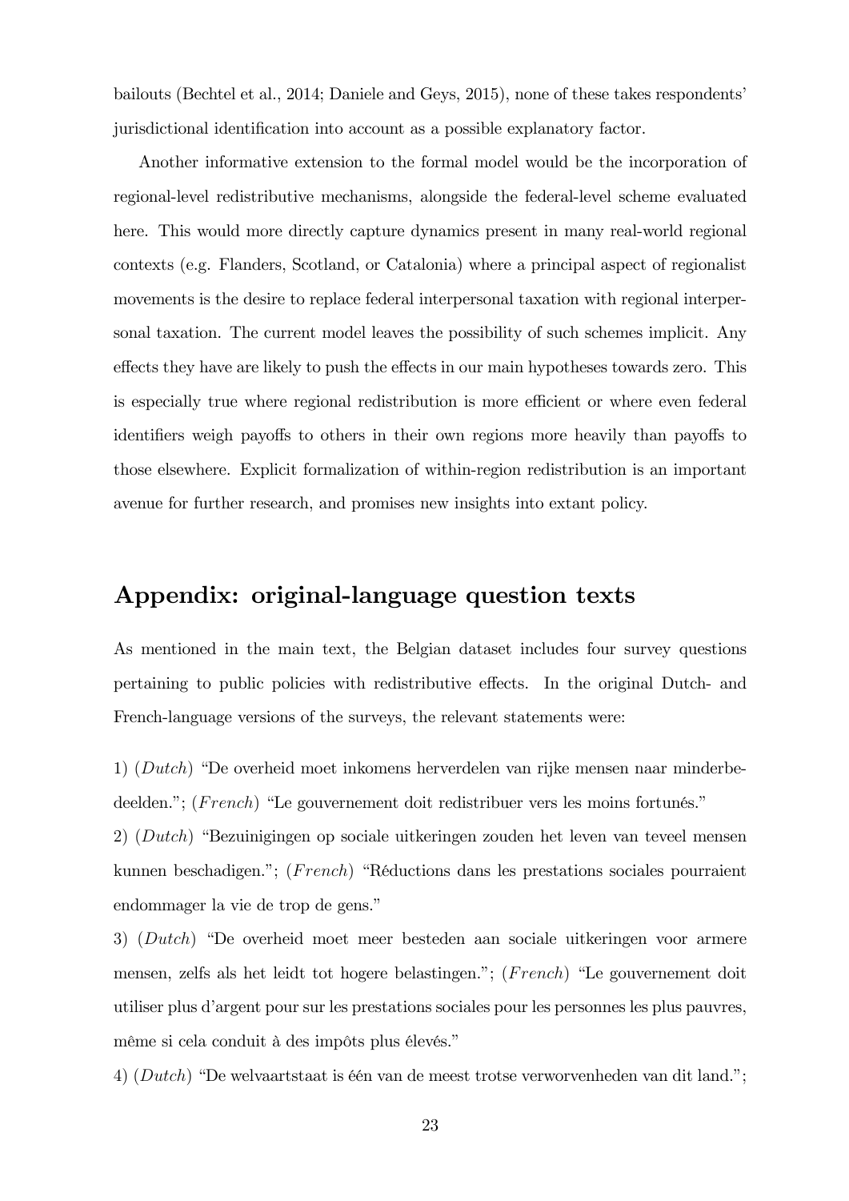bailouts (Bechtel et al., 2014; Daniele and Geys, 2015), none of these takes respondents' jurisdictional identification into account as a possible explanatory factor.

Another informative extension to the formal model would be the incorporation of regional-level redistributive mechanisms, alongside the federal-level scheme evaluated here. This would more directly capture dynamics present in many real-world regional contexts (e.g. Flanders, Scotland, or Catalonia) where a principal aspect of regionalist movements is the desire to replace federal interpersonal taxation with regional interpersonal taxation. The current model leaves the possibility of such schemes implicit. Any effects they have are likely to push the effects in our main hypotheses towards zero. This is especially true where regional redistribution is more efficient or where even federal identifiers weigh payoffs to others in their own regions more heavily than payoffs to those elsewhere. Explicit formalization of within-region redistribution is an important avenue for further research, and promises new insights into extant policy.

## Appendix: original-language question texts

As mentioned in the main text, the Belgian dataset includes four survey questions pertaining to public policies with redistributive effects. In the original Dutch- and French-language versions of the surveys, the relevant statements were:

1) (*Dutch*) "De overheid moet inkomens herverdelen van rijke mensen naar minderbedeelden."; (*French*) "Le gouvernement doit redistribuer vers les moins fortunés."

2) (*Dutch*) "Bezuinigingen op sociale uitkeringen zouden het leven van teveel mensen kunnen beschadigen."; (*French*) "Réductions dans les prestations sociales pourraient endommager la vie de trop de gens."

3) (*Dutch*) "De overheid moet meer besteden aan sociale uitkeringen voor armere mensen, zelfs als het leidt tot hogere belastingen."; (*French*) "Le gouvernement doit utiliser plus d'argent pour sur les prestations sociales pour les personnes les plus pauvres, même si cela conduit à des impôts plus élevés."

4) (*Dutch*) "De welvaartstaat is één van de meest trotse verworvenheden van dit land.";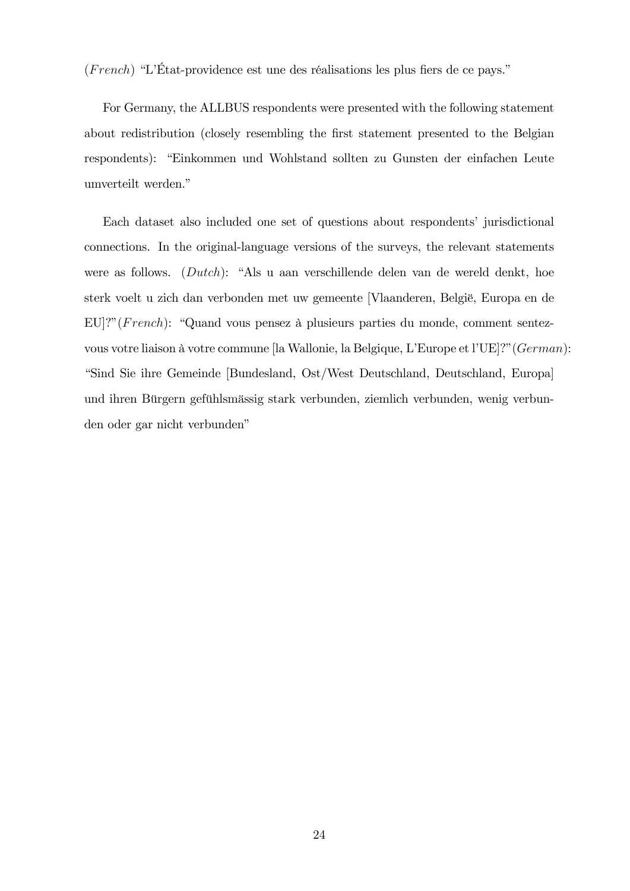(*French*) "L'État-providence est une des réalisations les plus fiers de ce pays."

For Germany, the ALLBUS respondents were presented with the following statement about redistribution (closely resembling the first statement presented to the Belgian respondents): "Einkommen und Wohlstand sollten zu Gunsten der einfachen Leute umverteilt werden."

Each dataset also included one set of questions about respondents' jurisdictional connections. In the original-language versions of the surveys, the relevant statements were as follows. (*Dutch*): "Als u aan verschillende delen van de wereld denkt, hoe sterk voelt u zich dan verbonden met uw gemeente [Vlaanderen, België, Europa en de EU]?"(*French*): "Quand vous pensez à plusieurs parties du monde, comment sentez-vous votre liaison à votre commune [la Wallonie, la Belgique, L'Europe et l'UE]?"(*German*): "Sind Sie ihre Gemeinde [Bundesland, Ost/West Deutschland, Deutschland, Europa] und ihren Bürgern gefühlsmässig stark verbunden, ziemlich verbunden, wenig verbunden oder gar nicht verbunden"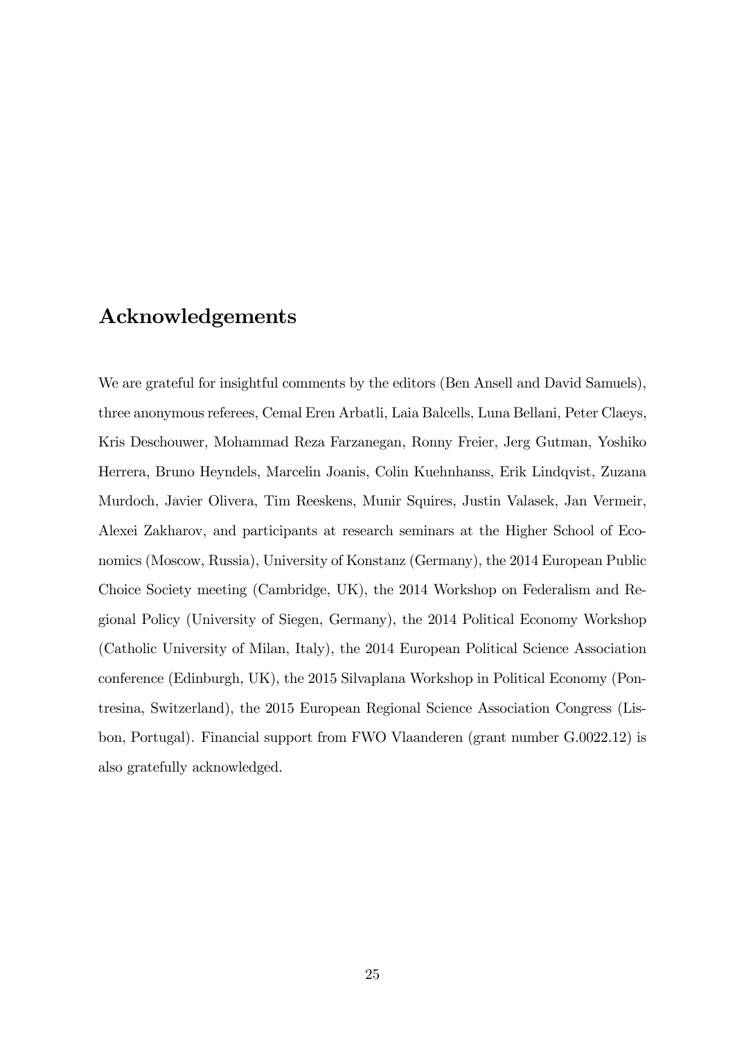## Acknowledgements

We are grateful for insightful comments by the editors (Ben Ansell and David Samuels), three anonymous referees, Cemal Eren Arbatli, Laia Balcells, Luna Bellani, Peter Claeys, Kris Deschouwer, Mohammad Reza Farzanegan, Ronny Freier, Jerg Gutman, Yoshiko Herrera, Bruno Heyndels, Marcelin Joanis, Colin Kuehnhanss, Erik Lindqvist, Zuzana Murdoch, Javier Olivera, Tim Reeskens, Munir Squires, Justin Valasek, Jan Vermeir, Alexei Zakharov, and participants at research seminars at the Higher School of Economics (Moscow, Russia), University of Konstanz (Germany), the 2014 European Public Choice Society meeting (Cambridge, UK), the 2014 Workshop on Federalism and Regional Policy (University of Siegen, Germany), the 2014 Political Economy Workshop (Catholic University of Milan, Italy), the 2014 European Political Science Association conference (Edinburgh, UK), the 2015 Silvaplana Workshop in Political Economy (Pontresina, Switzerland), the 2015 European Regional Science Association Congress (Lisbon, Portugal). Financial support from FWO Vlaanderen (grant number G.0022.12) is also gratefully acknowledged.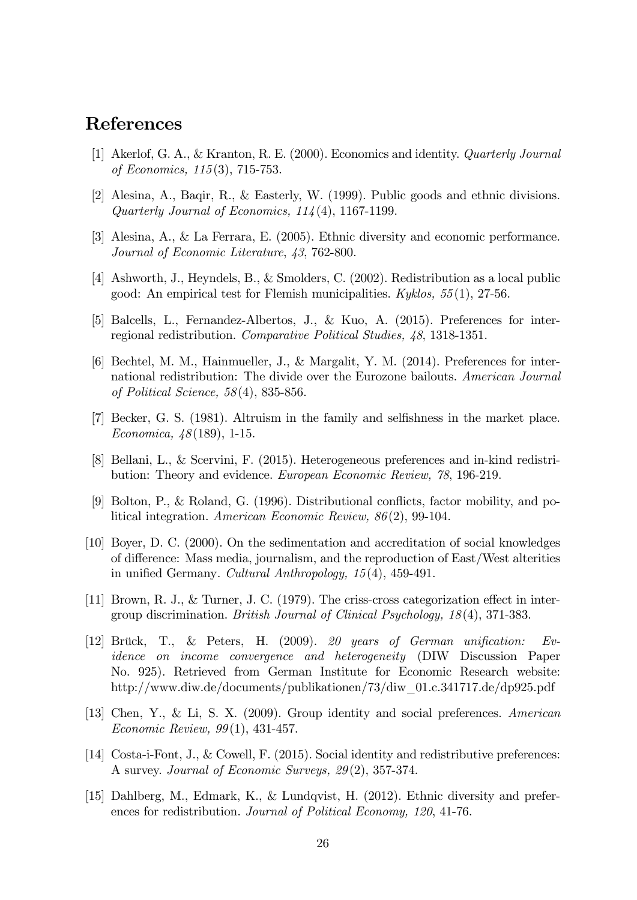## References

[1] Akerlof, G. A., & Kranton, R. E. (2000). Economics and identity. *Quarterly Journal of Economics, 115*(3), 715-753.

[2] Alesina, A., Baqir, R., & Easterly, W. (1999). Public goods and ethnic divisions. *Quarterly Journal of Economics, 114*(4), 1167-1199.

[3] Alesina, A., & La Ferrara, E. (2005). Ethnic diversity and economic performance. *Journal of Economic Literature*, *43*, 762-800.

[4] Ashworth, J., Heyndels, B., & Smolders, C. (2002). Redistribution as a local public good: An empirical test for Flemish municipalities. *Kyklos, 55*(1), 27-56.

[5] Balcells, L., Fernandez-Albertos, J., & Kuo, A. (2015). Preferences for inter-regional redistribution. *Comparative Political Studies, 48*, 1318-1351.

[6] Bechtel, M. M., Hainmueller, J., & Margalit, Y. M. (2014). Preferences for international redistribution: The divide over the Eurozone bailouts. *American Journal of Political Science, 58*(4), 835-856.

[7] Becker, G. S. (1981). Altruism in the family and selfishness in the market place. *Economica, 48*(189), 1-15.

[8] Bellani, L., & Scervini, F. (2015). Heterogeneous preferences and in-kind redistribution: Theory and evidence. *European Economic Review, 78*, 196-219.

[9] Bolton, P., & Roland, G. (1996). Distributional conflicts, factor mobility, and political integration. *American Economic Review, 86*(2), 99-104.

[10] Boyer, D. C. (2000). On the sedimentation and accreditation of social knowledges of difference: Mass media, journalism, and the reproduction of East/West alterities in unified Germany. *Cultural Anthropology, 15*(4), 459-491.

[11] Brown, R. J., & Turner, J. C. (1979). The criss-cross categorization effect in intergroup discrimination. *British Journal of Clinical Psychology, 18*(4), 371-383.

[12] Brück, T., & Peters, H. (2009). *20 years of German unification: Evidence on income convergence and heterogeneity* (DIW Discussion Paper No. 925). Retrieved from German Institute for Economic Research website: http://www.diw.de/documents/publikationen/73/diw_01.c.341717.de/dp925.pdf

[13] Chen, Y., & Li, S. X. (2009). Group identity and social preferences. *American Economic Review, 99*(1), 431-457.

[14] Costa-i-Font, J., & Cowell, F. (2015). Social identity and redistributive preferences: A survey. *Journal of Economic Surveys, 29*(2), 357-374.

[15] Dahlberg, M., Edmark, K., & Lundqvist, H. (2012). Ethnic diversity and preferences for redistribution. *Journal of Political Economy, 120*, 41-76.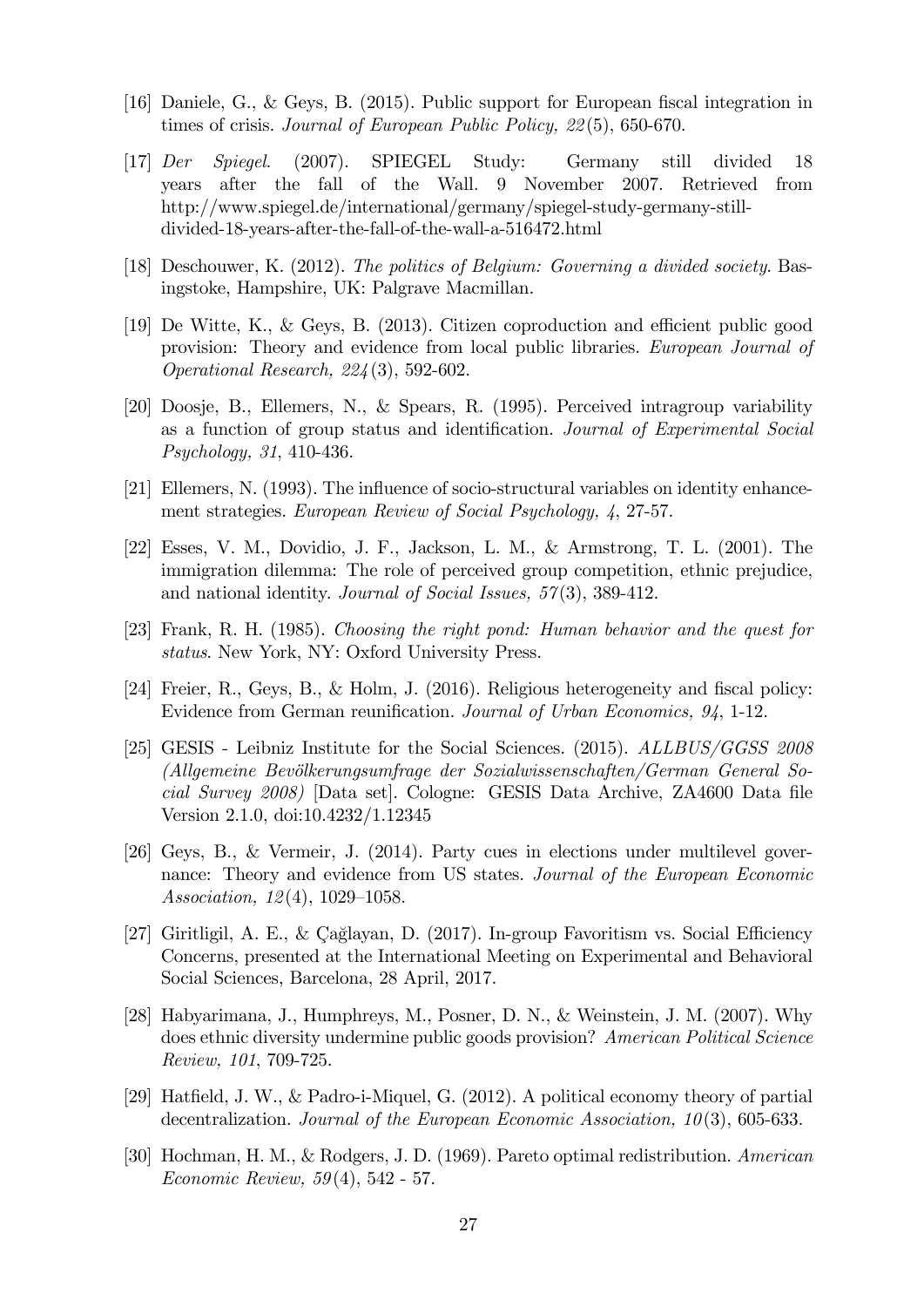[16] Daniele, G., & Geys, B. (2015). Public support for European fiscal integration in times of crisis. *Journal of European Public Policy, 22*(5), 650-670.

[17] *Der Spiegel*. (2007). SPIEGEL Study: Germany still divided 18 years after the fall of the Wall. 9 November 2007. Retrieved from http://www.spiegel.de/international/germany/spiegel-study-germany-still-divided-18-years-after-the-fall-of-the-wall-a-516472.html

[18] Deschouwer, K. (2012). *The politics of Belgium: Governing a divided society*. Basingstoke, Hampshire, UK: Palgrave Macmillan.

[19] De Witte, K., & Geys, B. (2013). Citizen coproduction and efficient public good provision: Theory and evidence from local public libraries. *European Journal of Operational Research, 224*(3), 592-602.

[20] Doosje, B., Ellemers, N., & Spears, R. (1995). Perceived intragroup variability as a function of group status and identification. *Journal of Experimental Social Psychology, 31*, 410-436.

[21] Ellemers, N. (1993). The influence of socio-structural variables on identity enhancement strategies. *European Review of Social Psychology, 4*, 27-57.

[22] Esses, V. M., Dovidio, J. F., Jackson, L. M., & Armstrong, T. L. (2001). The immigration dilemma: The role of perceived group competition, ethnic prejudice, and national identity. *Journal of Social Issues, 57*(3), 389-412.

[23] Frank, R. H. (1985). *Choosing the right pond: Human behavior and the quest for status*. New York, NY: Oxford University Press.

[24] Freier, R., Geys, B., & Holm, J. (2016). Religious heterogeneity and fiscal policy: Evidence from German reunification. *Journal of Urban Economics, 94*, 1-12.

[25] GESIS - Leibniz Institute for the Social Sciences. (2015). *ALLBUS/GGSS 2008 (Allgemeine Bevölkerungsumfrage der Sozialwissenschaften/German General Social Survey 2008)* [Data set]. Cologne: GESIS Data Archive, ZA4600 Data file Version 2.1.0, doi:10.4232/1.12345

[26] Geys, B., & Vermeir, J. (2014). Party cues in elections under multilevel governance: Theory and evidence from US states. *Journal of the European Economic Association, 12*(4), 1029–1058.

[27] Giritligil, A. E., & Çağlayan, D. (2017). In-group Favoritism vs. Social Efficiency Concerns, presented at the International Meeting on Experimental and Behavioral Social Sciences, Barcelona, 28 April, 2017.

[28] Habyarimana, J., Humphreys, M., Posner, D. N., & Weinstein, J. M. (2007). Why does ethnic diversity undermine public goods provision? *American Political Science Review, 101*, 709-725.

[29] Hatfield, J. W., & Padro-i-Miquel, G. (2012). A political economy theory of partial decentralization. *Journal of the European Economic Association, 10*(3), 605-633.

[30] Hochman, H. M., & Rodgers, J. D. (1969). Pareto optimal redistribution. *American Economic Review, 59*(4), 542 - 57.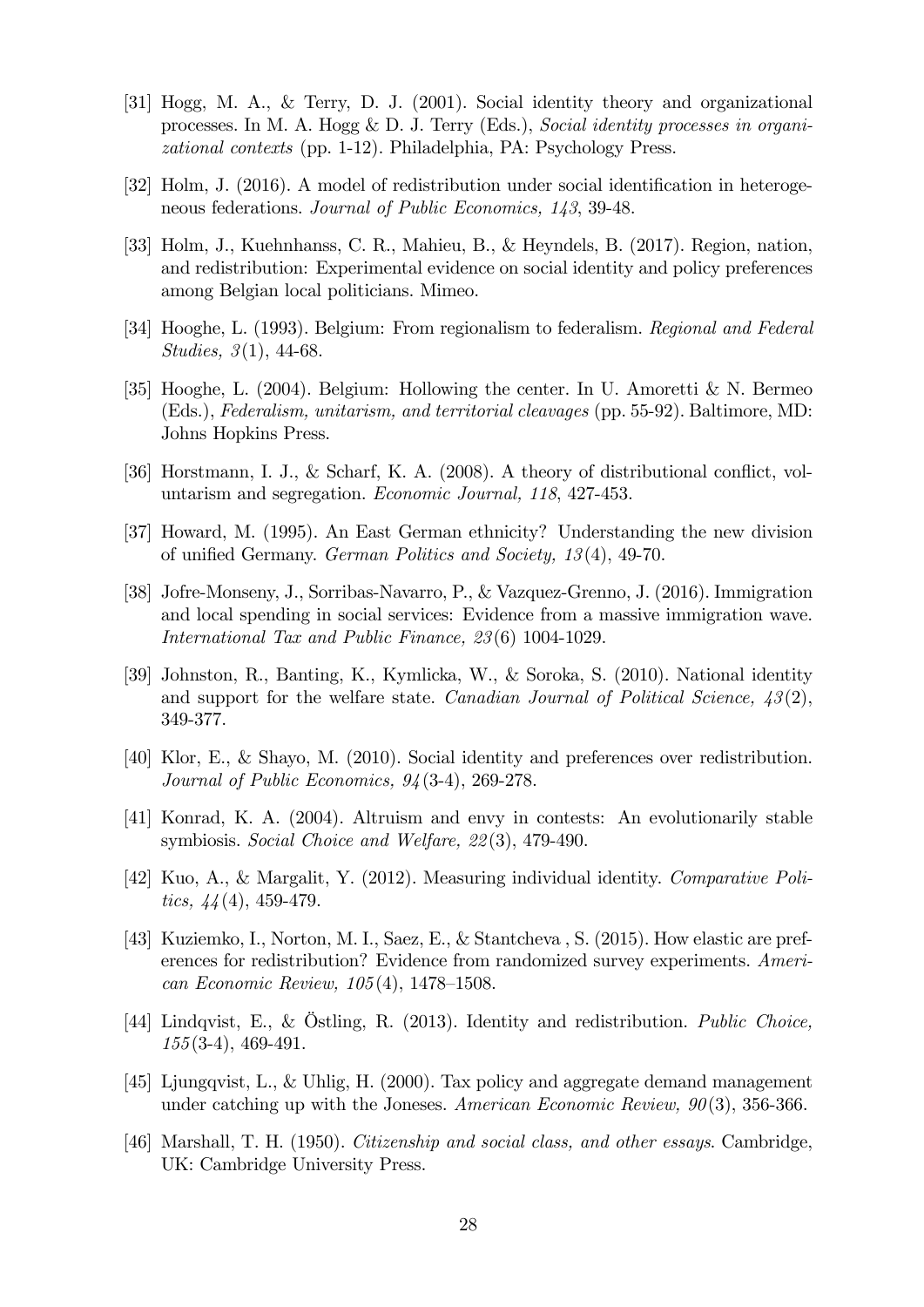[31] Hogg, M. A., & Terry, D. J. (2001). Social identity theory and organizational processes. In M. A. Hogg & D. J. Terry (Eds.), *Social identity processes in organizational contexts* (pp. 1-12). Philadelphia, PA: Psychology Press.

[32] Holm, J. (2016). A model of redistribution under social identification in heterogeneous federations. *Journal of Public Economics, 143*, 39-48.

[33] Holm, J., Kuehnhanss, C. R., Mahieu, B., & Heyndels, B. (2017). Region, nation, and redistribution: Experimental evidence on social identity and policy preferences among Belgian local politicians. Mimeo.

[34] Hooghe, L. (1993). Belgium: From regionalism to federalism. *Regional and Federal Studies, 3*(1), 44-68.

[35] Hooghe, L. (2004). Belgium: Hollowing the center. In U. Amoretti & N. Bermeo (Eds.), *Federalism, unitarism, and territorial cleavages* (pp. 55-92). Baltimore, MD: Johns Hopkins Press.

[36] Horstmann, I. J., & Scharf, K. A. (2008). A theory of distributional conflict, voluntarism and segregation. *Economic Journal, 118*, 427-453.

[37] Howard, M. (1995). An East German ethnicity? Understanding the new division of unified Germany. *German Politics and Society, 13*(4), 49-70.

[38] Jofre-Monseny, J., Sorribas-Navarro, P., & Vazquez-Grenno, J. (2016). Immigration and local spending in social services: Evidence from a massive immigration wave. *International Tax and Public Finance, 23*(6) 1004-1029.

[39] Johnston, R., Banting, K., Kymlicka, W., & Soroka, S. (2010). National identity and support for the welfare state. *Canadian Journal of Political Science, 43*(2), 349-377.

[40] Klor, E., & Shayo, M. (2010). Social identity and preferences over redistribution. *Journal of Public Economics, 94*(3-4), 269-278.

[41] Konrad, K. A. (2004). Altruism and envy in contests: An evolutionarily stable symbiosis. *Social Choice and Welfare, 22*(3), 479-490.

[42] Kuo, A., & Margalit, Y. (2012). Measuring individual identity. *Comparative Politics, 44*(4), 459-479.

[43] Kuziemko, I., Norton, M. I., Saez, E., & Stantcheva , S. (2015). How elastic are preferences for redistribution? Evidence from randomized survey experiments. *American Economic Review, 105*(4), 1478–1508.

[44] Lindqvist, E., & Östling, R. (2013). Identity and redistribution. *Public Choice, 155*(3-4), 469-491.

[45] Ljungqvist, L., & Uhlig, H. (2000). Tax policy and aggregate demand management under catching up with the Joneses. *American Economic Review, 90*(3), 356-366.

[46] Marshall, T. H. (1950). *Citizenship and social class, and other essays*. Cambridge, UK: Cambridge University Press.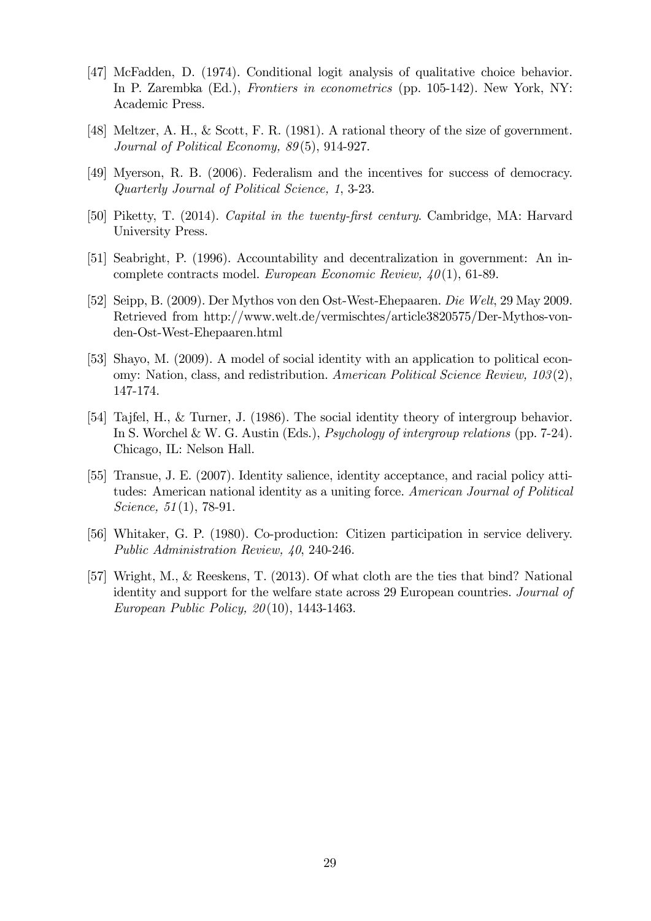[47] McFadden, D. (1974). Conditional logit analysis of qualitative choice behavior. In P. Zarembka (Ed.), *Frontiers in econometrics* (pp. 105-142). New York, NY: Academic Press.

[48] Meltzer, A. H., & Scott, F. R. (1981). A rational theory of the size of government. *Journal of Political Economy, 89*(5), 914-927.

[49] Myerson, R. B. (2006). Federalism and the incentives for success of democracy. *Quarterly Journal of Political Science, 1*, 3-23.

[50] Piketty, T. (2014). *Capital in the twenty-first century*. Cambridge, MA: Harvard University Press.

[51] Seabright, P. (1996). Accountability and decentralization in government: An incomplete contracts model. *European Economic Review, 40*(1), 61-89.

[52] Seipp, B. (2009). Der Mythos von den Ost-West-Ehepaaren. *Die Welt*, 29 May 2009. Retrieved from http://www.welt.de/vermischtes/article3820575/Der-Mythos-von-den-Ost-West-Ehepaaren.html

[53] Shayo, M. (2009). A model of social identity with an application to political economy: Nation, class, and redistribution. *American Political Science Review, 103*(2), 147-174.

[54] Tajfel, H., & Turner, J. (1986). The social identity theory of intergroup behavior. In S. Worchel & W. G. Austin (Eds.), *Psychology of intergroup relations* (pp. 7-24). Chicago, IL: Nelson Hall.

[55] Transue, J. E. (2007). Identity salience, identity acceptance, and racial policy attitudes: American national identity as a uniting force. *American Journal of Political Science, 51*(1), 78-91.

[56] Whitaker, G. P. (1980). Co-production: Citizen participation in service delivery. *Public Administration Review, 40*, 240-246.

[57] Wright, M., & Reeskens, T. (2013). Of what cloth are the ties that bind? National identity and support for the welfare state across 29 European countries. *Journal of European Public Policy, 20*(10), 1443-1463.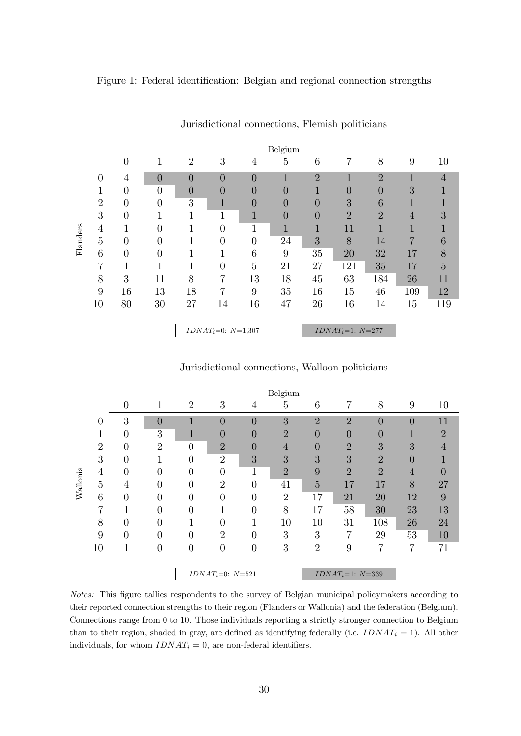Figure 1: Federal identification: Belgian and regional connection strengths

Jurisdictional connections, Flemish politicians

| Flanders \ Belgium | 0 | 1 | 2 | 3 | 4 | 5 | 6 | 7 | 8 | 9 | 10 |
|---|---|---|---|---|---|---|---|---|---|---|---|
| 0 | 4 | 0 | 0 | 0 | 0 | 1 | 2 | 1 | 2 | 1 | 4 |
| 1 | 0 | 0 | 0 | 0 | 0 | 0 | 1 | 0 | 0 | 3 | 1 |
| 2 | 0 | 0 | 3 | 1 | 0 | 0 | 0 | 3 | 6 | 1 | 1 |
| 3 | 0 | 1 | 1 | 1 | 1 | 0 | 0 | 2 | 2 | 4 | 3 |
| 4 | 1 | 0 | 1 | 0 | 1 | 1 | 1 | 11 | 1 | 1 | 1 |
| 5 | 0 | 0 | 1 | 0 | 0 | 24 | 3 | 8 | 14 | 7 | 6 |
| 6 | 0 | 0 | 1 | 1 | 6 | 9 | 35 | 20 | 32 | 17 | 8 |
| 7 | 1 | 1 | 1 | 0 | 5 | 21 | 27 | 121 | 35 | 17 | 5 |
| 8 | 3 | 11 | 8 | 7 | 13 | 18 | 45 | 63 | 184 | 26 | 11 |
| 9 | 16 | 13 | 18 | 7 | 9 | 35 | 16 | 15 | 46 | 109 | 12 |
| 10 | 80 | 30 | 27 | 14 | 16 | 47 | 26 | 16 | 14 | 15 | 119 |

$IDNAT_i$=0: $N$=1,307 $IDNAT_i$=1: $N$=277

Jurisdictional connections, Walloon politicians

| Wallonia \ Belgium | 0 | 1 | 2 | 3 | 4 | 5 | 6 | 7 | 8 | 9 | 10 |
|---|---|---|---|---|---|---|---|---|---|---|---|
| 0 | 3 | 0 | 1 | 0 | 0 | 3 | 2 | 2 | 0 | 0 | 11 |
| 1 | 0 | 3 | 1 | 0 | 0 | 2 | 0 | 0 | 0 | 1 | 2 |
| 2 | 0 | 2 | 0 | 2 | 0 | 4 | 0 | 2 | 3 | 3 | 4 |
| 3 | 0 | 1 | 0 | 2 | 3 | 3 | 3 | 3 | 2 | 0 | 1 |
| 4 | 0 | 0 | 0 | 0 | 1 | 2 | 9 | 2 | 2 | 4 | 0 |
| 5 | 4 | 0 | 0 | 2 | 0 | 41 | 5 | 17 | 17 | 8 | 27 |
| 6 | 0 | 0 | 0 | 0 | 0 | 2 | 17 | 21 | 20 | 12 | 9 |
| 7 | 1 | 0 | 0 | 1 | 0 | 8 | 17 | 58 | 30 | 23 | 13 |
| 8 | 0 | 0 | 1 | 0 | 1 | 10 | 10 | 31 | 108 | 26 | 24 |
| 9 | 0 | 0 | 0 | 2 | 0 | 3 | 3 | 7 | 29 | 53 | 10 |
| 10 | 1 | 0 | 0 | 0 | 0 | 3 | 2 | 9 | 7 | 7 | 71 |

$IDNAT_i$=0: $N$=521 $IDNAT_i$=1: $N$=339

*Notes:* This figure tallies respondents to the survey of Belgian municipal policymakers according to their reported connection strengths to their region (Flanders or Wallonia) and the federation (Belgium). Connections range from 0 to 10. Those individuals reporting a strictly stronger connection to Belgium than to their region, shaded in gray, are defined as identifying federally (i.e. $IDNAT_i = 1$). All other individuals, for whom $IDNAT_i = 0$, are non-federal identifiers.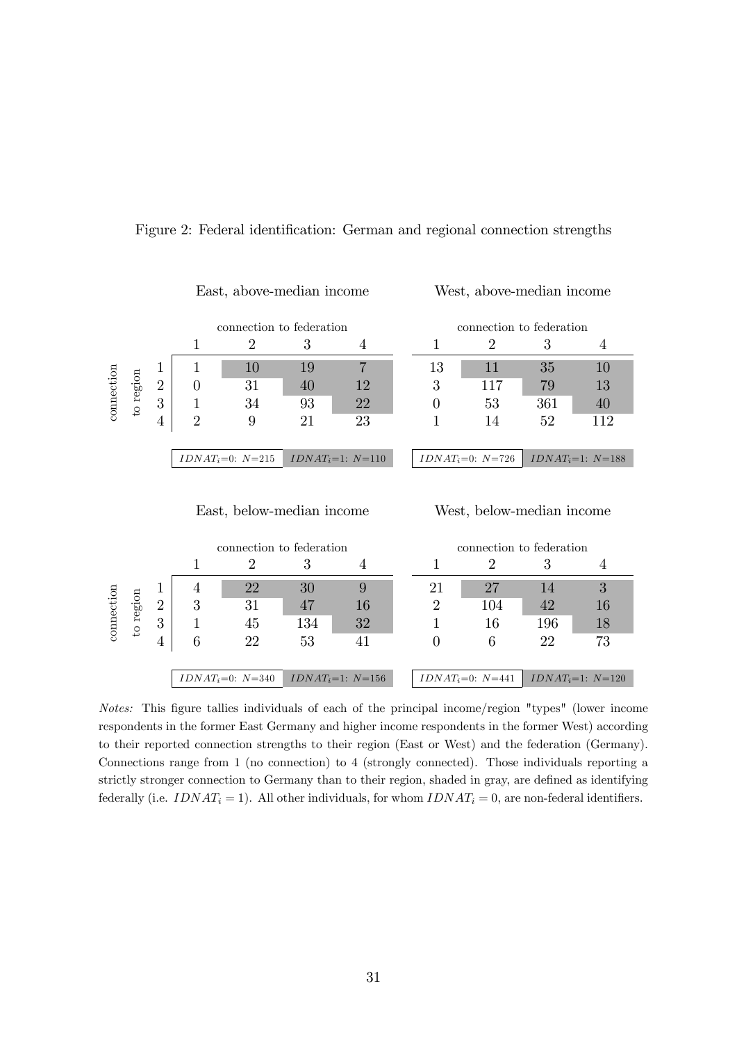Figure 2: Federal identification: German and regional connection strengths

**East, above-median income**

| connection to region \ connection to federation | 1 | 2 | 3 | 4 |
|---|---|---|---|---|
| 1 | 1 | 10 | 19 | 7 |
| 2 | 0 | 31 | 40 | 12 |
| 3 | 1 | 34 | 93 | 22 |
| 4 | 2 | 9 | 21 | 23 |

$IDNAT_i$=0: $N$=215 | $IDNAT_i$=1: $N$=110

**West, above-median income**

| connection to region \ connection to federation | 1 | 2 | 3 | 4 |
|---|---|---|---|---|
| 1 | 13 | 11 | 35 | 10 |
| 2 | 3 | 117 | 79 | 13 |
| 3 | 0 | 53 | 361 | 40 |
| 4 | 1 | 14 | 52 | 112 |

$IDNAT_i$=0: $N$=726 | $IDNAT_i$=1: $N$=188

**East, below-median income**

| connection to region \ connection to federation | 1 | 2 | 3 | 4 |
|---|---|---|---|---|
| 1 | 4 | 22 | 30 | 9 |
| 2 | 3 | 31 | 47 | 16 |
| 3 | 1 | 45 | 134 | 32 |
| 4 | 6 | 22 | 53 | 41 |

$IDNAT_i$=0: $N$=340 | $IDNAT_i$=1: $N$=156

**West, below-median income**

| connection to region \ connection to federation | 1 | 2 | 3 | 4 |
|---|---|---|---|---|
| 1 | 21 | 27 | 14 | 3 |
| 2 | 2 | 104 | 42 | 16 |
| 3 | 1 | 16 | 196 | 18 |
| 4 | 0 | 6 | 22 | 73 |

$IDNAT_i$=0: $N$=441 | $IDNAT_i$=1: $N$=120

*Notes:* This figure tallies individuals of each of the principal income/region "types" (lower income respondents in the former East Germany and higher income respondents in the former West) according to their reported connection strengths to their region (East or West) and the federation (Germany). Connections range from 1 (no connection) to 4 (strongly connected). Those individuals reporting a strictly stronger connection to Germany than to their region, shaded in gray, are defined as identifying federally (i.e. $IDNAT_i = 1$). All other individuals, for whom $IDNAT_i = 0$, are non-federal identifiers.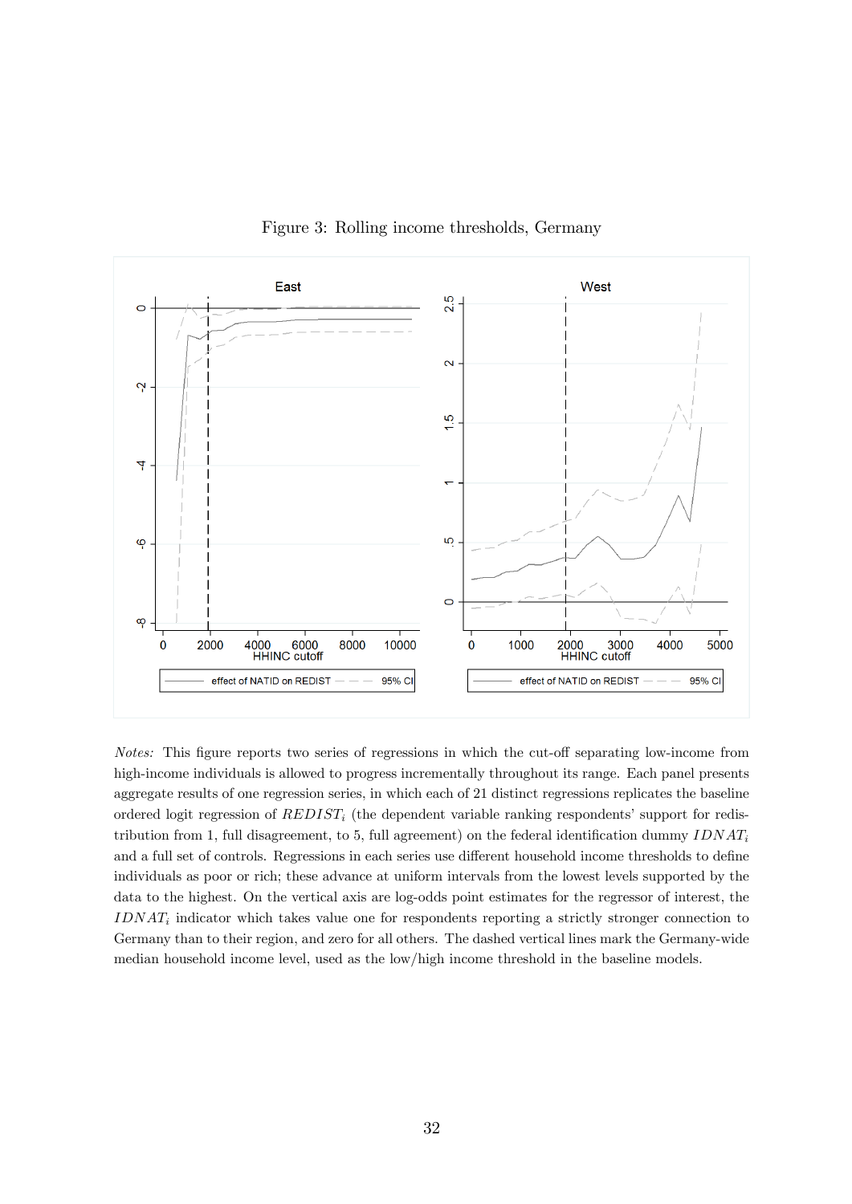Figure 3: Rolling income thresholds, Germany

*Notes:* This figure reports two series of regressions in which the cut-off separating low-income from high-income individuals is allowed to progress incrementally throughout its range. Each panel presents aggregate results of one regression series, in which each of 21 distinct regressions replicates the baseline ordered logit regression of $REDIST_i$ (the dependent variable ranking respondents' support for redistribution from 1, full disagreement, to 5, full agreement) on the federal identification dummy $IDNAT_i$ and a full set of controls. Regressions in each series use different household income thresholds to define individuals as poor or rich; these advance at uniform intervals from the lowest levels supported by the data to the highest. On the vertical axis are log-odds point estimates for the regressor of interest, the $IDNAT_i$ indicator which takes value one for respondents reporting a strictly stronger connection to Germany than to their region, and zero for all others. The dashed vertical lines mark the Germany-wide median household income level, used as the low/high income threshold in the baseline models.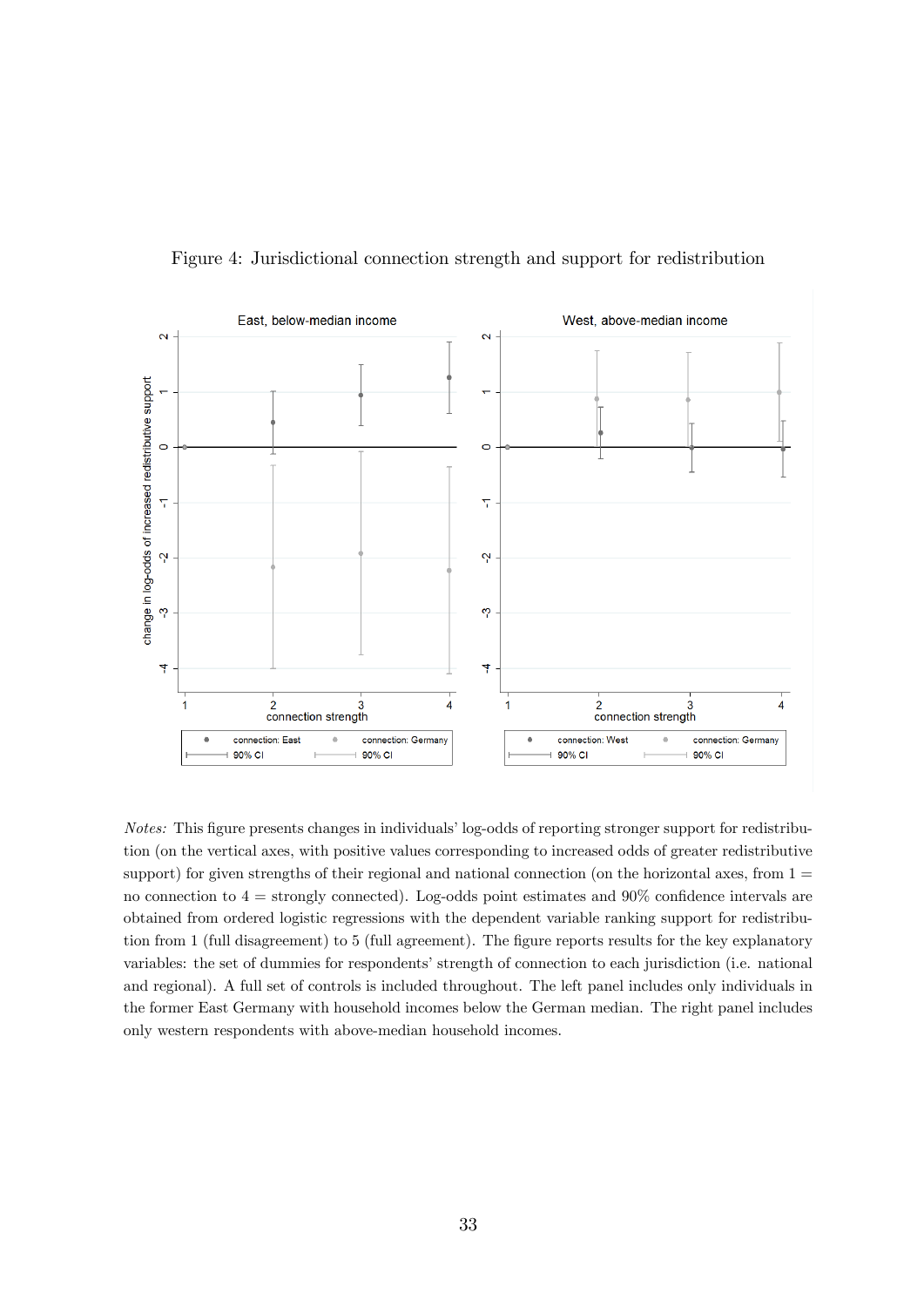Figure 4: Jurisdictional connection strength and support for redistribution

*Notes:* This figure presents changes in individuals' log-odds of reporting stronger support for redistribution (on the vertical axes, with positive values corresponding to increased odds of greater redistributive support) for given strengths of their regional and national connection (on the horizontal axes, from 1 = no connection to 4 = strongly connected). Log-odds point estimates and 90% confidence intervals are obtained from ordered logistic regressions with the dependent variable ranking support for redistribution from 1 (full disagreement) to 5 (full agreement). The figure reports results for the key explanatory variables: the set of dummies for respondents' strength of connection to each jurisdiction (i.e. national and regional). A full set of controls is included throughout. The left panel includes only individuals in the former East Germany with household incomes below the German median. The right panel includes only western respondents with above-median household incomes.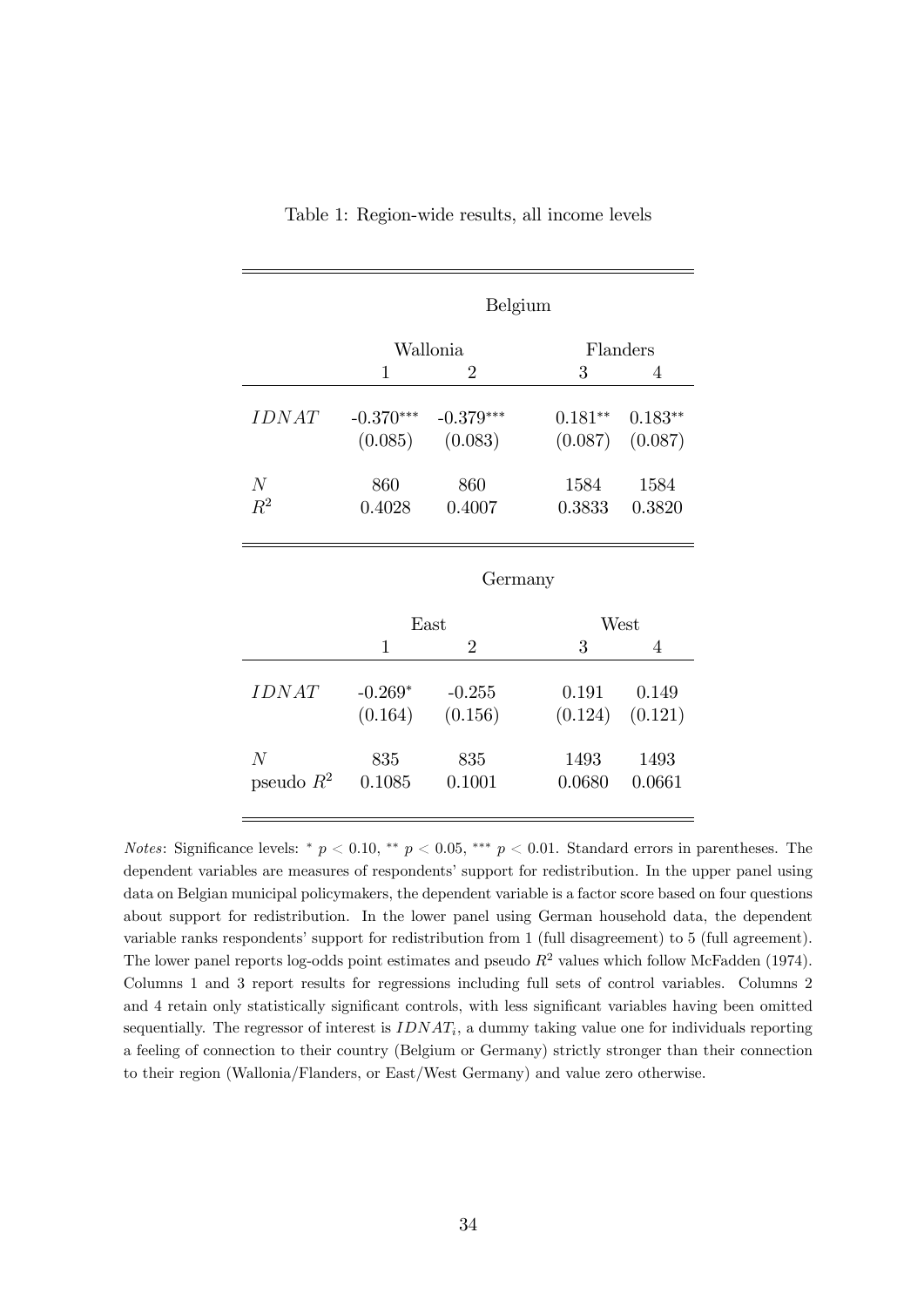Table 1: Region-wide results, all income levels

| | Belgium | | | |
|---|---|---|---|---|
| | Wallonia | | Flanders | |
| | 1 | 2 | 3 | 4 |
| $IDNAT$ | -0.370*** | -0.379*** | 0.181** | 0.183** |
| | (0.085) | (0.083) | (0.087) | (0.087) |
| $N$ | 860 | 860 | 1584 | 1584 |
| $R^2$ | 0.4028 | 0.4007 | 0.3833 | 0.3820 |

| | Germany | | | |
|---|---|---|---|---|
| | East | | West | |
| | 1 | 2 | 3 | 4 |
| $IDNAT$ | -0.269* | -0.255 | 0.191 | 0.149 |
| | (0.164) | (0.156) | (0.124) | (0.121) |
| $N$ | 835 | 835 | 1493 | 1493 |
| pseudo $R^2$ | 0.1085 | 0.1001 | 0.0680 | 0.0661 |

*Notes*: Significance levels: * $p < 0.10$, ** $p < 0.05$, *** $p < 0.01$. Standard errors in parentheses. The dependent variables are measures of respondents' support for redistribution. In the upper panel using data on Belgian municipal policymakers, the dependent variable is a factor score based on four questions about support for redistribution. In the lower panel using German household data, the dependent variable ranks respondents' support for redistribution from 1 (full disagreement) to 5 (full agreement). The lower panel reports log-odds point estimates and pseudo $R^2$ values which follow McFadden (1974). Columns 1 and 3 report results for regressions including full sets of control variables. Columns 2 and 4 retain only statistically significant controls, with less significant variables having been omitted sequentially. The regressor of interest is $IDNAT_i$, a dummy taking value one for individuals reporting a feeling of connection to their country (Belgium or Germany) strictly stronger than their connection to their region (Wallonia/Flanders, or East/West Germany) and value zero otherwise.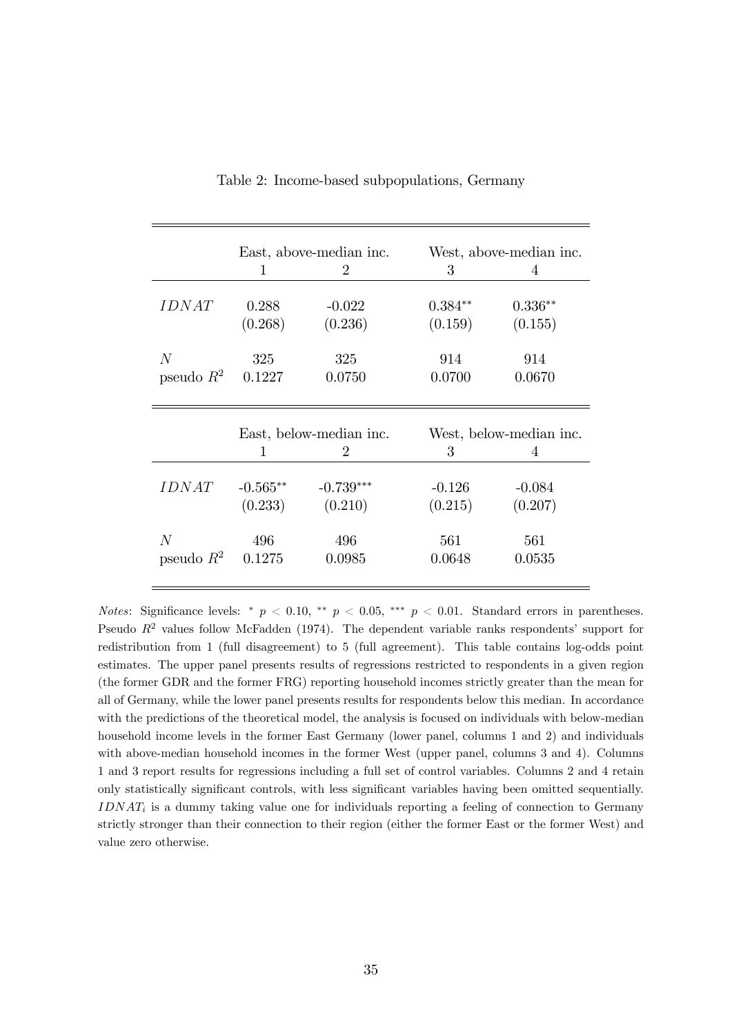Table 2: Income-based subpopulations, Germany

| | East, above-median inc. | | West, above-median inc. | |
|---|---|---|---|---|
| | 1 | 2 | 3 | 4 |
| $IDNAT$ | 0.288 | -0.022 | $0.384^{**}$ | $0.336^{**}$ |
| | (0.268) | (0.236) | (0.159) | (0.155) |
| $N$ | 325 | 325 | 914 | 914 |
| pseudo $R^2$ | 0.1227 | 0.0750 | 0.0700 | 0.0670 |

| | East, below-median inc. | | West, below-median inc. | |
|---|---|---|---|---|
| | 1 | 2 | 3 | 4 |
| $IDNAT$ | $-0.565^{**}$ | $-0.739^{***}$ | -0.126 | -0.084 |
| | (0.233) | (0.210) | (0.215) | (0.207) |
| $N$ | 496 | 496 | 561 | 561 |
| pseudo $R^2$ | 0.1275 | 0.0985 | 0.0648 | 0.0535 |

*Notes*: Significance levels: $^{*}$ $p < 0.10$, $^{**}$ $p < 0.05$, $^{***}$ $p < 0.01$. Standard errors in parentheses. Pseudo $R^2$ values follow McFadden (1974). The dependent variable ranks respondents' support for redistribution from 1 (full disagreement) to 5 (full agreement). This table contains log-odds point estimates. The upper panel presents results of regressions restricted to respondents in a given region (the former GDR and the former FRG) reporting household incomes strictly greater than the mean for all of Germany, while the lower panel presents results for respondents below this median. In accordance with the predictions of the theoretical model, the analysis is focused on individuals with below-median household income levels in the former East Germany (lower panel, columns 1 and 2) and individuals with above-median household incomes in the former West (upper panel, columns 3 and 4). Columns 1 and 3 report results for regressions including a full set of control variables. Columns 2 and 4 retain only statistically significant controls, with less significant variables having been omitted sequentially. $IDNAT_i$ is a dummy taking value one for individuals reporting a feeling of connection to Germany strictly stronger than their connection to their region (either the former East or the former West) and value zero otherwise.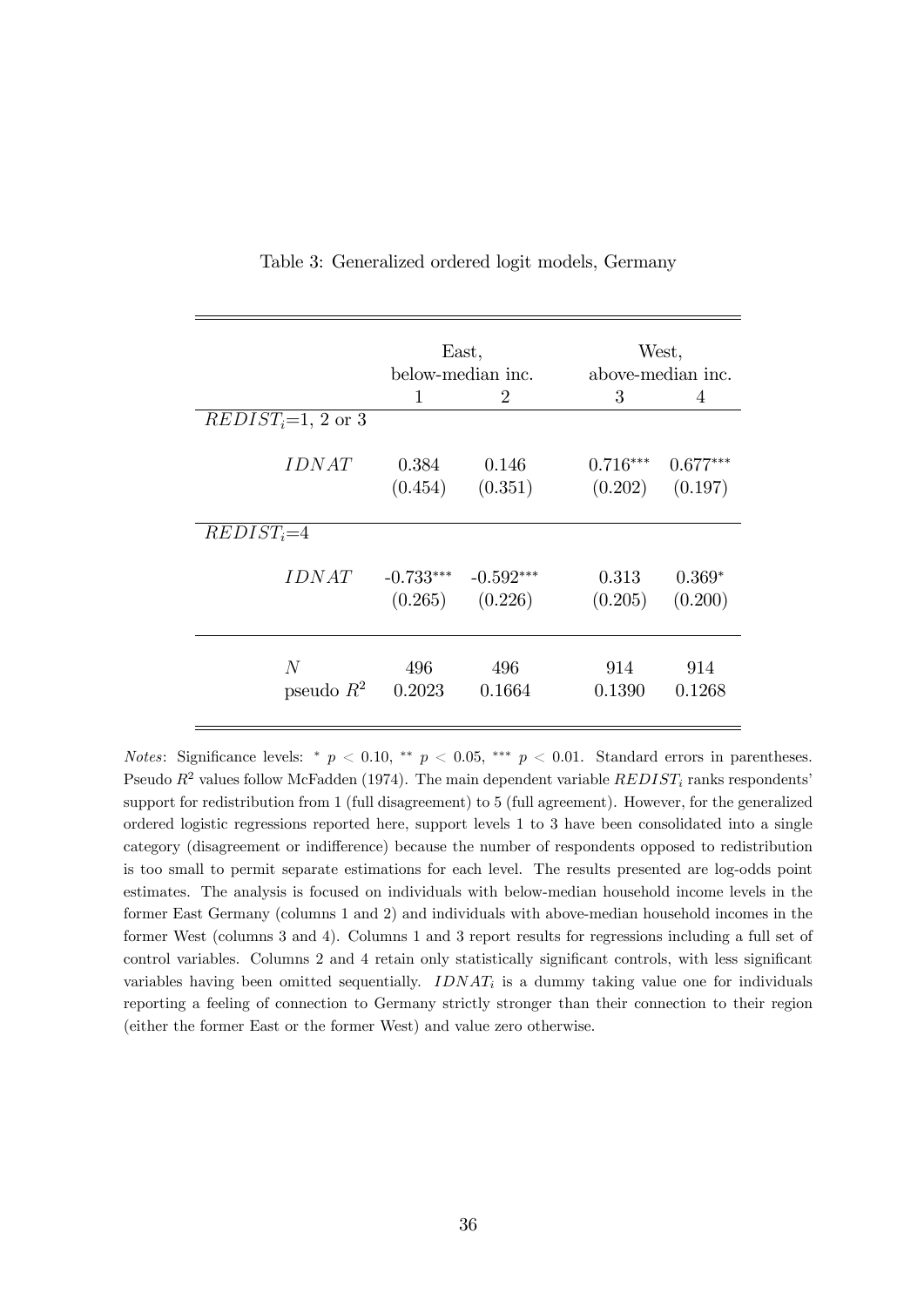Table 3: Generalized ordered logit models, Germany

| | East, below-median inc. | | West, above-median inc. | |
|---|---|---|---|---|
| | 1 | 2 | 3 | 4 |
| $REDIST_i$=1, 2 or 3 | | | | |
| $IDNAT$ | 0.384 | 0.146 | 0.716*** | 0.677*** |
| | (0.454) | (0.351) | (0.202) | (0.197) |
| $REDIST_i$=4 | | | | |
| $IDNAT$ | -0.733*** | -0.592*** | 0.313 | 0.369* |
| | (0.265) | (0.226) | (0.205) | (0.200) |
| $N$ | 496 | 496 | 914 | 914 |
| pseudo $R^2$ | 0.2023 | 0.1664 | 0.1390 | 0.1268 |

*Notes*: Significance levels: * $p < 0.10$, ** $p < 0.05$, *** $p < 0.01$. Standard errors in parentheses. Pseudo $R^2$ values follow McFadden (1974). The main dependent variable $REDIST_i$ ranks respondents' support for redistribution from 1 (full disagreement) to 5 (full agreement). However, for the generalized ordered logistic regressions reported here, support levels 1 to 3 have been consolidated into a single category (disagreement or indifference) because the number of respondents opposed to redistribution is too small to permit separate estimations for each level. The results presented are log-odds point estimates. The analysis is focused on individuals with below-median household income levels in the former East Germany (columns 1 and 2) and individuals with above-median household incomes in the former West (columns 3 and 4). Columns 1 and 3 report results for regressions including a full set of control variables. Columns 2 and 4 retain only statistically significant controls, with less significant variables having been omitted sequentially. $IDNAT_i$ is a dummy taking value one for individuals reporting a feeling of connection to Germany strictly stronger than their connection to their region (either the former East or the former West) and value zero otherwise.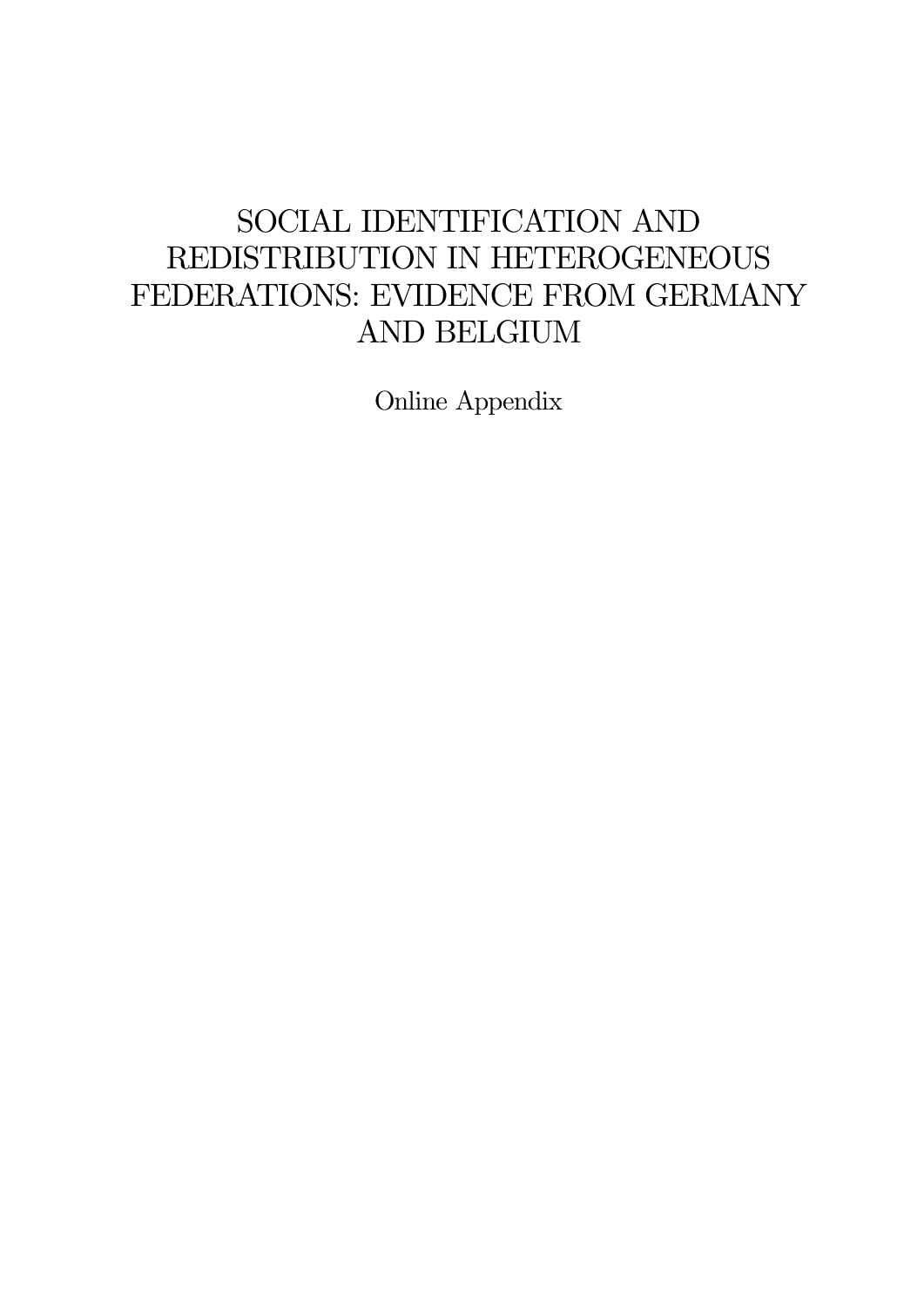# SOCIAL IDENTIFICATION AND REDISTRIBUTION IN HETEROGENEOUS FEDERATIONS: EVIDENCE FROM GERMANY AND BELGIUM

Online Appendix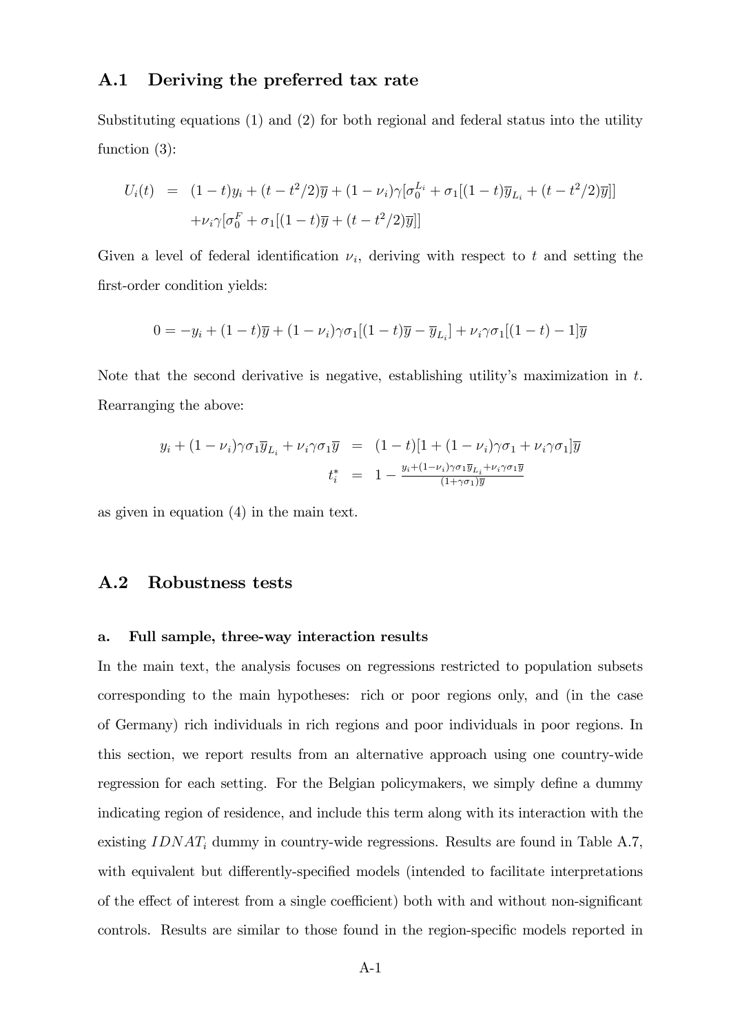## A.1 Deriving the preferred tax rate

Substituting equations (1) and (2) for both regional and federal status into the utility function (3):

$$
\begin{aligned}
U_i(t) &= (1-t)y_i + (t - t^2/2)\overline{y} + (1-\nu_i)\gamma[\sigma_0^{L_i} + \sigma_1[(1-t)\overline{y}_{L_i} + (t - t^2/2)\overline{y}]] \\
&\quad + \nu_i\gamma[\sigma_0^F + \sigma_1[(1-t)\overline{y} + (t - t^2/2)\overline{y}]]
\end{aligned}
$$

Given a level of federal identification $\nu_i$, deriving with respect to $t$ and setting the first-order condition yields:

$$
0 = -y_i + (1-t)\overline{y} + (1-\nu_i)\gamma\sigma_1[(1-t)\overline{y} - \overline{y}_{L_i}] + \nu_i\gamma\sigma_1[(1-t) - 1]\overline{y}
$$

Note that the second derivative is negative, establishing utility's maximization in $t$. Rearranging the above:

$$
\begin{aligned}
y_i + (1-\nu_i)\gamma\sigma_1\overline{y}_{L_i} + \nu_i\gamma\sigma_1\overline{y} &= (1-t)[1 + (1-\nu_i)\gamma\sigma_1 + \nu_i\gamma\sigma_1]\overline{y} \\
t_i^* &= 1 - \frac{y_i + (1-\nu_i)\gamma\sigma_1\overline{y}_{L_i} + \nu_i\gamma\sigma_1\overline{y}}{(1+\gamma\sigma_1)\overline{y}}
\end{aligned}
$$

as given in equation (4) in the main text.

## A.2 Robustness tests

### a. Full sample, three-way interaction results

In the main text, the analysis focuses on regressions restricted to population subsets corresponding to the main hypotheses: rich or poor regions only, and (in the case of Germany) rich individuals in rich regions and poor individuals in poor regions. In this section, we report results from an alternative approach using one country-wide regression for each setting. For the Belgian policymakers, we simply define a dummy indicating region of residence, and include this term along with its interaction with the existing $IDNAT_i$ dummy in country-wide regressions. Results are found in Table A.7, with equivalent but differently-specified models (intended to facilitate interpretations of the effect of interest from a single coefficient) both with and without non-significant controls. Results are similar to those found in the region-specific models reported in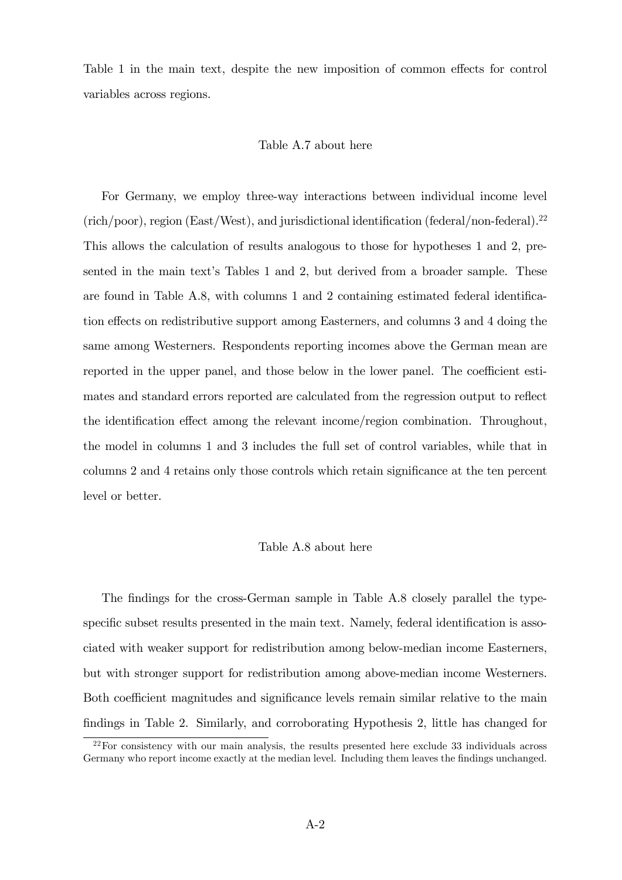Table 1 in the main text, despite the new imposition of common effects for control variables across regions.

Table A.7 about here

For Germany, we employ three-way interactions between individual income level (rich/poor), region (East/West), and jurisdictional identification (federal/non-federal).[22] This allows the calculation of results analogous to those for hypotheses 1 and 2, presented in the main text's Tables 1 and 2, but derived from a broader sample. These are found in Table A.8, with columns 1 and 2 containing estimated federal identification effects on redistributive support among Easterners, and columns 3 and 4 doing the same among Westerners. Respondents reporting incomes above the German mean are reported in the upper panel, and those below in the lower panel. The coefficient estimates and standard errors reported are calculated from the regression output to reflect the identification effect among the relevant income/region combination. Throughout, the model in columns 1 and 3 includes the full set of control variables, while that in columns 2 and 4 retains only those controls which retain significance at the ten percent level or better.

Table A.8 about here

The findings for the cross-German sample in Table A.8 closely parallel the type-specific subset results presented in the main text. Namely, federal identification is associated with weaker support for redistribution among below-median income Easterners, but with stronger support for redistribution among above-median income Westerners. Both coefficient magnitudes and significance levels remain similar relative to the main findings in Table 2. Similarly, and corroborating Hypothesis 2, little has changed for

[22] For consistency with our main analysis, the results presented here exclude 33 individuals across Germany who report income exactly at the median level. Including them leaves the findings unchanged.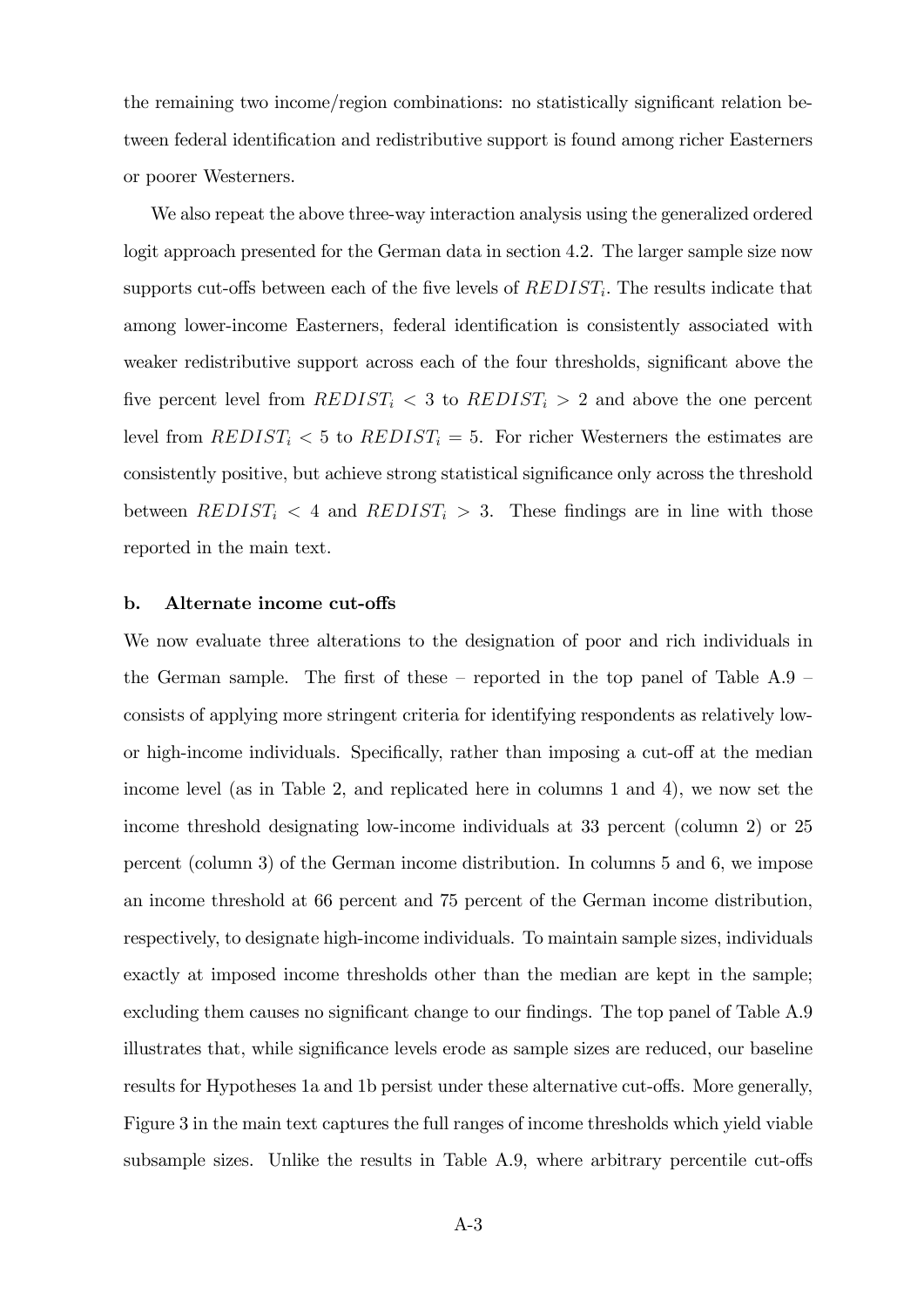the remaining two income/region combinations: no statistically significant relation between federal identification and redistributive support is found among richer Easterners or poorer Westerners.

We also repeat the above three-way interaction analysis using the generalized ordered logit approach presented for the German data in section 4.2. The larger sample size now supports cut-offs between each of the five levels of $REDIST_i$. The results indicate that among lower-income Easterners, federal identification is consistently associated with weaker redistributive support across each of the four thresholds, significant above the five percent level from $REDIST_i < 3$ to $REDIST_i > 2$ and above the one percent level from $REDIST_i < 5$ to $REDIST_i = 5$. For richer Westerners the estimates are consistently positive, but achieve strong statistical significance only across the threshold between $REDIST_i < 4$ and $REDIST_i > 3$. These findings are in line with those reported in the main text.

### b. Alternate income cut-offs

We now evaluate three alterations to the designation of poor and rich individuals in the German sample. The first of these – reported in the top panel of Table A.9 – consists of applying more stringent criteria for identifying respondents as relatively low- or high-income individuals. Specifically, rather than imposing a cut-off at the median income level (as in Table 2, and replicated here in columns 1 and 4), we now set the income threshold designating low-income individuals at 33 percent (column 2) or 25 percent (column 3) of the German income distribution. In columns 5 and 6, we impose an income threshold at 66 percent and 75 percent of the German income distribution, respectively, to designate high-income individuals. To maintain sample sizes, individuals exactly at imposed income thresholds other than the median are kept in the sample; excluding them causes no significant change to our findings. The top panel of Table A.9 illustrates that, while significance levels erode as sample sizes are reduced, our baseline results for Hypotheses 1a and 1b persist under these alternative cut-offs. More generally, Figure 3 in the main text captures the full ranges of income thresholds which yield viable subsample sizes. Unlike the results in Table A.9, where arbitrary percentile cut-offs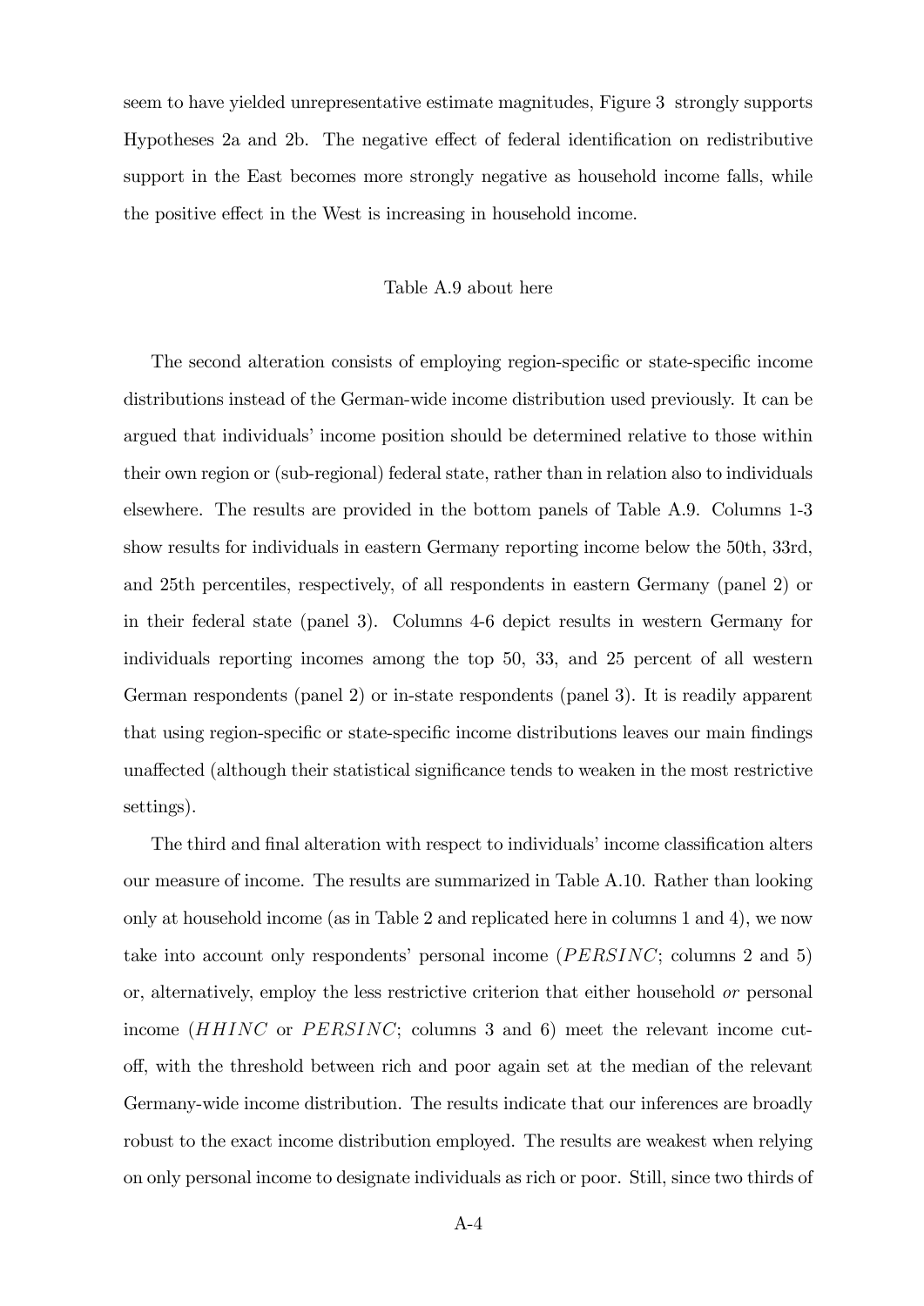seem to have yielded unrepresentative estimate magnitudes, Figure 3 strongly supports Hypotheses 2a and 2b. The negative effect of federal identification on redistributive support in the East becomes more strongly negative as household income falls, while the positive effect in the West is increasing in household income.

Table A.9 about here

The second alteration consists of employing region-specific or state-specific income distributions instead of the German-wide income distribution used previously. It can be argued that individuals' income position should be determined relative to those within their own region or (sub-regional) federal state, rather than in relation also to individuals elsewhere. The results are provided in the bottom panels of Table A.9. Columns 1-3 show results for individuals in eastern Germany reporting income below the 50th, 33rd, and 25th percentiles, respectively, of all respondents in eastern Germany (panel 2) or in their federal state (panel 3). Columns 4-6 depict results in western Germany for individuals reporting incomes among the top 50, 33, and 25 percent of all western German respondents (panel 2) or in-state respondents (panel 3). It is readily apparent that using region-specific or state-specific income distributions leaves our main findings unaffected (although their statistical significance tends to weaken in the most restrictive settings).

The third and final alteration with respect to individuals' income classification alters our measure of income. The results are summarized in Table A.10. Rather than looking only at household income (as in Table 2 and replicated here in columns 1 and 4), we now take into account only respondents' personal income ($PERSINC$; columns 2 and 5) or, alternatively, employ the less restrictive criterion that either household *or* personal income ($HHINC$ or $PERSINC$; columns 3 and 6) meet the relevant income cut-off, with the threshold between rich and poor again set at the median of the relevant Germany-wide income distribution. The results indicate that our inferences are broadly robust to the exact income distribution employed. The results are weakest when relying on only personal income to designate individuals as rich or poor. Still, since two thirds of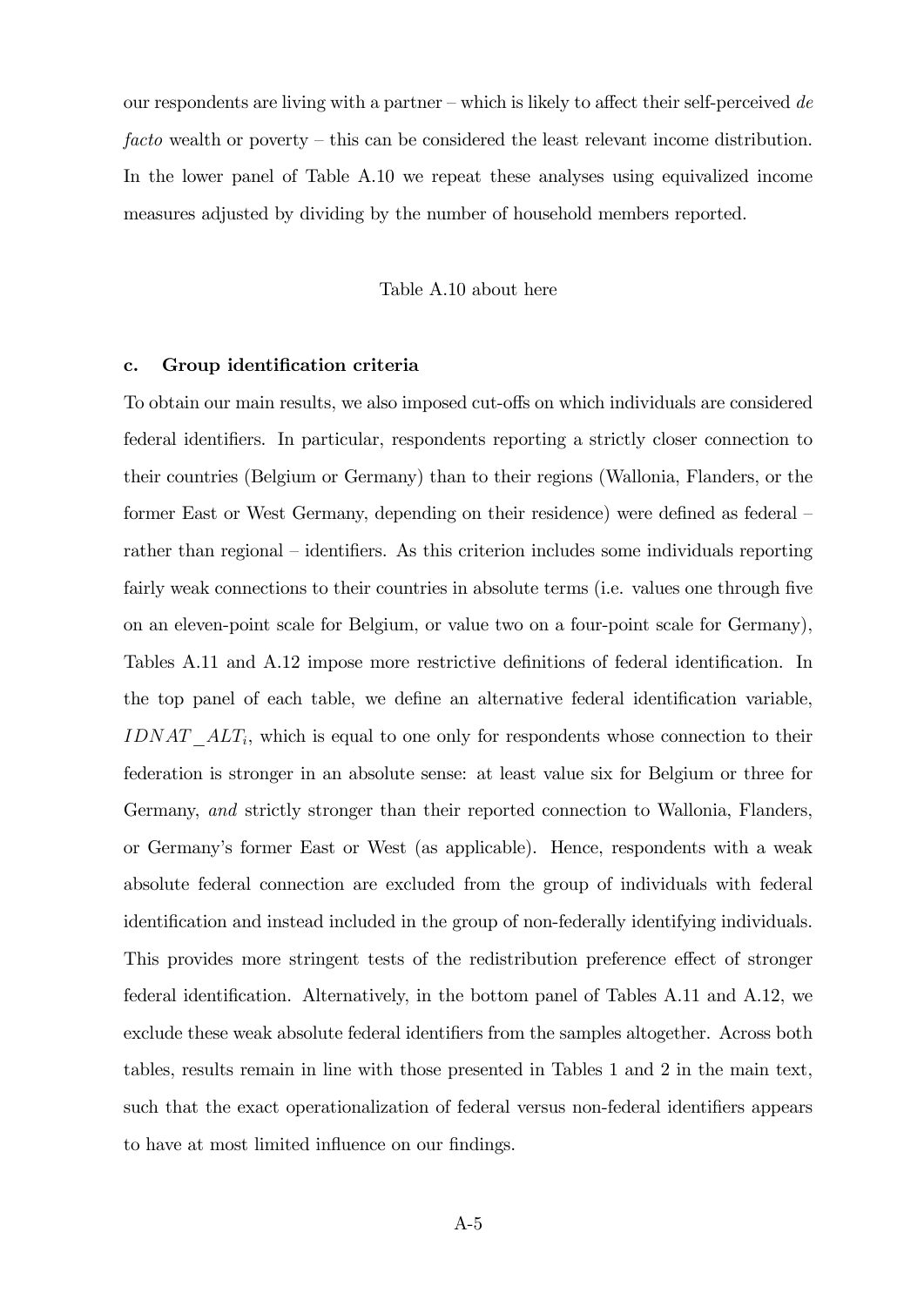our respondents are living with a partner – which is likely to affect their self-perceived *de facto* wealth or poverty – this can be considered the least relevant income distribution. In the lower panel of Table A.10 we repeat these analyses using equivalized income measures adjusted by dividing by the number of household members reported.

Table A.10 about here

### c. Group identification criteria

To obtain our main results, we also imposed cut-offs on which individuals are considered federal identifiers. In particular, respondents reporting a strictly closer connection to their countries (Belgium or Germany) than to their regions (Wallonia, Flanders, or the former East or West Germany, depending on their residence) were defined as federal – rather than regional – identifiers. As this criterion includes some individuals reporting fairly weak connections to their countries in absolute terms (i.e. values one through five on an eleven-point scale for Belgium, or value two on a four-point scale for Germany), Tables A.11 and A.12 impose more restrictive definitions of federal identification. In the top panel of each table, we define an alternative federal identification variable, $IDNAT\_ALT_i$, which is equal to one only for respondents whose connection to their federation is stronger in an absolute sense: at least value six for Belgium or three for Germany, *and* strictly stronger than their reported connection to Wallonia, Flanders, or Germany's former East or West (as applicable). Hence, respondents with a weak absolute federal connection are excluded from the group of individuals with federal identification and instead included in the group of non-federally identifying individuals. This provides more stringent tests of the redistribution preference effect of stronger federal identification. Alternatively, in the bottom panel of Tables A.11 and A.12, we exclude these weak absolute federal identifiers from the samples altogether. Across both tables, results remain in line with those presented in Tables 1 and 2 in the main text, such that the exact operationalization of federal versus non-federal identifiers appears to have at most limited influence on our findings.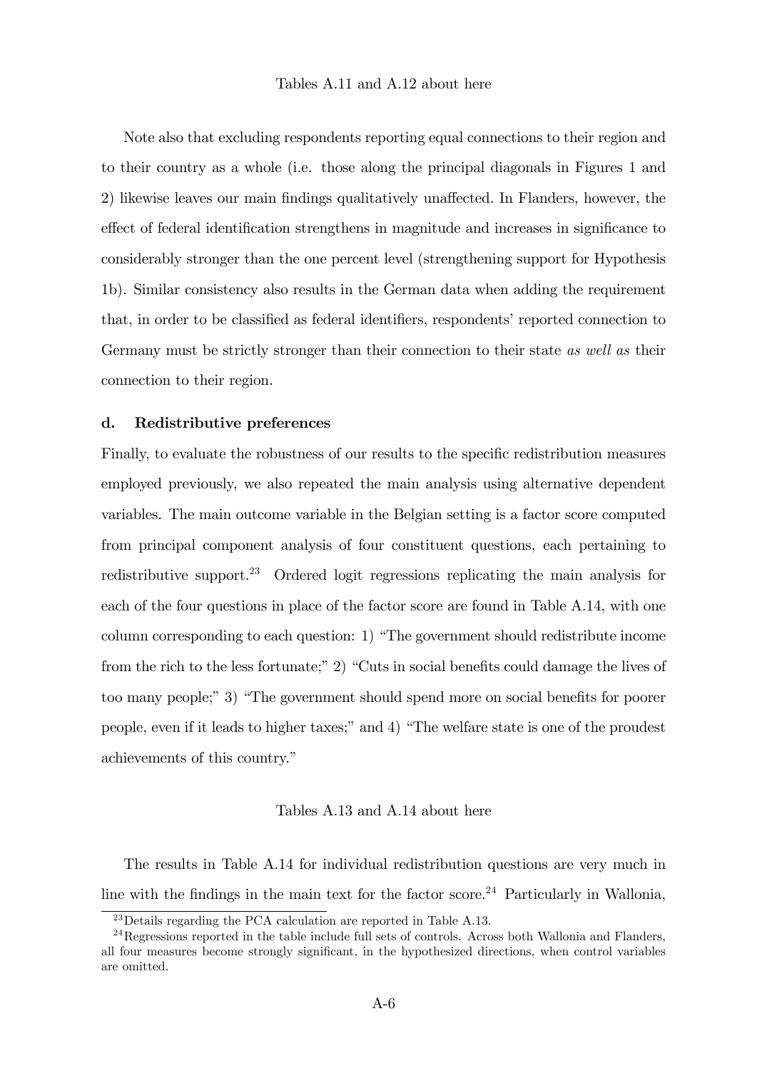Tables A.11 and A.12 about here

Note also that excluding respondents reporting equal connections to their region and to their country as a whole (i.e. those along the principal diagonals in Figures 1 and 2) likewise leaves our main findings qualitatively unaffected. In Flanders, however, the effect of federal identification strengthens in magnitude and increases in significance to considerably stronger than the one percent level (strengthening support for Hypothesis 1b). Similar consistency also results in the German data when adding the requirement that, in order to be classified as federal identifiers, respondents' reported connection to Germany must be strictly stronger than their connection to their state *as well as* their connection to their region.

### d. Redistributive preferences

Finally, to evaluate the robustness of our results to the specific redistribution measures employed previously, we also repeated the main analysis using alternative dependent variables. The main outcome variable in the Belgian setting is a factor score computed from principal component analysis of four constituent questions, each pertaining to redistributive support.[23] Ordered logit regressions replicating the main analysis for each of the four questions in place of the factor score are found in Table A.14, with one column corresponding to each question: 1) "The government should redistribute income from the rich to the less fortunate;" 2) "Cuts in social benefits could damage the lives of too many people;" 3) "The government should spend more on social benefits for poorer people, even if it leads to higher taxes;" and 4) "The welfare state is one of the proudest achievements of this country."

Tables A.13 and A.14 about here

The results in Table A.14 for individual redistribution questions are very much in line with the findings in the main text for the factor score.[24] Particularly in Wallonia,

[23] Details regarding the PCA calculation are reported in Table A.13.

[24] Regressions reported in the table include full sets of controls. Across both Wallonia and Flanders, all four measures become strongly significant, in the hypothesized directions, when control variables are omitted.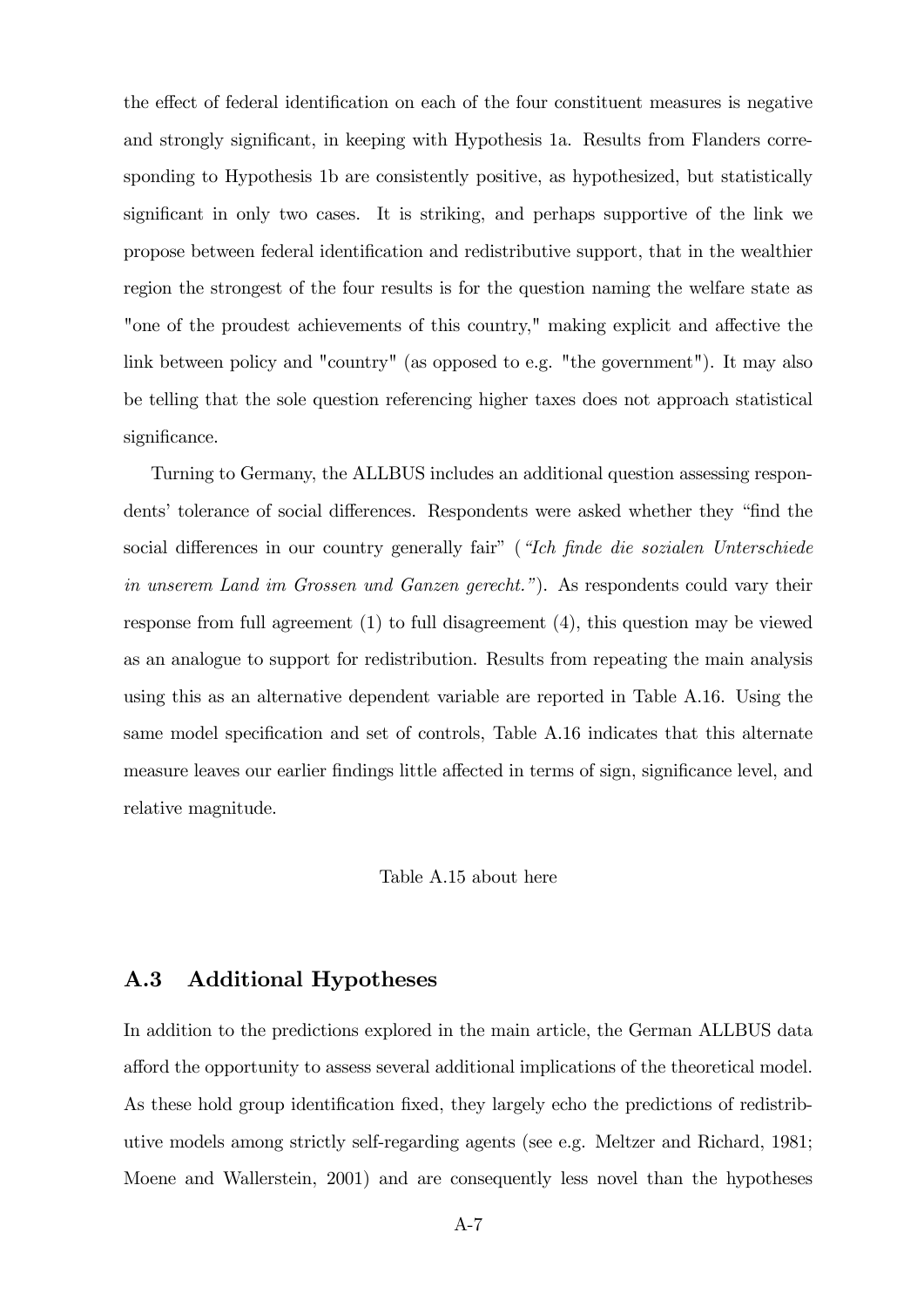the effect of federal identification on each of the four constituent measures is negative and strongly significant, in keeping with Hypothesis 1a. Results from Flanders corresponding to Hypothesis 1b are consistently positive, as hypothesized, but statistically significant in only two cases. It is striking, and perhaps supportive of the link we propose between federal identification and redistributive support, that in the wealthier region the strongest of the four results is for the question naming the welfare state as "one of the proudest achievements of this country," making explicit and affective the link between policy and "country" (as opposed to e.g. "the government"). It may also be telling that the sole question referencing higher taxes does not approach statistical significance.

Turning to Germany, the ALLBUS includes an additional question assessing respondents' tolerance of social differences. Respondents were asked whether they "find the social differences in our country generally fair" (*"Ich finde die sozialen Unterschiede in unserem Land im Grossen und Ganzen gerecht."*). As respondents could vary their response from full agreement (1) to full disagreement (4), this question may be viewed as an analogue to support for redistribution. Results from repeating the main analysis using this as an alternative dependent variable are reported in Table A.16. Using the same model specification and set of controls, Table A.16 indicates that this alternate measure leaves our earlier findings little affected in terms of sign, significance level, and relative magnitude.

Table A.15 about here

## A.3 Additional Hypotheses

In addition to the predictions explored in the main article, the German ALLBUS data afford the opportunity to assess several additional implications of the theoretical model. As these hold group identification fixed, they largely echo the predictions of redistributive models among strictly self-regarding agents (see e.g. Meltzer and Richard, 1981; Moene and Wallerstein, 2001) and are consequently less novel than the hypotheses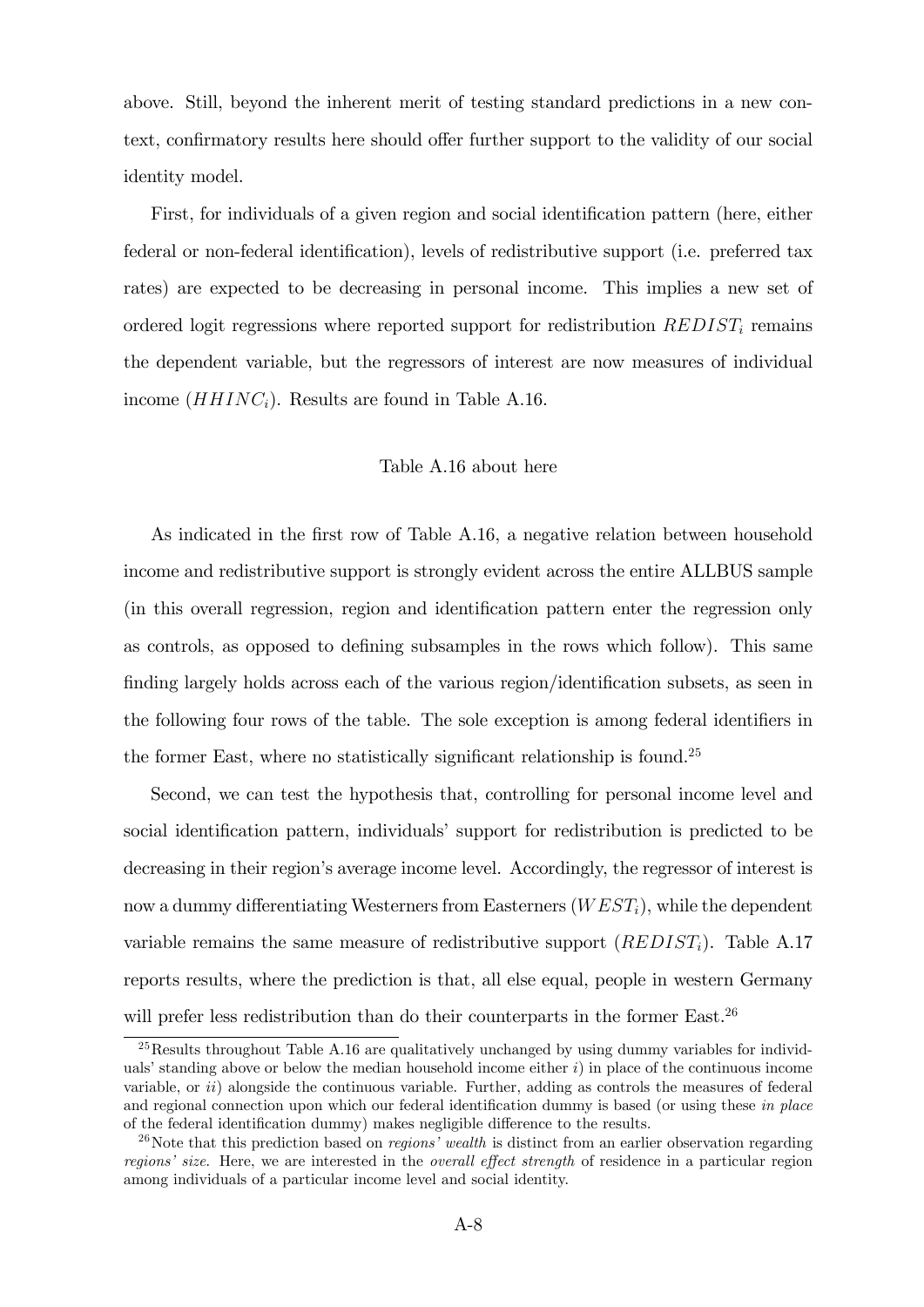above. Still, beyond the inherent merit of testing standard predictions in a new context, confirmatory results here should offer further support to the validity of our social identity model.

First, for individuals of a given region and social identification pattern (here, either federal or non-federal identification), levels of redistributive support (i.e. preferred tax rates) are expected to be decreasing in personal income. This implies a new set of ordered logit regressions where reported support for redistribution $REDIST_i$ remains the dependent variable, but the regressors of interest are now measures of individual income ($HHINC_i$). Results are found in Table A.16.

Table A.16 about here

As indicated in the first row of Table A.16, a negative relation between household income and redistributive support is strongly evident across the entire ALLBUS sample (in this overall regression, region and identification pattern enter the regression only as controls, as opposed to defining subsamples in the rows which follow). This same finding largely holds across each of the various region/identification subsets, as seen in the following four rows of the table. The sole exception is among federal identifiers in the former East, where no statistically significant relationship is found.[25]

Second, we can test the hypothesis that, controlling for personal income level and social identification pattern, individuals' support for redistribution is predicted to be decreasing in their region's average income level. Accordingly, the regressor of interest is now a dummy differentiating Westerners from Easterners ($WEST_i$), while the dependent variable remains the same measure of redistributive support ($REDIST_i$). Table A.17 reports results, where the prediction is that, all else equal, people in western Germany will prefer less redistribution than do their counterparts in the former East.[26]

[25] Results throughout Table A.16 are qualitatively unchanged by using dummy variables for individuals' standing above or below the median household income either *i*) in place of the continuous income variable, or *ii*) alongside the continuous variable. Further, adding as controls the measures of federal and regional connection upon which our federal identification dummy is based (or using these *in place* of the federal identification dummy) makes negligible difference to the results.

[26] Note that this prediction based on *regions' wealth* is distinct from an earlier observation regarding *regions' size*. Here, we are interested in the *overall effect strength* of residence in a particular region among individuals of a particular income level and social identity.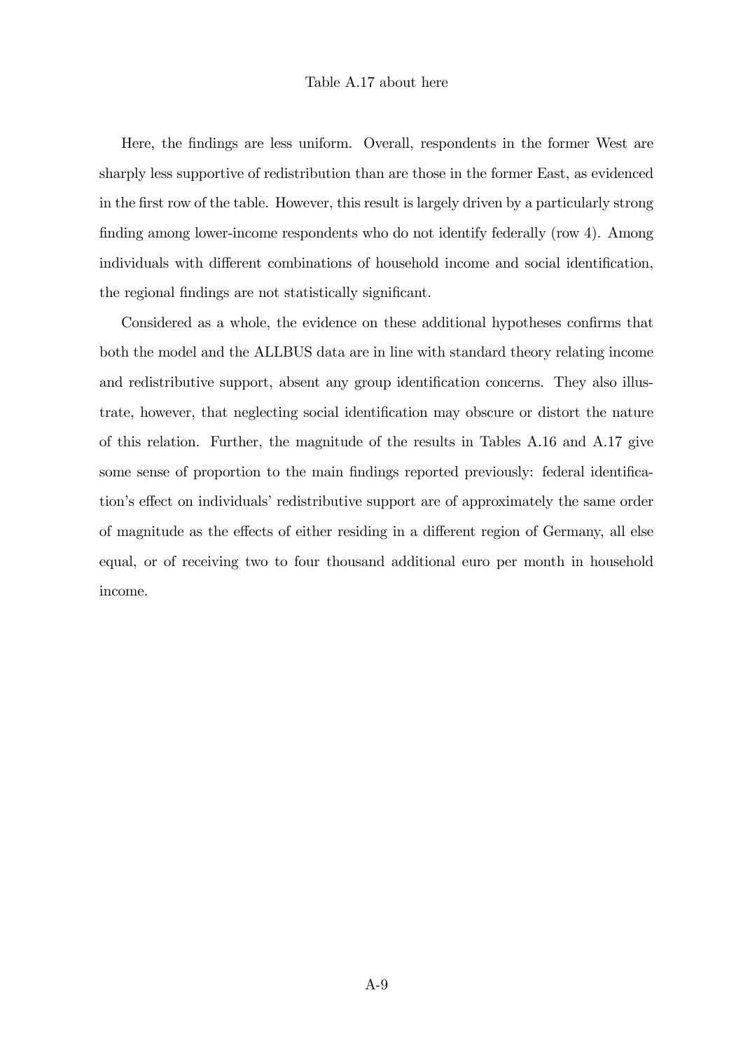Table A.17 about here

Here, the findings are less uniform. Overall, respondents in the former West are sharply less supportive of redistribution than are those in the former East, as evidenced in the first row of the table. However, this result is largely driven by a particularly strong finding among lower-income respondents who do not identify federally (row 4). Among individuals with different combinations of household income and social identification, the regional findings are not statistically significant.

Considered as a whole, the evidence on these additional hypotheses confirms that both the model and the ALLBUS data are in line with standard theory relating income and redistributive support, absent any group identification concerns. They also illustrate, however, that neglecting social identification may obscure or distort the nature of this relation. Further, the magnitude of the results in Tables A.16 and A.17 give some sense of proportion to the main findings reported previously: federal identification's effect on individuals' redistributive support are of approximately the same order of magnitude as the effects of either residing in a different region of Germany, all else equal, or of receiving two to four thousand additional euro per month in household income.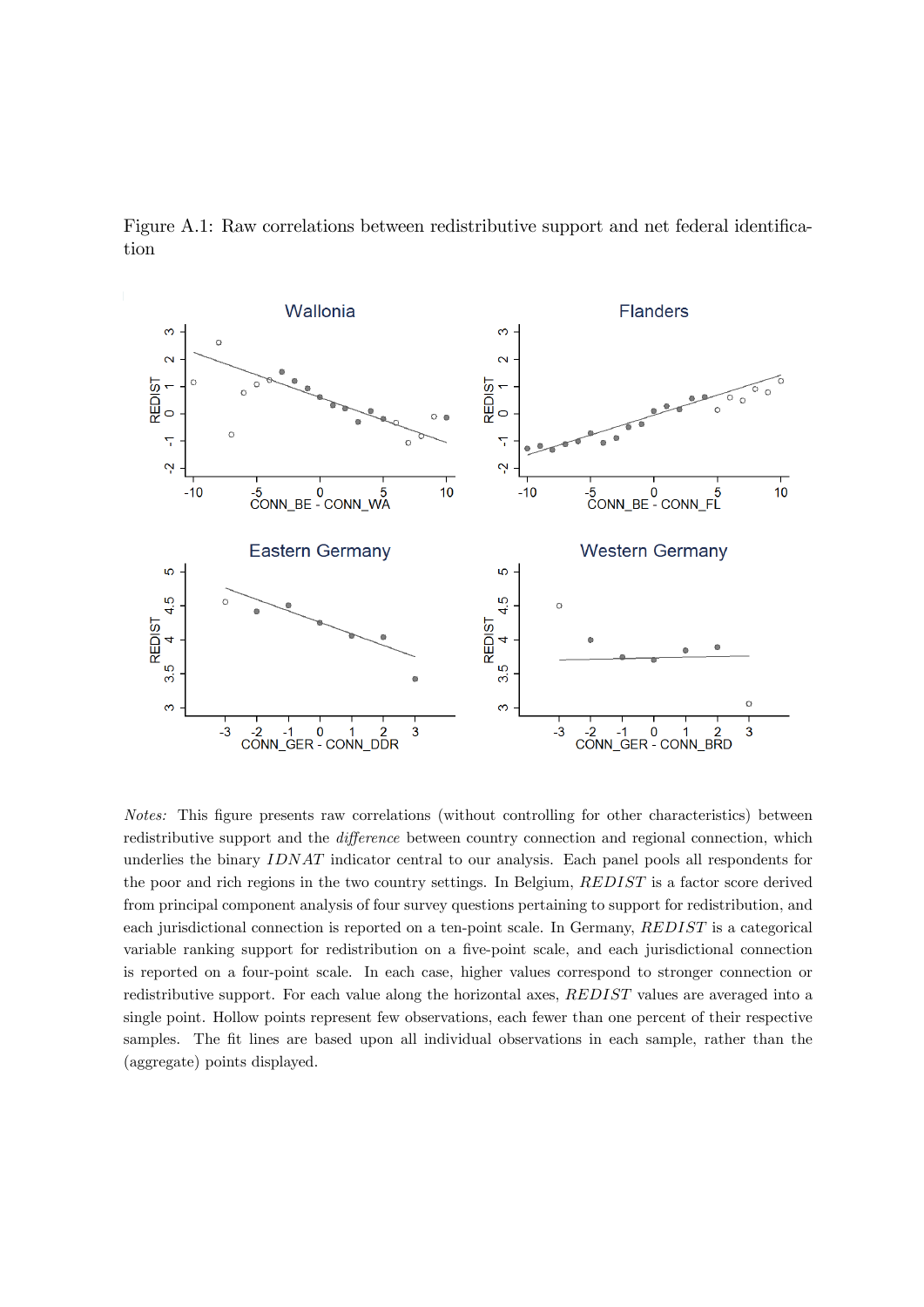Figure A.1: Raw correlations between redistributive support and net federal identification

*Notes:* This figure presents raw correlations (without controlling for other characteristics) between redistributive support and the *difference* between country connection and regional connection, which underlies the binary $IDNAT$ indicator central to our analysis. Each panel pools all respondents for the poor and rich regions in the two country settings. In Belgium, $REDIST$ is a factor score derived from principal component analysis of four survey questions pertaining to support for redistribution, and each jurisdictional connection is reported on a ten-point scale. In Germany, $REDIST$ is a categorical variable ranking support for redistribution on a five-point scale, and each jurisdictional connection is reported on a four-point scale. In each case, higher values correspond to stronger connection or redistributive support. For each value along the horizontal axes, $REDIST$ values are averaged into a single point. Hollow points represent few observations, each fewer than one percent of their respective samples. The fit lines are based upon all individual observations in each sample, rather than the (aggregate) points displayed.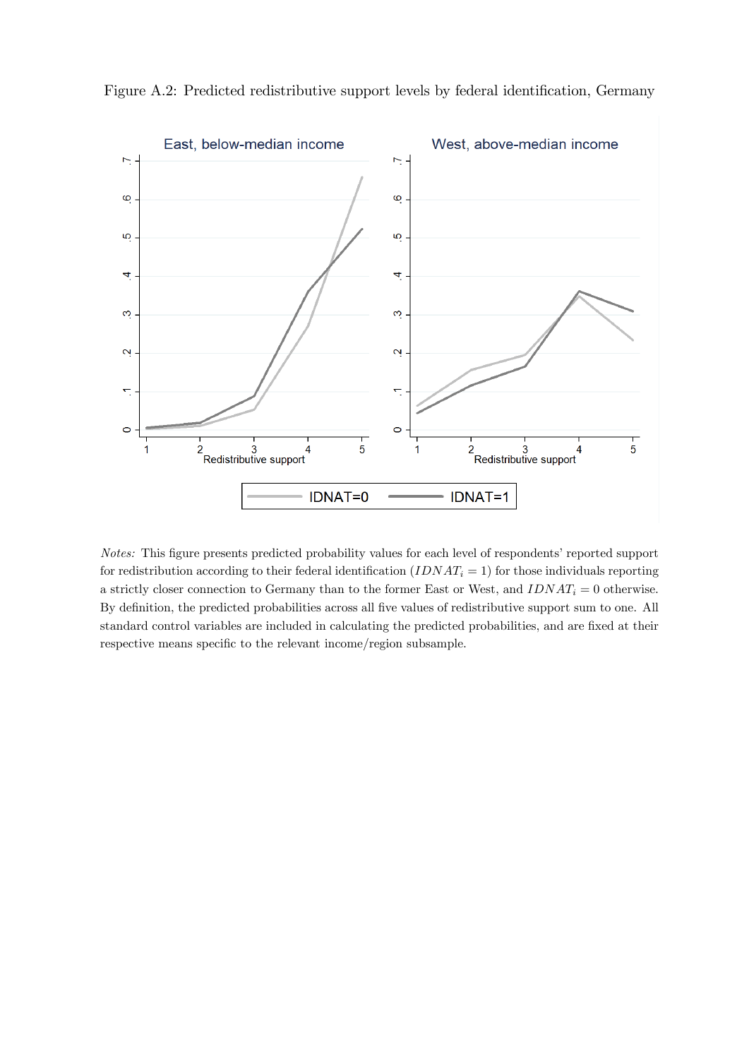Figure A.2: Predicted redistributive support levels by federal identification, Germany

*Notes:* This figure presents predicted probability values for each level of respondents' reported support for redistribution according to their federal identification ($IDNAT_i = 1$) for those individuals reporting a strictly closer connection to Germany than to the former East or West, and $IDNAT_i = 0$ otherwise. By definition, the predicted probabilities across all five values of redistributive support sum to one. All standard control variables are included in calculating the predicted probabilities, and are fixed at their respective means specific to the relevant income/region subsample.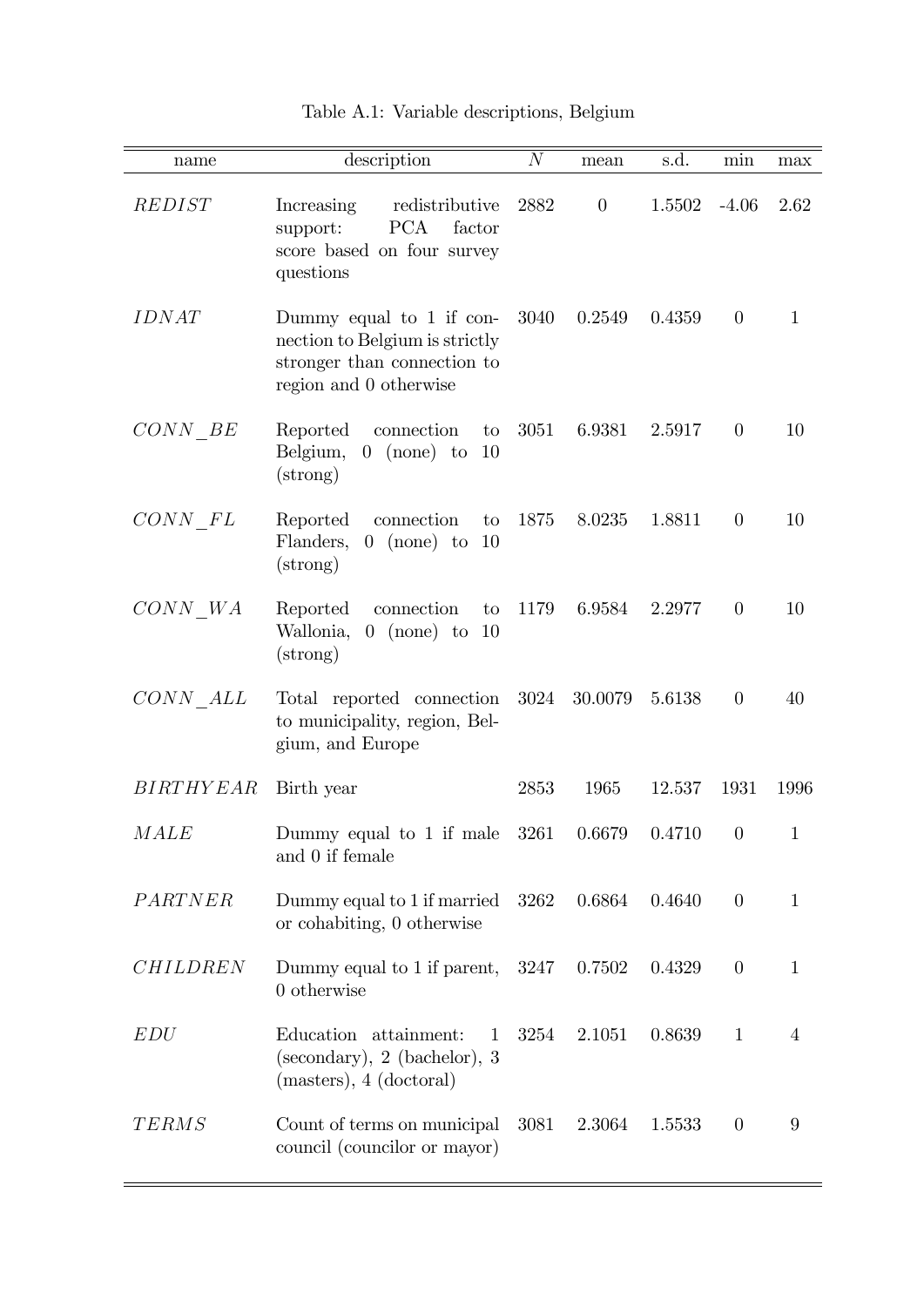Table A.1: Variable descriptions, Belgium

| name | description | $N$ | mean | s.d. | min | max |
|---|---|---|---|---|---|---|
| $REDIST$ | Increasing redistributive support: PCA factor score based on four survey questions | 2882 | 0 | 1.5502 | -4.06 | 2.62 |
| $IDNAT$ | Dummy equal to 1 if connection to Belgium is strictly stronger than connection to region and 0 otherwise | 3040 | 0.2549 | 0.4359 | 0 | 1 |
| $CONN\_BE$ | Reported connection to Belgium, 0 (none) to 10 (strong) | 3051 | 6.9381 | 2.5917 | 0 | 10 |
| $CONN\_FL$ | Reported connection to Flanders, 0 (none) to 10 (strong) | 1875 | 8.0235 | 1.8811 | 0 | 10 |
| $CONN\_WA$ | Reported connection to Wallonia, 0 (none) to 10 (strong) | 1179 | 6.9584 | 2.2977 | 0 | 10 |
| $CONN\_ALL$ | Total reported connection to municipality, region, Belgium, and Europe | 3024 | 30.0079 | 5.6138 | 0 | 40 |
| $BIRTHYEAR$ | Birth year | 2853 | 1965 | 12.537 | 1931 | 1996 |
| $MALE$ | Dummy equal to 1 if male and 0 if female | 3261 | 0.6679 | 0.4710 | 0 | 1 |
| $PARTNER$ | Dummy equal to 1 if married or cohabiting, 0 otherwise | 3262 | 0.6864 | 0.4640 | 0 | 1 |
| $CHILDREN$ | Dummy equal to 1 if parent, 0 otherwise | 3247 | 0.7502 | 0.4329 | 0 | 1 |
| $EDU$ | Education attainment: 1 (secondary), 2 (bachelor), 3 (masters), 4 (doctoral) | 3254 | 2.1051 | 0.8639 | 1 | 4 |
| $TERMS$ | Count of terms on municipal council (councilor or mayor) | 3081 | 2.3064 | 1.5533 | 0 | 9 |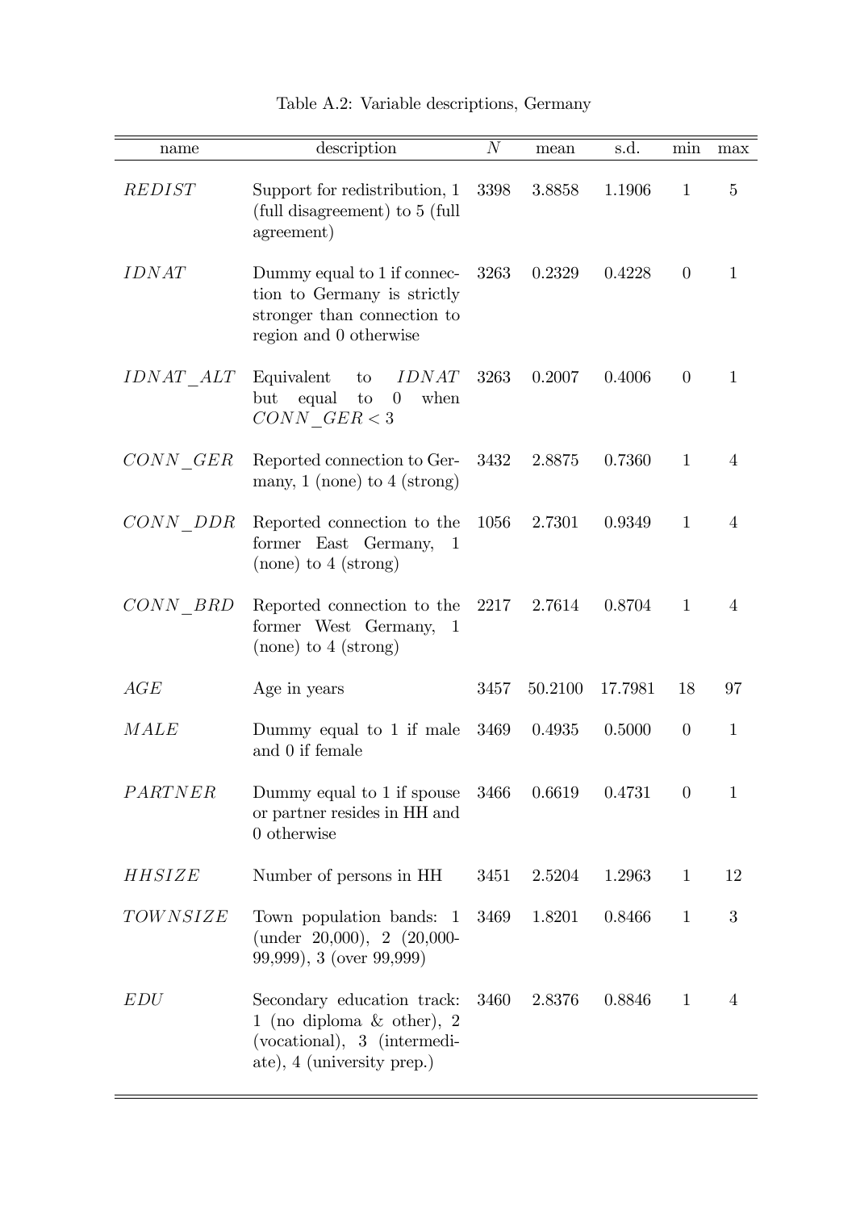Table A.2: Variable descriptions, Germany

| name | description | $N$ | mean | s.d. | min | max |
|---|---|---|---|---|---|---|
| $REDIST$ | Support for redistribution, 1 (full disagreement) to 5 (full agreement) | 3398 | 3.8858 | 1.1906 | 1 | 5 |
| $IDNAT$ | Dummy equal to 1 if connection to Germany is strictly stronger than connection to region and 0 otherwise | 3263 | 0.2329 | 0.4228 | 0 | 1 |
| $IDNAT\_ALT$ | Equivalent to $IDNAT$ but equal to 0 when $CONN\_GER < 3$ | 3263 | 0.2007 | 0.4006 | 0 | 1 |
| $CONN\_GER$ | Reported connection to Germany, 1 (none) to 4 (strong) | 3432 | 2.8875 | 0.7360 | 1 | 4 |
| $CONN\_DDR$ | Reported connection to the former East Germany, 1 (none) to 4 (strong) | 1056 | 2.7301 | 0.9349 | 1 | 4 |
| $CONN\_BRD$ | Reported connection to the former West Germany, 1 (none) to 4 (strong) | 2217 | 2.7614 | 0.8704 | 1 | 4 |
| $AGE$ | Age in years | 3457 | 50.2100 | 17.7981 | 18 | 97 |
| $MALE$ | Dummy equal to 1 if male and 0 if female | 3469 | 0.4935 | 0.5000 | 0 | 1 |
| $PARTNER$ | Dummy equal to 1 if spouse or partner resides in HH and 0 otherwise | 3466 | 0.6619 | 0.4731 | 0 | 1 |
| $HHSIZE$ | Number of persons in HH | 3451 | 2.5204 | 1.2963 | 1 | 12 |
| $TOWNSIZE$ | Town population bands: 1 (under 20,000), 2 (20,000-99,999), 3 (over 99,999) | 3469 | 1.8201 | 0.8466 | 1 | 3 |
| $EDU$ | Secondary education track: 1 (no diploma & other), 2 (vocational), 3 (intermediate), 4 (university prep.) | 3460 | 2.8376 | 0.8846 | 1 | 4 |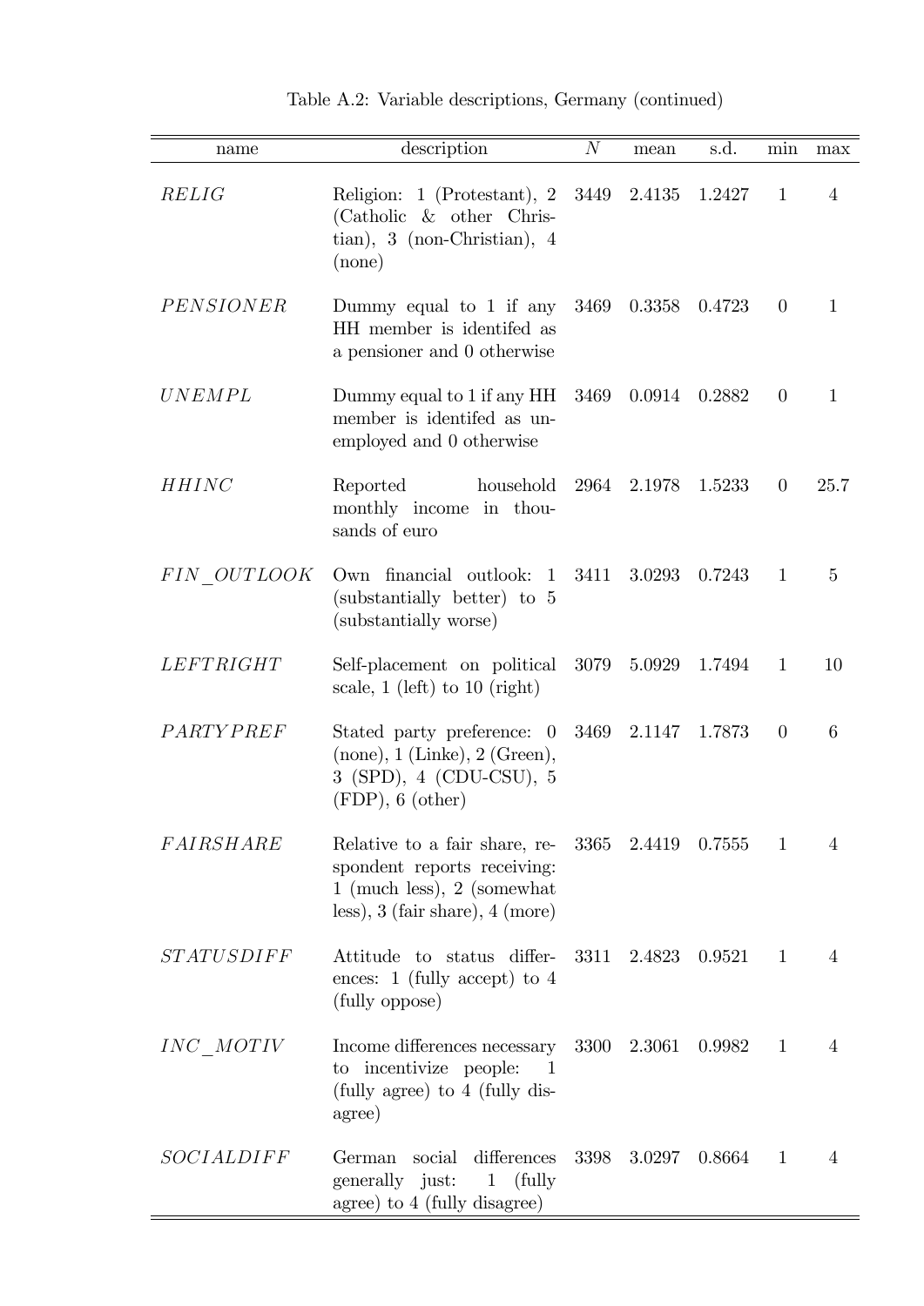Table A.2: Variable descriptions, Germany (continued)

| name | description | $N$ | mean | s.d. | min | max |
|---|---|---|---|---|---|---|
| *RELIG* | Religion: 1 (Protestant), 2 (Catholic & other Christian), 3 (non-Christian), 4 (none) | 3449 | 2.4135 | 1.2427 | 1 | 4 |
| *PENSIONER* | Dummy equal to 1 if any HH member is identifed as a pensioner and 0 otherwise | 3469 | 0.3358 | 0.4723 | 0 | 1 |
| *UNEMPL* | Dummy equal to 1 if any HH member is identifed as unemployed and 0 otherwise | 3469 | 0.0914 | 0.2882 | 0 | 1 |
| *HHINC* | Reported household monthly income in thousands of euro | 2964 | 2.1978 | 1.5233 | 0 | 25.7 |
| *FIN_OUTLOOK* | Own financial outlook: 1 (substantially better) to 5 (substantially worse) | 3411 | 3.0293 | 0.7243 | 1 | 5 |
| *LEFTRIGHT* | Self-placement on political scale, 1 (left) to 10 (right) | 3079 | 5.0929 | 1.7494 | 1 | 10 |
| *PARTYPREF* | Stated party preference: 0 (none), 1 (Linke), 2 (Green), 3 (SPD), 4 (CDU-CSU), 5 (FDP), 6 (other) | 3469 | 2.1147 | 1.7873 | 0 | 6 |
| *FAIRSHARE* | Relative to a fair share, respondent reports receiving: 1 (much less), 2 (somewhat less), 3 (fair share), 4 (more) | 3365 | 2.4419 | 0.7555 | 1 | 4 |
| *STATUSDIFF* | Attitude to status differences: 1 (fully accept) to 4 (fully oppose) | 3311 | 2.4823 | 0.9521 | 1 | 4 |
| *INC_MOTIV* | Income differences necessary to incentivize people: 1 (fully agree) to 4 (fully disagree) | 3300 | 2.3061 | 0.9982 | 1 | 4 |
| *SOCIALDIFF* | German social differences generally just: 1 (fully agree) to 4 (fully disagree) | 3398 | 3.0297 | 0.8664 | 1 | 4 |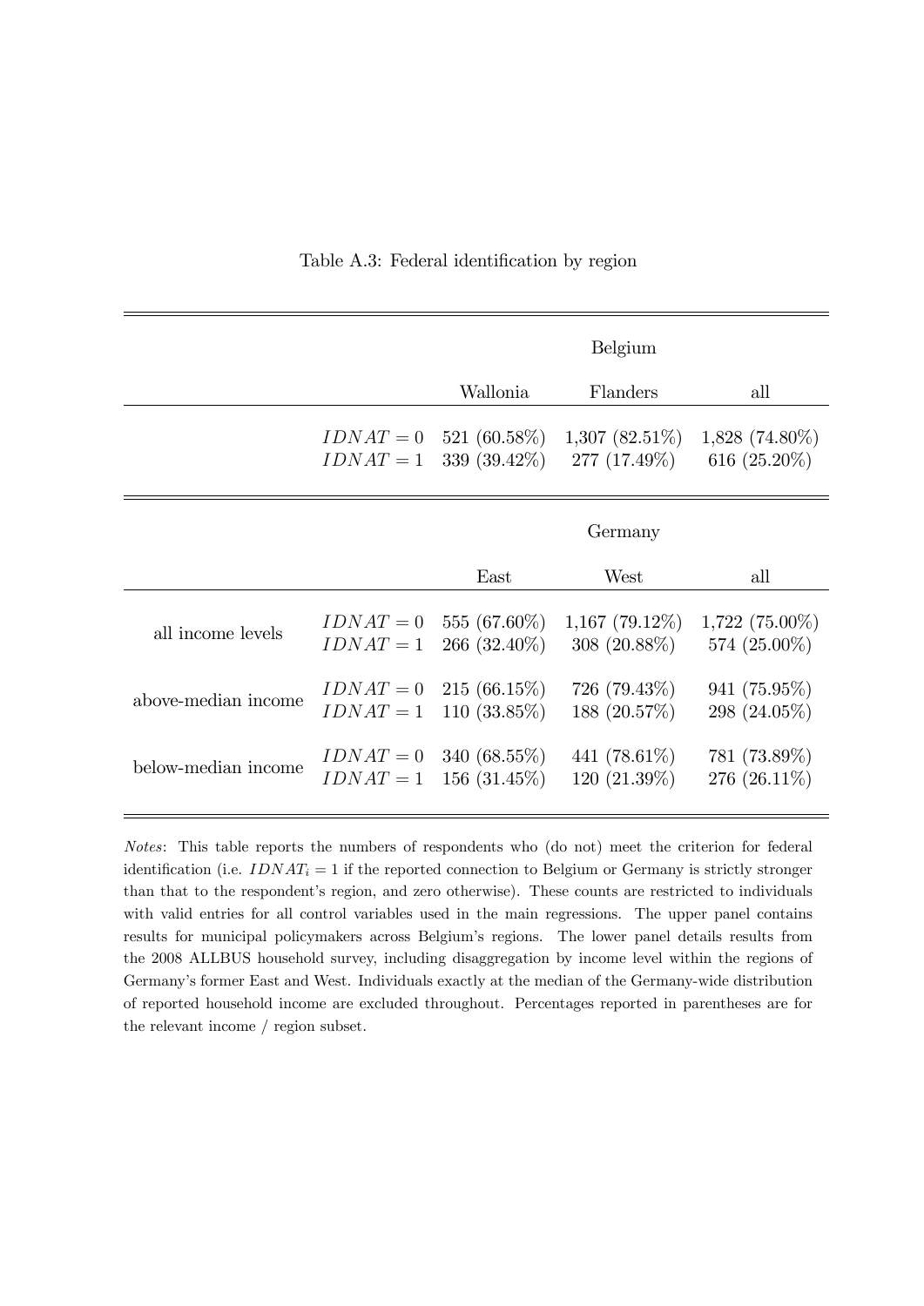Table A.3: Federal identification by region

| | | Belgium | | |
|---|---|---|---|---|
| | | Wallonia | Flanders | all |
| | $IDNAT = 0$ | 521 (60.58%) | 1,307 (82.51%) | 1,828 (74.80%) |
| | $IDNAT = 1$ | 339 (39.42%) | 277 (17.49%) | 616 (25.20%) |

| | | Germany | | |
|---|---|---|---|---|
| | | East | West | all |
| all income levels | $IDNAT = 0$ | 555 (67.60%) | 1,167 (79.12%) | 1,722 (75.00%) |
| | $IDNAT = 1$ | 266 (32.40%) | 308 (20.88%) | 574 (25.00%) |
| above-median income | $IDNAT = 0$ | 215 (66.15%) | 726 (79.43%) | 941 (75.95%) |
| | $IDNAT = 1$ | 110 (33.85%) | 188 (20.57%) | 298 (24.05%) |
| below-median income | $IDNAT = 0$ | 340 (68.55%) | 441 (78.61%) | 781 (73.89%) |
| | $IDNAT = 1$ | 156 (31.45%) | 120 (21.39%) | 276 (26.11%) |

*Notes*: This table reports the numbers of respondents who (do not) meet the criterion for federal identification (i.e. $IDNAT_i = 1$ if the reported connection to Belgium or Germany is strictly stronger than that to the respondent's region, and zero otherwise). These counts are restricted to individuals with valid entries for all control variables used in the main regressions. The upper panel contains results for municipal policymakers across Belgium's regions. The lower panel details results from the 2008 ALLBUS household survey, including disaggregation by income level within the regions of Germany's former East and West. Individuals exactly at the median of the Germany-wide distribution of reported household income are excluded throughout. Percentages reported in parentheses are for the relevant income / region subset.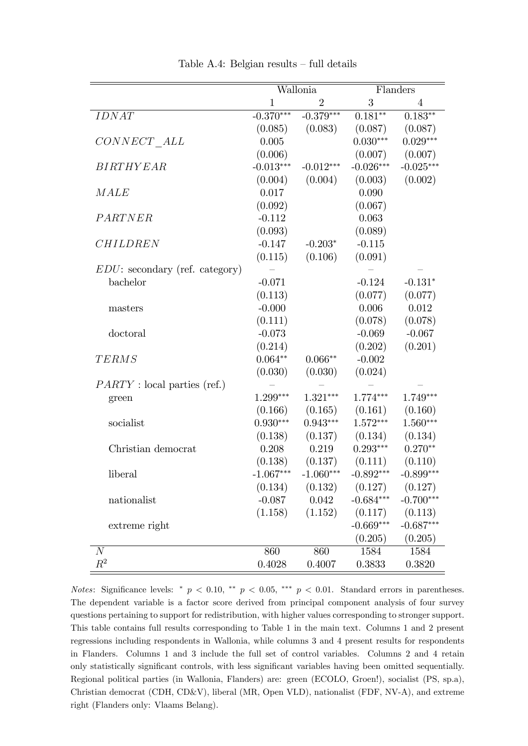Table A.4: Belgian results – full details

| | Wallonia | | Flanders | |
|---|---|---|---|---|
| | 1 | 2 | 3 | 4 |
| $IDNAT$ | -0.370*** | -0.379*** | 0.181** | 0.183** |
| | (0.085) | (0.083) | (0.087) | (0.087) |
| $CONNECT\_ALL$ | 0.005 | | 0.030*** | 0.029*** |
| | (0.006) | | (0.007) | (0.007) |
| $BIRTHYEAR$ | -0.013*** | -0.012*** | -0.026*** | -0.025*** |
| | (0.004) | (0.004) | (0.003) | (0.002) |
| $MALE$ | 0.017 | | 0.090 | |
| | (0.092) | | (0.067) | |
| $PARTNER$ | -0.112 | | 0.063 | |
| | (0.093) | | (0.089) | |
| $CHILDREN$ | -0.147 | -0.203* | -0.115 | |
| | (0.115) | (0.106) | (0.091) | |
| $EDU$: secondary (ref. category) | – | | – | – |
| bachelor | -0.071 | | -0.124 | -0.131* |
| | (0.113) | | (0.077) | (0.077) |
| masters | -0.000 | | 0.006 | 0.012 |
| | (0.111) | | (0.078) | (0.078) |
| doctoral | -0.073 | | -0.069 | -0.067 |
| | (0.214) | | (0.202) | (0.201) |
| $TERMS$ | 0.064** | 0.066** | -0.002 | |
| | (0.030) | (0.030) | (0.024) | |
| $PARTY$ : local parties (ref.) | – | – | – | – |
| green | 1.299*** | 1.321*** | 1.774*** | 1.749*** |
| | (0.166) | (0.165) | (0.161) | (0.160) |
| socialist | 0.930*** | 0.943*** | 1.572*** | 1.560*** |
| | (0.138) | (0.137) | (0.134) | (0.134) |
| Christian democrat | 0.208 | 0.219 | 0.293*** | 0.270** |
| | (0.138) | (0.137) | (0.111) | (0.110) |
| liberal | -1.067*** | -1.060*** | -0.892*** | -0.899*** |
| | (0.134) | (0.132) | (0.127) | (0.127) |
| nationalist | -0.087 | 0.042 | -0.684*** | -0.700*** |
| | (1.158) | (1.152) | (0.117) | (0.113) |
| extreme right | | | -0.669*** | -0.687*** |
| | | | (0.205) | (0.205) |
| $N$ | 860 | 860 | 1584 | 1584 |
| $R^2$ | 0.4028 | 0.4007 | 0.3833 | 0.3820 |

*Notes*: Significance levels: * $p < 0.10$, ** $p < 0.05$, *** $p < 0.01$. Standard errors in parentheses. The dependent variable is a factor score derived from principal component analysis of four survey questions pertaining to support for redistribution, with higher values corresponding to stronger support. This table contains full results corresponding to Table 1 in the main text. Columns 1 and 2 present regressions including respondents in Wallonia, while columns 3 and 4 present results for respondents in Flanders. Columns 1 and 3 include the full set of control variables. Columns 2 and 4 retain only statistically significant controls, with less significant variables having been omitted sequentially. Regional political parties (in Wallonia, Flanders) are: green (ECOLO, Groen!), socialist (PS, sp.a), Christian democrat (CDH, CD&V), liberal (MR, Open VLD), nationalist (FDF, NV-A), and extreme right (Flanders only: Vlaams Belang).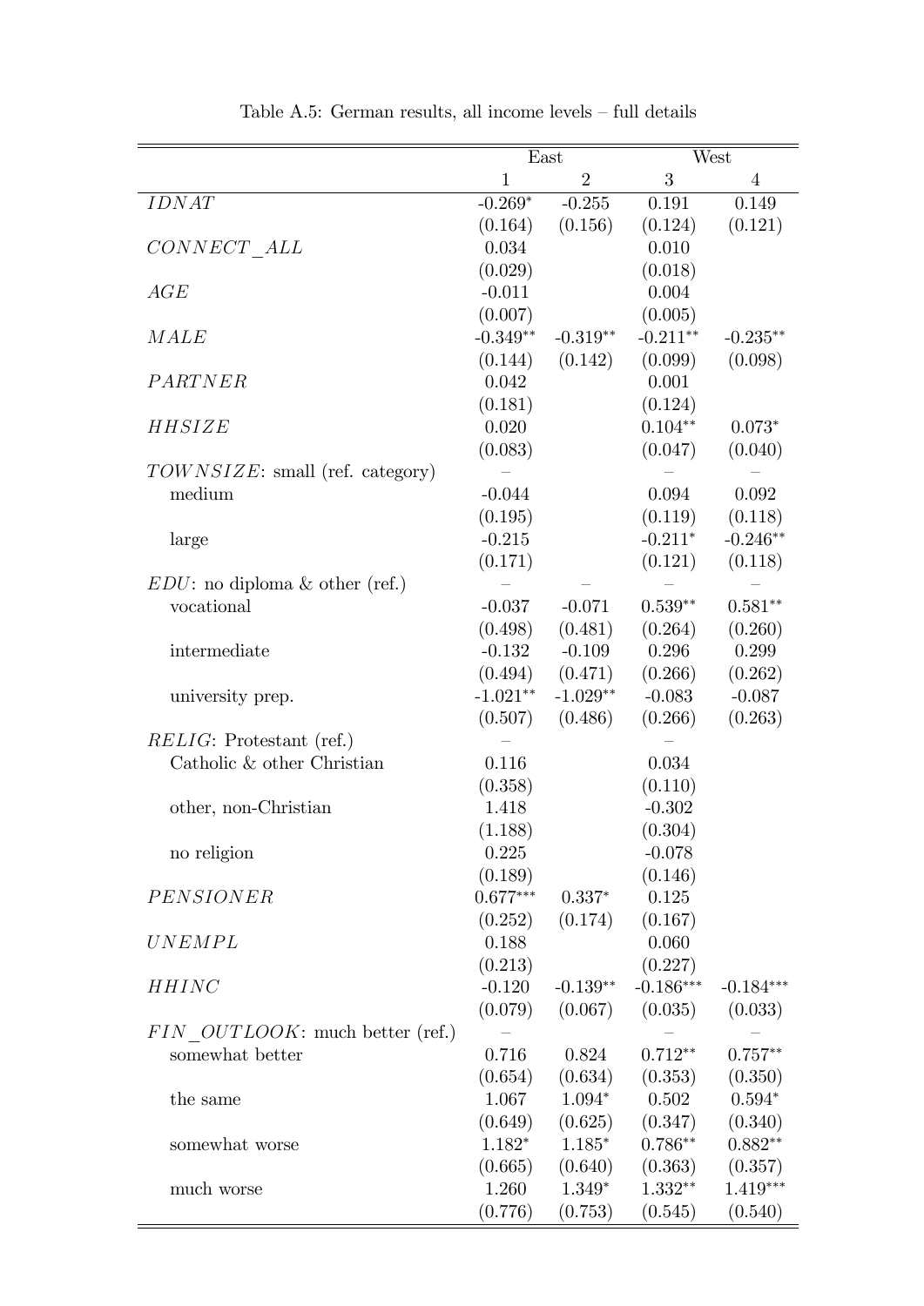Table A.5: German results, all income levels – full details

| | East | | West | |
|---|---|---|---|---|
| | 1 | 2 | 3 | 4 |
| $IDNAT$ | -0.269* | -0.255 | 0.191 | 0.149 |
| | (0.164) | (0.156) | (0.124) | (0.121) |
| $CONNECT\_ALL$ | 0.034 | | 0.010 | |
| | (0.029) | | (0.018) | |
| $AGE$ | -0.011 | | 0.004 | |
| | (0.007) | | (0.005) | |
| $MALE$ | -0.349** | -0.319** | -0.211** | -0.235** |
| | (0.144) | (0.142) | (0.099) | (0.098) |
| $PARTNER$ | 0.042 | | 0.001 | |
| | (0.181) | | (0.124) | |
| $HHSIZE$ | 0.020 | | 0.104** | 0.073* |
| | (0.083) | | (0.047) | (0.040) |
| $TOWNSIZE$: small (ref. category) | – | | – | – |
| medium | -0.044 | | 0.094 | 0.092 |
| | (0.195) | | (0.119) | (0.118) |
| large | -0.215 | | -0.211* | -0.246** |
| | (0.171) | | (0.121) | (0.118) |
| $EDU$: no diploma & other (ref.) | – | – | – | – |
| vocational | -0.037 | -0.071 | 0.539** | 0.581** |
| | (0.498) | (0.481) | (0.264) | (0.260) |
| intermediate | -0.132 | -0.109 | 0.296 | 0.299 |
| | (0.494) | (0.471) | (0.266) | (0.262) |
| university prep. | -1.021** | -1.029** | -0.083 | -0.087 |
| | (0.507) | (0.486) | (0.266) | (0.263) |
| $RELIG$: Protestant (ref.) | – | | – | |
| Catholic & other Christian | 0.116 | | 0.034 | |
| | (0.358) | | (0.110) | |
| other, non-Christian | 1.418 | | -0.302 | |
| | (1.188) | | (0.304) | |
| no religion | 0.225 | | -0.078 | |
| | (0.189) | | (0.146) | |
| $PENSIONER$ | 0.677*** | 0.337* | 0.125 | |
| | (0.252) | (0.174) | (0.167) | |
| $UNEMPL$ | 0.188 | | 0.060 | |
| | (0.213) | | (0.227) | |
| $HHINC$ | -0.120 | -0.139** | -0.186*** | -0.184*** |
| | (0.079) | (0.067) | (0.035) | (0.033) |
| $FIN\_OUTLOOK$: much better (ref.) | – | – | – | – |
| somewhat better | 0.716 | 0.824 | 0.712** | 0.757** |
| | (0.654) | (0.634) | (0.353) | (0.350) |
| the same | 1.067 | 1.094* | 0.502 | 0.594* |
| | (0.649) | (0.625) | (0.347) | (0.340) |
| somewhat worse | 1.182* | 1.185* | 0.786** | 0.882** |
| | (0.665) | (0.640) | (0.363) | (0.357) |
| much worse | 1.260 | 1.349* | 1.332** | 1.419*** |
| | (0.776) | (0.753) | (0.545) | (0.540) |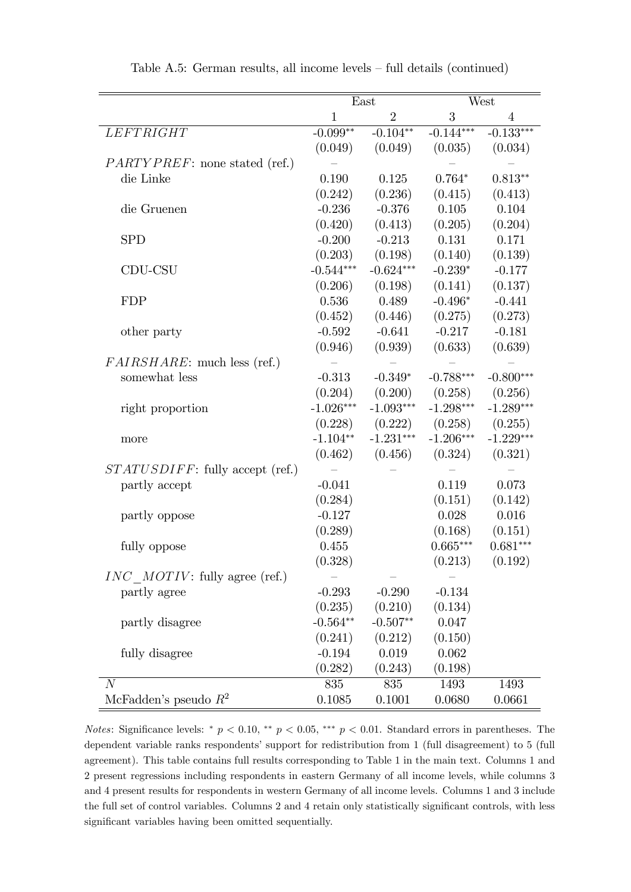Table A.5: German results, all income levels – full details (continued)

| | East | | West | |
|---|---|---|---|---|
| | 1 | 2 | 3 | 4 |
| *LEFTRIGHT* | -0.099** | -0.104** | -0.144*** | -0.133*** |
| | (0.049) | (0.049) | (0.035) | (0.034) |
| *PARTYPREF*: none stated (ref.) | – | | – | – |
| die Linke | 0.190 | 0.125 | 0.764* | 0.813** |
| | (0.242) | (0.236) | (0.415) | (0.413) |
| die Gruenen | -0.236 | -0.376 | 0.105 | 0.104 |
| | (0.420) | (0.413) | (0.205) | (0.204) |
| SPD | -0.200 | -0.213 | 0.131 | 0.171 |
| | (0.203) | (0.198) | (0.140) | (0.139) |
| CDU-CSU | -0.544*** | -0.624*** | -0.239* | -0.177 |
| | (0.206) | (0.198) | (0.141) | (0.137) |
| FDP | 0.536 | 0.489 | -0.496* | -0.441 |
| | (0.452) | (0.446) | (0.275) | (0.273) |
| other party | -0.592 | -0.641 | -0.217 | -0.181 |
| | (0.946) | (0.939) | (0.633) | (0.639) |
| *FAIRSHARE*: much less (ref.) | – | – | – | – |
| somewhat less | -0.313 | -0.349* | -0.788*** | -0.800*** |
| | (0.204) | (0.200) | (0.258) | (0.256) |
| right proportion | -1.026*** | -1.093*** | -1.298*** | -1.289*** |
| | (0.228) | (0.222) | (0.258) | (0.255) |
| more | -1.104** | -1.231*** | -1.206*** | -1.229*** |
| | (0.462) | (0.456) | (0.324) | (0.321) |
| *STATUSDIFF*: fully accept (ref.) | – | – | – | – |
| partly accept | -0.041 | | 0.119 | 0.073 |
| | (0.284) | | (0.151) | (0.142) |
| partly oppose | -0.127 | | 0.028 | 0.016 |
| | (0.289) | | (0.168) | (0.151) |
| fully oppose | 0.455 | | 0.665*** | 0.681*** |
| | (0.328) | | (0.213) | (0.192) |
| *INC_MOTIV*: fully agree (ref.) | – | – | – | |
| partly agree | -0.293 | -0.290 | -0.134 | |
| | (0.235) | (0.210) | (0.134) | |
| partly disagree | -0.564** | -0.507** | 0.047 | |
| | (0.241) | (0.212) | (0.150) | |
| fully disagree | -0.194 | 0.019 | 0.062 | |
| | (0.282) | (0.243) | (0.198) | |
| $N$ | 835 | 835 | 1493 | 1493 |
| McFadden's pseudo $R^2$ | 0.1085 | 0.1001 | 0.0680 | 0.0661 |

*Notes*: Significance levels: * $p < 0.10$, ** $p < 0.05$, *** $p < 0.01$. Standard errors in parentheses. The dependent variable ranks respondents' support for redistribution from 1 (full disagreement) to 5 (full agreement). This table contains full results corresponding to Table 1 in the main text. Columns 1 and 2 present regressions including respondents in eastern Germany of all income levels, while columns 3 and 4 present results for respondents in western Germany of all income levels. Columns 1 and 3 include the full set of control variables. Columns 2 and 4 retain only statistically significant controls, with less significant variables having been omitted sequentially.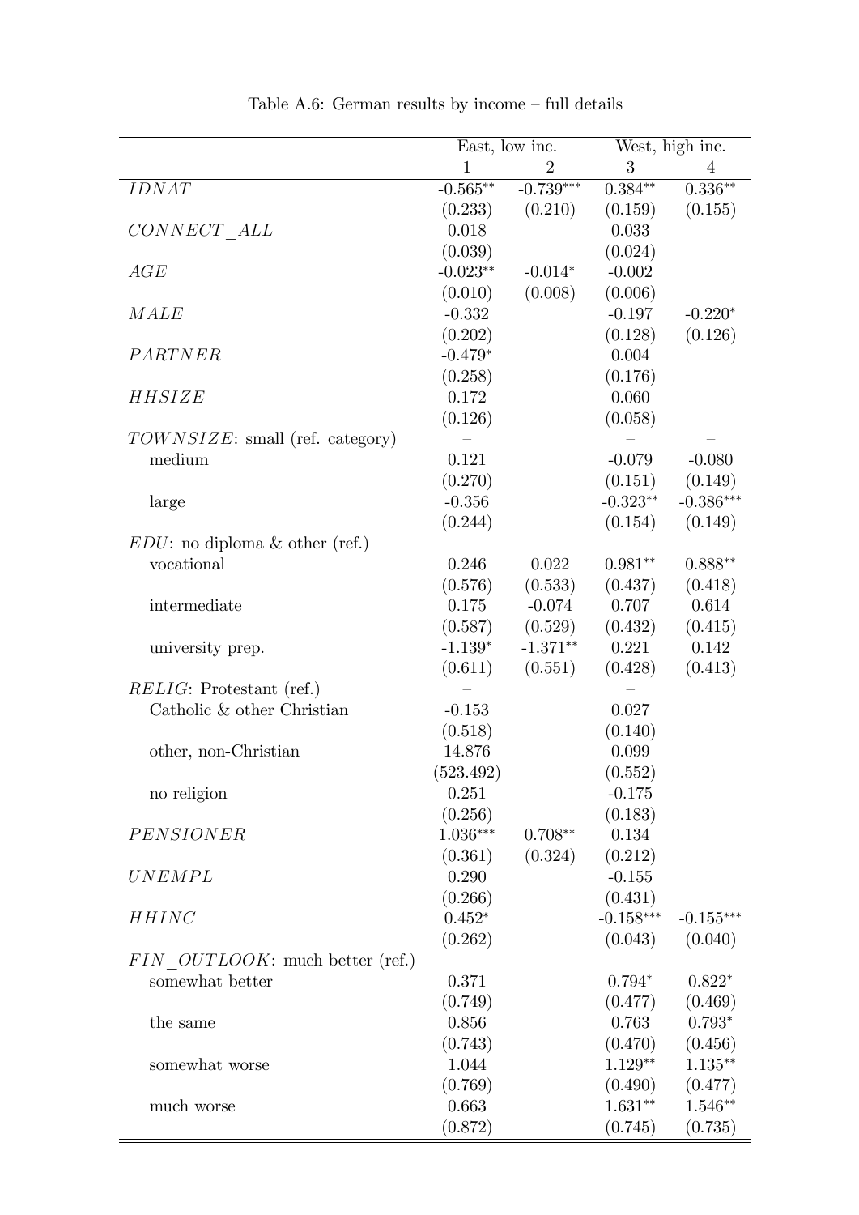Table A.6: German results by income – full details

| | East, low inc. | | West, high inc. | |
|---|---|---|---|---|
| | 1 | 2 | 3 | 4 |
| *IDNAT* | -0.565** | -0.739*** | 0.384** | 0.336** |
| | (0.233) | (0.210) | (0.159) | (0.155) |
| *CONNECT_ALL* | 0.018 | | 0.033 | |
| | (0.039) | | (0.024) | |
| *AGE* | -0.023** | -0.014* | -0.002 | |
| | (0.010) | (0.008) | (0.006) | |
| *MALE* | -0.332 | | -0.197 | -0.220* |
| | (0.202) | | (0.128) | (0.126) |
| *PARTNER* | -0.479* | | 0.004 | |
| | (0.258) | | (0.176) | |
| *HHSIZE* | 0.172 | | 0.060 | |
| | (0.126) | | (0.058) | |
| *TOWNSIZE*: small (ref. category) | – | | – | – |
| medium | 0.121 | | -0.079 | -0.080 |
| | (0.270) | | (0.151) | (0.149) |
| large | -0.356 | | -0.323** | -0.386*** |
| | (0.244) | | (0.154) | (0.149) |
| *EDU*: no diploma & other (ref.) | – | – | – | – |
| vocational | 0.246 | 0.022 | 0.981** | 0.888** |
| | (0.576) | (0.533) | (0.437) | (0.418) |
| intermediate | 0.175 | -0.074 | 0.707 | 0.614 |
| | (0.587) | (0.529) | (0.432) | (0.415) |
| university prep. | -1.139* | -1.371** | 0.221 | 0.142 |
| | (0.611) | (0.551) | (0.428) | (0.413) |
| *RELIG*: Protestant (ref.) | – | | – | |
| Catholic & other Christian | -0.153 | | 0.027 | |
| | (0.518) | | (0.140) | |
| other, non-Christian | 14.876 | | 0.099 | |
| | (523.492) | | (0.552) | |
| no religion | 0.251 | | -0.175 | |
| | (0.256) | | (0.183) | |
| *PENSIONER* | 1.036*** | 0.708** | 0.134 | |
| | (0.361) | (0.324) | (0.212) | |
| *UNEMPL* | 0.290 | | -0.155 | |
| | (0.266) | | (0.431) | |
| *HHINC* | 0.452* | | -0.158*** | -0.155*** |
| | (0.262) | | (0.043) | (0.040) |
| *FIN_OUTLOOK*: much better (ref.) | – | | – | – |
| somewhat better | 0.371 | | 0.794* | 0.822* |
| | (0.749) | | (0.477) | (0.469) |
| the same | 0.856 | | 0.763 | 0.793* |
| | (0.743) | | (0.470) | (0.456) |
| somewhat worse | 1.044 | | 1.129** | 1.135** |
| | (0.769) | | (0.490) | (0.477) |
| much worse | 0.663 | | 1.631** | 1.546** |
| | (0.872) | | (0.745) | (0.735) |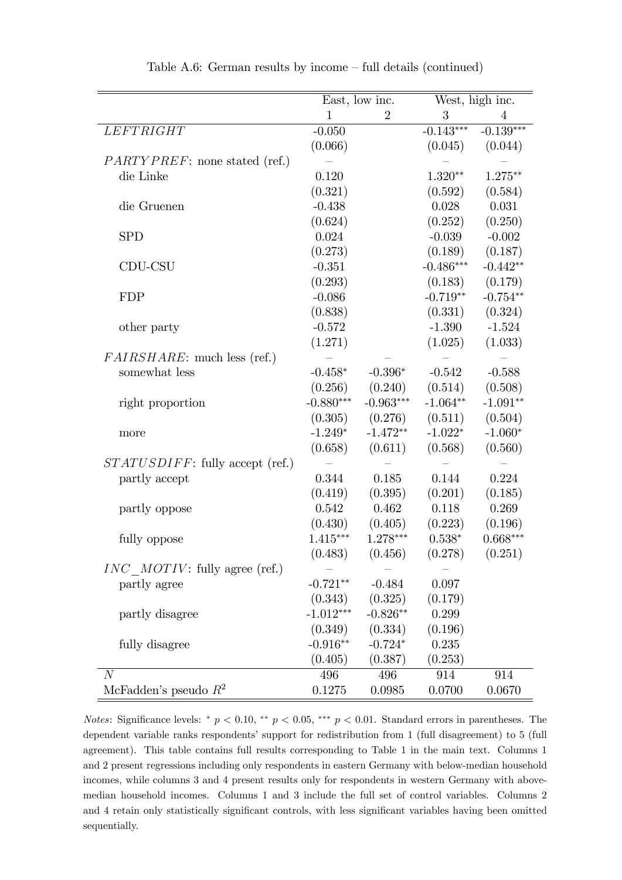Table A.6: German results by income – full details (continued)

| | East, low inc. | | West, high inc. | |
|---|---|---|---|---|
| | 1 | 2 | 3 | 4 |
| *LEFTRIGHT* | -0.050 | | -0.143*** | -0.139*** |
| | (0.066) | | (0.045) | (0.044) |
| *PARTYPREF*: none stated (ref.) | – | | – | – |
| die Linke | 0.120 | | 1.320** | 1.275** |
| | (0.321) | | (0.592) | (0.584) |
| die Gruenen | -0.438 | | 0.028 | 0.031 |
| | (0.624) | | (0.252) | (0.250) |
| SPD | 0.024 | | -0.039 | -0.002 |
| | (0.273) | | (0.189) | (0.187) |
| CDU-CSU | -0.351 | | -0.486*** | -0.442** |
| | (0.293) | | (0.183) | (0.179) |
| FDP | -0.086 | | -0.719** | -0.754** |
| | (0.838) | | (0.331) | (0.324) |
| other party | -0.572 | | -1.390 | -1.524 |
| | (1.271) | | (1.025) | (1.033) |
| *FAIRSHARE*: much less (ref.) | – | – | – | – |
| somewhat less | -0.458* | -0.396* | -0.542 | -0.588 |
| | (0.256) | (0.240) | (0.514) | (0.508) |
| right proportion | -0.880*** | -0.963*** | -1.064** | -1.091** |
| | (0.305) | (0.276) | (0.511) | (0.504) |
| more | -1.249* | -1.472** | -1.022* | -1.060* |
| | (0.658) | (0.611) | (0.568) | (0.560) |
| *STATUSDIFF*: fully accept (ref.) | – | – | – | – |
| partly accept | 0.344 | 0.185 | 0.144 | 0.224 |
| | (0.419) | (0.395) | (0.201) | (0.185) |
| partly oppose | 0.542 | 0.462 | 0.118 | 0.269 |
| | (0.430) | (0.405) | (0.223) | (0.196) |
| fully oppose | 1.415*** | 1.278*** | 0.538* | 0.668*** |
| | (0.483) | (0.456) | (0.278) | (0.251) |
| *INC_MOTIV*: fully agree (ref.) | – | – | – | |
| partly agree | -0.721** | -0.484 | 0.097 | |
| | (0.343) | (0.325) | (0.179) | |
| partly disagree | -1.012*** | -0.826** | 0.299 | |
| | (0.349) | (0.334) | (0.196) | |
| fully disagree | -0.916** | -0.724* | 0.235 | |
| | (0.405) | (0.387) | (0.253) | |
| $N$ | 496 | 496 | 914 | 914 |
| McFadden's pseudo $R^2$ | 0.1275 | 0.0985 | 0.0700 | 0.0670 |

*Notes*: Significance levels: * $p < 0.10$, ** $p < 0.05$, *** $p < 0.01$. Standard errors in parentheses. The dependent variable ranks respondents' support for redistribution from 1 (full disagreement) to 5 (full agreement). This table contains full results corresponding to Table 1 in the main text. Columns 1 and 2 present regressions including only respondents in eastern Germany with below-median household incomes, while columns 3 and 4 present results only for respondents in western Germany with above-median household incomes. Columns 1 and 3 include the full set of control variables. Columns 2 and 4 retain only statistically significant controls, with less significant variables having been omitted sequentially.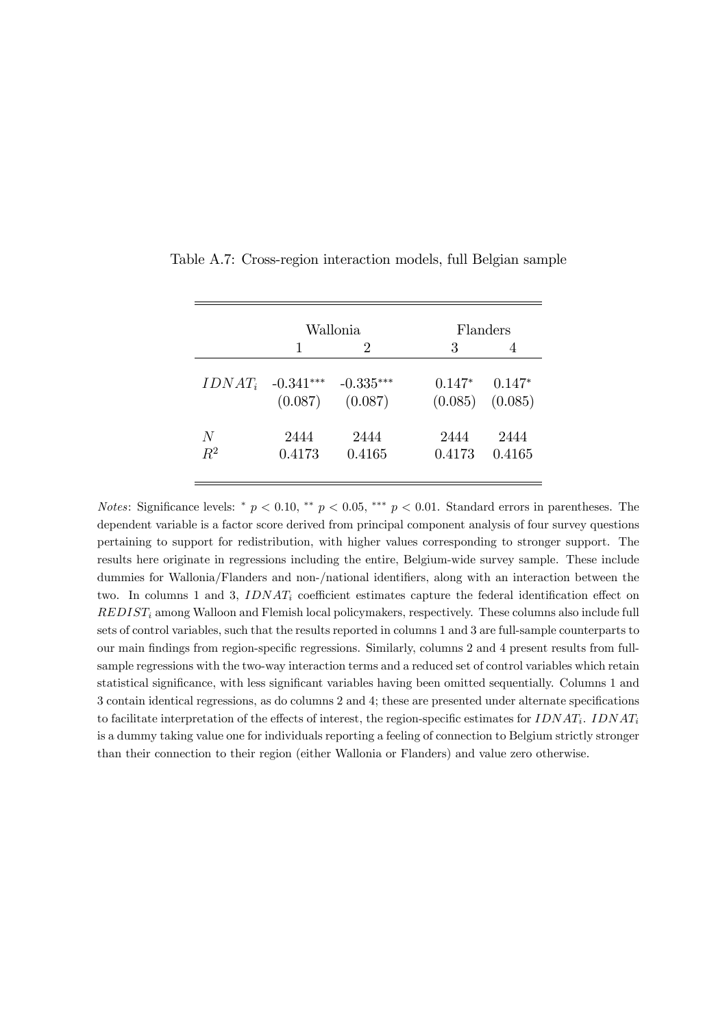Table A.7: Cross-region interaction models, full Belgian sample

| | Wallonia | | Flanders | |
|---|---|---|---|---|
| | 1 | 2 | 3 | 4 |
| $IDNAT_i$ | -0.341*** | -0.335*** | 0.147* | 0.147* |
| | (0.087) | (0.087) | (0.085) | (0.085) |
| $N$ | 2444 | 2444 | 2444 | 2444 |
| $R^2$ | 0.4173 | 0.4165 | 0.4173 | 0.4165 |

*Notes*: Significance levels: * $p < 0.10$, ** $p < 0.05$, *** $p < 0.01$. Standard errors in parentheses. The dependent variable is a factor score derived from principal component analysis of four survey questions pertaining to support for redistribution, with higher values corresponding to stronger support. The results here originate in regressions including the entire, Belgium-wide survey sample. These include dummies for Wallonia/Flanders and non-/national identifiers, along with an interaction between the two. In columns 1 and 3, $IDNAT_i$ coefficient estimates capture the federal identification effect on $REDIST_i$ among Walloon and Flemish local policymakers, respectively. These columns also include full sets of control variables, such that the results reported in columns 1 and 3 are full-sample counterparts to our main findings from region-specific regressions. Similarly, columns 2 and 4 present results from full-sample regressions with the two-way interaction terms and a reduced set of control variables which retain statistical significance, with less significant variables having been omitted sequentially. Columns 1 and 3 contain identical regressions, as do columns 2 and 4; these are presented under alternate specifications to facilitate interpretation of the effects of interest, the region-specific estimates for $IDNAT_i$. $IDNAT_i$ is a dummy taking value one for individuals reporting a feeling of connection to Belgium strictly stronger than their connection to their region (either Wallonia or Flanders) and value zero otherwise.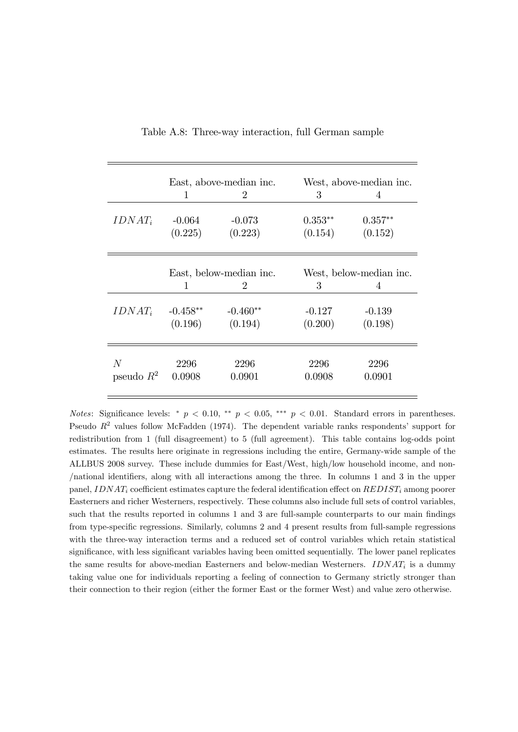Table A.8: Three-way interaction, full German sample

| | East, above-median inc. | | West, above-median inc. | |
|---|---|---|---|---|
| | 1 | 2 | 3 | 4 |
| $IDNAT_i$ | -0.064 | -0.073 | $0.353^{**}$ | $0.357^{**}$ |
| | (0.225) | (0.223) | (0.154) | (0.152) |
| | **East, below-median inc.** | | **West, below-median inc.** | |
| | 1 | 2 | 3 | 4 |
| $IDNAT_i$ | $-0.458^{**}$ | $-0.460^{**}$ | -0.127 | -0.139 |
| | (0.196) | (0.194) | (0.200) | (0.198) |
| $N$ | 2296 | 2296 | 2296 | 2296 |
| pseudo $R^2$ | 0.0908 | 0.0901 | 0.0908 | 0.0901 |

*Notes*: Significance levels: $^{*}$ $p < 0.10$, $^{**}$ $p < 0.05$, $^{***}$ $p < 0.01$. Standard errors in parentheses. Pseudo $R^2$ values follow McFadden (1974). The dependent variable ranks respondents' support for redistribution from 1 (full disagreement) to 5 (full agreement). This table contains log-odds point estimates. The results here originate in regressions including the entire, Germany-wide sample of the ALLBUS 2008 survey. These include dummies for East/West, high/low household income, and non-/national identifiers, along with all interactions among the three. In columns 1 and 3 in the upper panel, $IDNAT_i$ coefficient estimates capture the federal identification effect on $REDIST_i$ among poorer Easterners and richer Westerners, respectively. These columns also include full sets of control variables, such that the results reported in columns 1 and 3 are full-sample counterparts to our main findings from type-specific regressions. Similarly, columns 2 and 4 present results from full-sample regressions with the three-way interaction terms and a reduced set of control variables which retain statistical significance, with less significant variables having been omitted sequentially. The lower panel replicates the same results for above-median Easterners and below-median Westerners. $IDNAT_i$ is a dummy taking value one for individuals reporting a feeling of connection to Germany strictly stronger than their connection to their region (either the former East or the former West) and value zero otherwise.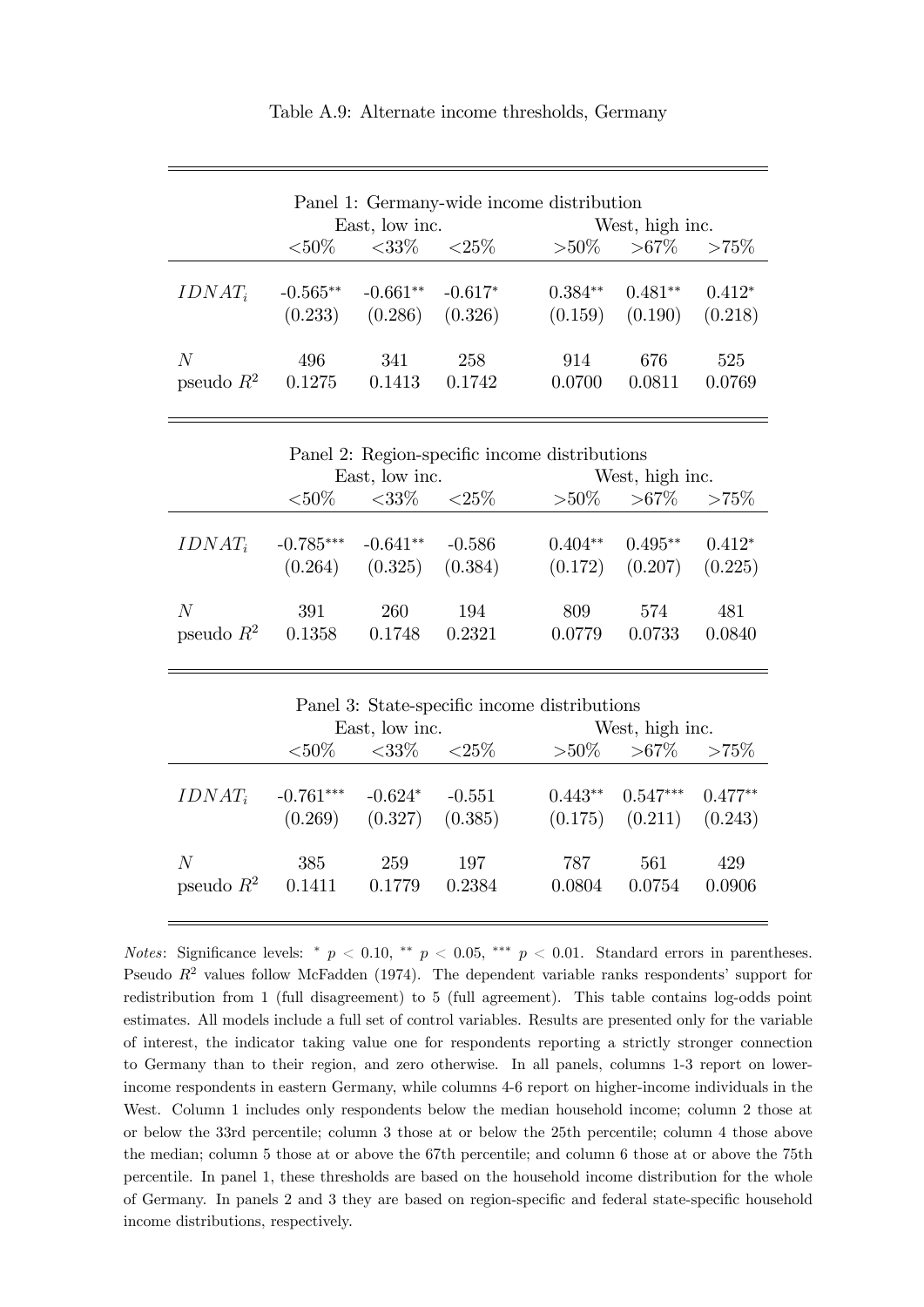Table A.9: Alternate income thresholds, Germany

| Panel 1: Germany-wide income distribution | | | | | | |
|---|---|---|---|---|---|---|
| | East, low inc. | | | West, high inc. | | |
| | <50% | <33% | <25% | >50% | >67% | >75% |
| $IDNAT_i$ | -0.565** | -0.661** | -0.617* | 0.384** | 0.481** | 0.412* |
| | (0.233) | (0.286) | (0.326) | (0.159) | (0.190) | (0.218) |
| $N$ | 496 | 341 | 258 | 914 | 676 | 525 |
| pseudo $R^2$ | 0.1275 | 0.1413 | 0.1742 | 0.0700 | 0.0811 | 0.0769 |

| Panel 2: Region-specific income distributions | | | | | | |
|---|---|---|---|---|---|---|
| | East, low inc. | | | West, high inc. | | |
| | <50% | <33% | <25% | >50% | >67% | >75% |
| $IDNAT_i$ | -0.785*** | -0.641** | -0.586 | 0.404** | 0.495** | 0.412* |
| | (0.264) | (0.325) | (0.384) | (0.172) | (0.207) | (0.225) |
| $N$ | 391 | 260 | 194 | 809 | 574 | 481 |
| pseudo $R^2$ | 0.1358 | 0.1748 | 0.2321 | 0.0779 | 0.0733 | 0.0840 |

| Panel 3: State-specific income distributions | | | | | | |
|---|---|---|---|---|---|---|
| | East, low inc. | | | West, high inc. | | |
| | <50% | <33% | <25% | >50% | >67% | >75% |
| $IDNAT_i$ | -0.761*** | -0.624* | -0.551 | 0.443** | 0.547*** | 0.477** |
| | (0.269) | (0.327) | (0.385) | (0.175) | (0.211) | (0.243) |
| $N$ | 385 | 259 | 197 | 787 | 561 | 429 |
| pseudo $R^2$ | 0.1411 | 0.1779 | 0.2384 | 0.0804 | 0.0754 | 0.0906 |

*Notes*: Significance levels: * $p < 0.10$, ** $p < 0.05$, *** $p < 0.01$. Standard errors in parentheses. Pseudo $R^2$ values follow McFadden (1974). The dependent variable ranks respondents' support for redistribution from 1 (full disagreement) to 5 (full agreement). This table contains log-odds point estimates. All models include a full set of control variables. Results are presented only for the variable of interest, the indicator taking value one for respondents reporting a strictly stronger connection to Germany than to their region, and zero otherwise. In all panels, columns 1-3 report on lower-income respondents in eastern Germany, while columns 4-6 report on higher-income individuals in the West. Column 1 includes only respondents below the median household income; column 2 those at or below the 33rd percentile; column 3 those at or below the 25th percentile; column 4 those above the median; column 5 those at or above the 67th percentile; and column 6 those at or above the 75th percentile. In panel 1, these thresholds are based on the household income distribution for the whole of Germany. In panels 2 and 3 they are based on region-specific and federal state-specific household income distributions, respectively.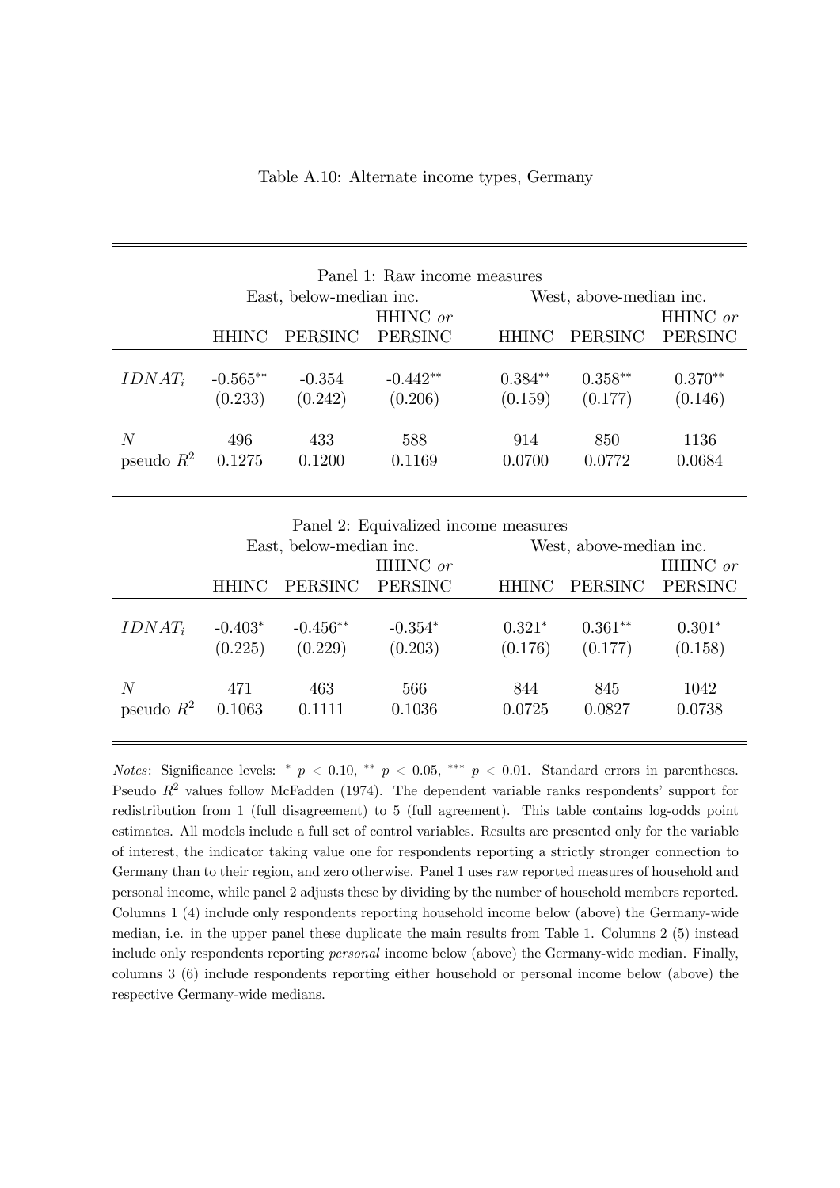Table A.10: Alternate income types, Germany

| Panel 1: Raw income measures | | | | | | |
|---|---|---|---|---|---|---|
| | East, below-median inc. | | | West, above-median inc. | | |
| | HHINC | PERSINC | HHINC *or* PERSINC | HHINC | PERSINC | HHINC *or* PERSINC |
| $IDNAT_i$ | -0.565** | -0.354 | -0.442** | 0.384** | 0.358** | 0.370** |
| | (0.233) | (0.242) | (0.206) | (0.159) | (0.177) | (0.146) |
| $N$ | 496 | 433 | 588 | 914 | 850 | 1136 |
| pseudo $R^2$ | 0.1275 | 0.1200 | 0.1169 | 0.0700 | 0.0772 | 0.0684 |

| Panel 2: Equivalized income measures | | | | | | |
|---|---|---|---|---|---|---|
| | East, below-median inc. | | | West, above-median inc. | | |
| | HHINC | PERSINC | HHINC *or* PERSINC | HHINC | PERSINC | HHINC *or* PERSINC |
| $IDNAT_i$ | -0.403* | -0.456** | -0.354* | 0.321* | 0.361** | 0.301* |
| | (0.225) | (0.229) | (0.203) | (0.176) | (0.177) | (0.158) |
| $N$ | 471 | 463 | 566 | 844 | 845 | 1042 |
| pseudo $R^2$ | 0.1063 | 0.1111 | 0.1036 | 0.0725 | 0.0827 | 0.0738 |

*Notes*: Significance levels: * $p < 0.10$, ** $p < 0.05$, *** $p < 0.01$. Standard errors in parentheses. Pseudo $R^2$ values follow McFadden (1974). The dependent variable ranks respondents' support for redistribution from 1 (full disagreement) to 5 (full agreement). This table contains log-odds point estimates. All models include a full set of control variables. Results are presented only for the variable of interest, the indicator taking value one for respondents reporting a strictly stronger connection to Germany than to their region, and zero otherwise. Panel 1 uses raw reported measures of household and personal income, while panel 2 adjusts these by dividing by the number of household members reported. Columns 1 (4) include only respondents reporting household income below (above) the Germany-wide median, i.e. in the upper panel these duplicate the main results from Table 1. Columns 2 (5) instead include only respondents reporting *personal* income below (above) the Germany-wide median. Finally, columns 3 (6) include respondents reporting either household or personal income below (above) the respective Germany-wide medians.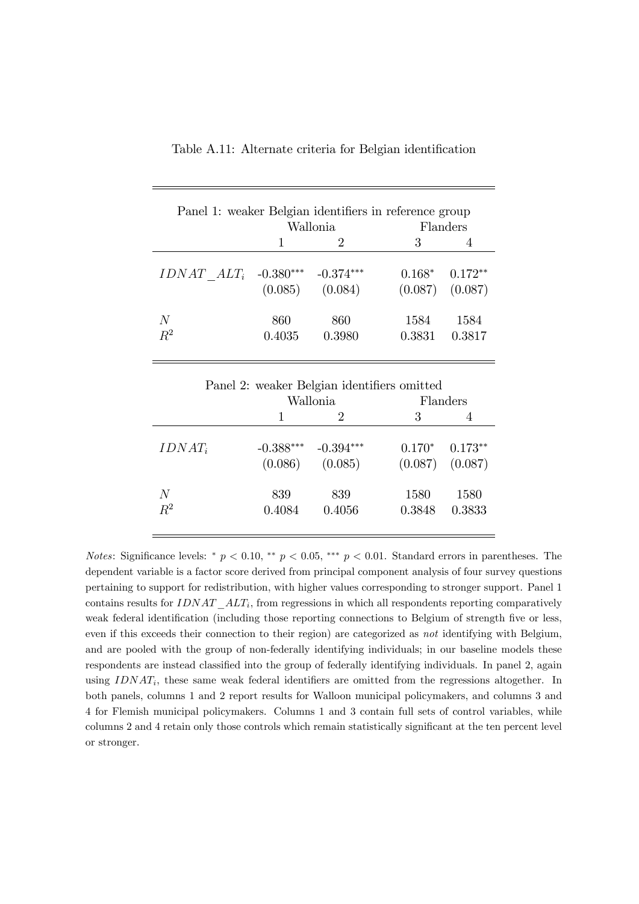Table A.11: Alternate criteria for Belgian identification

| Panel 1: weaker Belgian identifiers in reference group | Wallonia | | Flanders | |
|---|---|---|---|---|
| | 1 | 2 | 3 | 4 |
| $IDNAT\_ALT_i$ | -0.380*** | -0.374*** | 0.168* | 0.172** |
| | (0.085) | (0.084) | (0.087) | (0.087) |
| $N$ | 860 | 860 | 1584 | 1584 |
| $R^2$ | 0.4035 | 0.3980 | 0.3831 | 0.3817 |

| Panel 2: weaker Belgian identifiers omitted | Wallonia | | Flanders | |
|---|---|---|---|---|
| | 1 | 2 | 3 | 4 |
| $IDNAT_i$ | -0.388*** | -0.394*** | 0.170* | 0.173** |
| | (0.086) | (0.085) | (0.087) | (0.087) |
| $N$ | 839 | 839 | 1580 | 1580 |
| $R^2$ | 0.4084 | 0.4056 | 0.3848 | 0.3833 |

*Notes*: Significance levels: * $p < 0.10$, ** $p < 0.05$, *** $p < 0.01$. Standard errors in parentheses. The dependent variable is a factor score derived from principal component analysis of four survey questions pertaining to support for redistribution, with higher values corresponding to stronger support. Panel 1 contains results for $IDNAT\_ALT_i$, from regressions in which all respondents reporting comparatively weak federal identification (including those reporting connections to Belgium of strength five or less, even if this exceeds their connection to their region) are categorized as *not* identifying with Belgium, and are pooled with the group of non-federally identifying individuals; in our baseline models these respondents are instead classified into the group of federally identifying individuals. In panel 2, again using $IDNAT_i$, these same weak federal identifiers are omitted from the regressions altogether. In both panels, columns 1 and 2 report results for Walloon municipal policymakers, and columns 3 and 4 for Flemish municipal policymakers. Columns 1 and 3 contain full sets of control variables, while columns 2 and 4 retain only those controls which remain statistically significant at the ten percent level or stronger.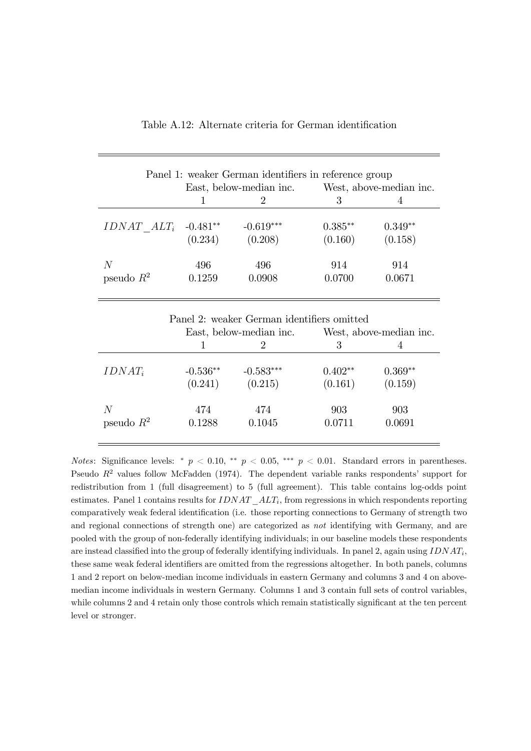Table A.12: Alternate criteria for German identification

| Panel 1: weaker German identifiers in reference group | | | | |
|---|---|---|---|---|
| | East, below-median inc. | | West, above-median inc. | |
| | 1 | 2 | 3 | 4 |
| $IDNAT\_ALT_i$ | -0.481** | -0.619*** | 0.385** | 0.349** |
| | (0.234) | (0.208) | (0.160) | (0.158) |
| $N$ | 496 | 496 | 914 | 914 |
| pseudo $R^2$ | 0.1259 | 0.0908 | 0.0700 | 0.0671 |

| Panel 2: weaker German identifiers omitted | | | | |
|---|---|---|---|---|
| | East, below-median inc. | | West, above-median inc. | |
| | 1 | 2 | 3 | 4 |
| $IDNAT_i$ | -0.536** | -0.583*** | 0.402** | 0.369** |
| | (0.241) | (0.215) | (0.161) | (0.159) |
| $N$ | 474 | 474 | 903 | 903 |
| pseudo $R^2$ | 0.1288 | 0.1045 | 0.0711 | 0.0691 |

*Notes*: Significance levels: * $p < 0.10$, ** $p < 0.05$, *** $p < 0.01$. Standard errors in parentheses. Pseudo $R^2$ values follow McFadden (1974). The dependent variable ranks respondents' support for redistribution from 1 (full disagreement) to 5 (full agreement). This table contains log-odds point estimates. Panel 1 contains results for $IDNAT\_ALT_i$, from regressions in which respondents reporting comparatively weak federal identification (i.e. those reporting connections to Germany of strength two and regional connections of strength one) are categorized as *not* identifying with Germany, and are pooled with the group of non-federally identifying individuals; in our baseline models these respondents are instead classified into the group of federally identifying individuals. In panel 2, again using $IDNAT_i$, these same weak federal identifiers are omitted from the regressions altogether. In both panels, columns 1 and 2 report on below-median income individuals in eastern Germany and columns 3 and 4 on above-median income individuals in western Germany. Columns 1 and 3 contain full sets of control variables, while columns 2 and 4 retain only those controls which remain statistically significant at the ten percent level or stronger.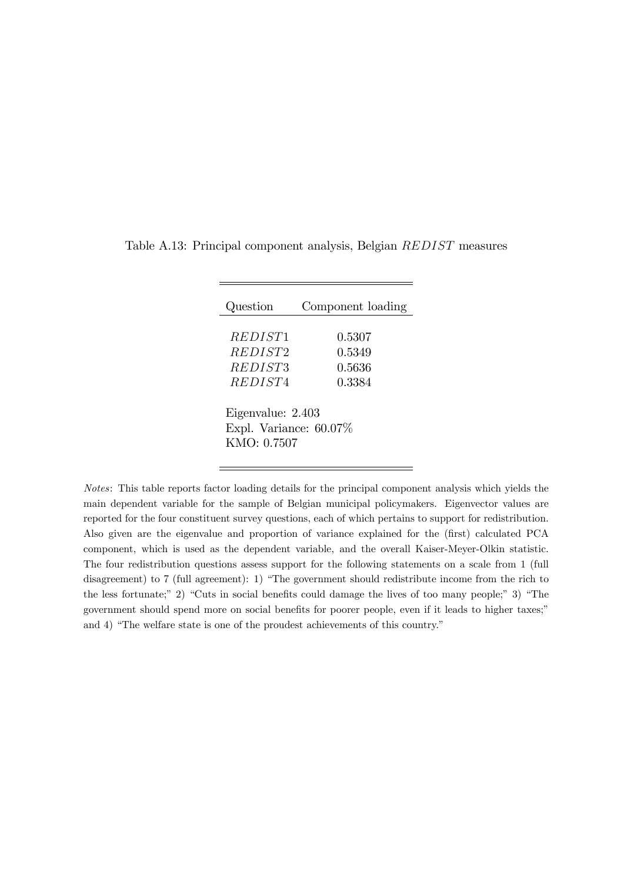Table A.13: Principal component analysis, Belgian $REDIST$ measures

| Question | Component loading |
|---|---|
| $REDIST1$ | 0.5307 |
| $REDIST2$ | 0.5349 |
| $REDIST3$ | 0.5636 |
| $REDIST4$ | 0.3384 |
| Eigenvalue: 2.403 | |
| Expl. Variance: 60.07% | |
| KMO: 0.7507 | |

*Notes*: This table reports factor loading details for the principal component analysis which yields the main dependent variable for the sample of Belgian municipal policymakers. Eigenvector values are reported for the four constituent survey questions, each of which pertains to support for redistribution. Also given are the eigenvalue and proportion of variance explained for the (first) calculated PCA component, which is used as the dependent variable, and the overall Kaiser-Meyer-Olkin statistic. The four redistribution questions assess support for the following statements on a scale from 1 (full disagreement) to 7 (full agreement): 1) "The government should redistribute income from the rich to the less fortunate;" 2) "Cuts in social benefits could damage the lives of too many people;" 3) "The government should spend more on social benefits for poorer people, even if it leads to higher taxes;" and 4) "The welfare state is one of the proudest achievements of this country."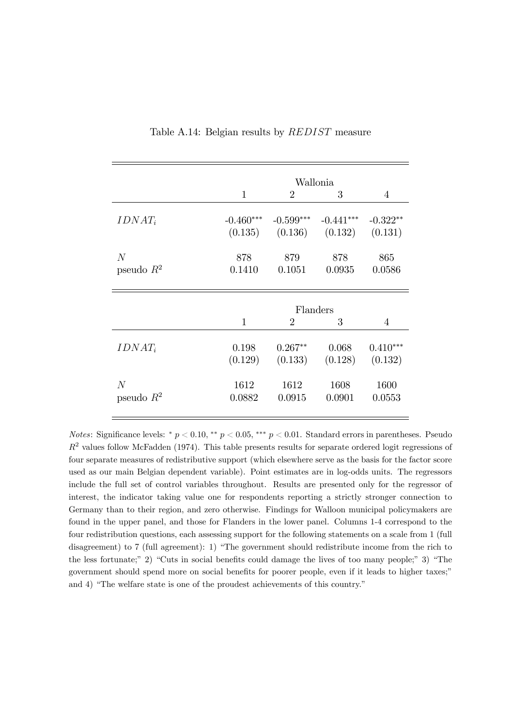Table A.14: Belgian results by $REDIST$ measure

| | Wallonia | | | |
|---|---|---|---|---|
| | 1 | 2 | 3 | 4 |
| $IDNAT_i$ | -0.460*** | -0.599*** | -0.441*** | -0.322** |
| | (0.135) | (0.136) | (0.132) | (0.131) |
| $N$ | 878 | 879 | 878 | 865 |
| pseudo $R^2$ | 0.1410 | 0.1051 | 0.0935 | 0.0586 |

| | Flanders | | | |
|---|---|---|---|---|
| | 1 | 2 | 3 | 4 |
| $IDNAT_i$ | 0.198 | 0.267** | 0.068 | 0.410*** |
| | (0.129) | (0.133) | (0.128) | (0.132) |
| $N$ | 1612 | 1612 | 1608 | 1600 |
| pseudo $R^2$ | 0.0882 | 0.0915 | 0.0901 | 0.0553 |

*Notes*: Significance levels: * $p < 0.10$, ** $p < 0.05$, *** $p < 0.01$. Standard errors in parentheses. Pseudo $R^2$ values follow McFadden (1974). This table presents results for separate ordered logit regressions of four separate measures of redistributive support (which elsewhere serve as the basis for the factor score used as our main Belgian dependent variable). Point estimates are in log-odds units. The regressors include the full set of control variables throughout. Results are presented only for the regressor of interest, the indicator taking value one for respondents reporting a strictly stronger connection to Germany than to their region, and zero otherwise. Findings for Walloon municipal policymakers are found in the upper panel, and those for Flanders in the lower panel. Columns 1-4 correspond to the four redistribution questions, each assessing support for the following statements on a scale from 1 (full disagreement) to 7 (full agreement): 1) "The government should redistribute income from the rich to the less fortunate;" 2) "Cuts in social benefits could damage the lives of too many people;" 3) "The government should spend more on social benefits for poorer people, even if it leads to higher taxes;" and 4) "The welfare state is one of the proudest achievements of this country."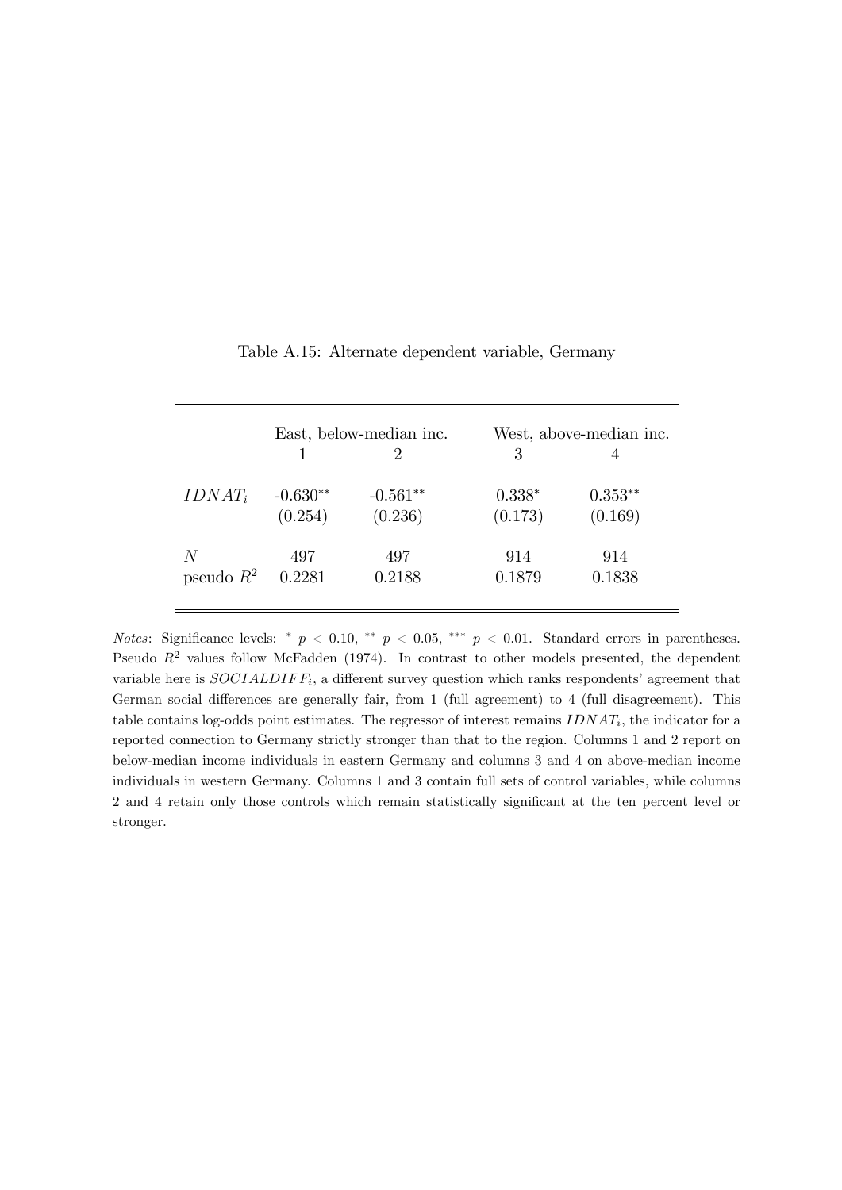Table A.15: Alternate dependent variable, Germany

| | East, below-median inc. | | West, above-median inc. | |
|---|---|---|---|---|
| | 1 | 2 | 3 | 4 |
| $IDNAT_i$ | -0.630** | -0.561** | 0.338* | 0.353** |
| | (0.254) | (0.236) | (0.173) | (0.169) |
| $N$ | 497 | 497 | 914 | 914 |
| pseudo $R^2$ | 0.2281 | 0.2188 | 0.1879 | 0.1838 |

*Notes*: Significance levels: * $p < 0.10$, ** $p < 0.05$, *** $p < 0.01$. Standard errors in parentheses. Pseudo $R^2$ values follow McFadden (1974). In contrast to other models presented, the dependent variable here is $SOCIALDIFF_i$, a different survey question which ranks respondents' agreement that German social differences are generally fair, from 1 (full agreement) to 4 (full disagreement). This table contains log-odds point estimates. The regressor of interest remains $IDNAT_i$, the indicator for a reported connection to Germany strictly stronger than that to the region. Columns 1 and 2 report on below-median income individuals in eastern Germany and columns 3 and 4 on above-median income individuals in western Germany. Columns 1 and 3 contain full sets of control variables, while columns 2 and 4 retain only those controls which remain statistically significant at the ten percent level or stronger.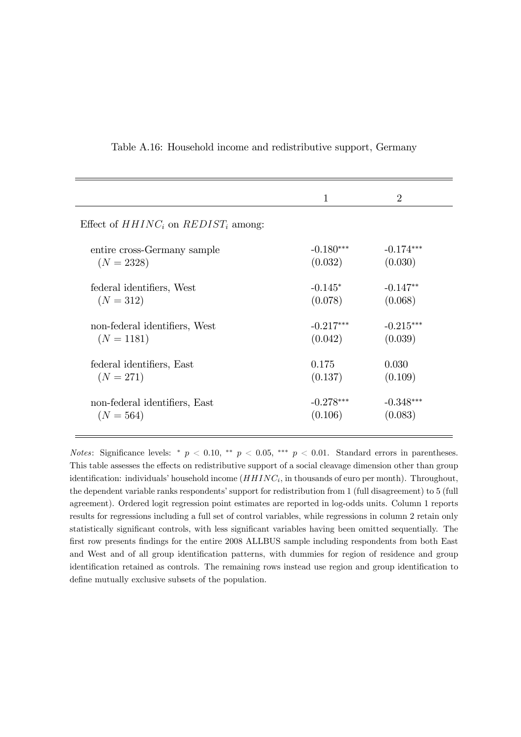Table A.16: Household income and redistributive support, Germany

| | 1 | 2 |
|---|---|---|
| Effect of $HHINC_i$ on $REDIST_i$ among: | | |
| entire cross-Germany sample | $-0.180^{***}$ | $-0.174^{***}$ |
| ($N = 2328$) | (0.032) | (0.030) |
| federal identifiers, West | $-0.145^{*}$ | $-0.147^{**}$ |
| ($N = 312$) | (0.078) | (0.068) |
| non-federal identifiers, West | $-0.217^{***}$ | $-0.215^{***}$ |
| ($N = 1181$) | (0.042) | (0.039) |
| federal identifiers, East | 0.175 | 0.030 |
| ($N = 271$) | (0.137) | (0.109) |
| non-federal identifiers, East | $-0.278^{***}$ | $-0.348^{***}$ |
| ($N = 564$) | (0.106) | (0.083) |

*Notes*: Significance levels: $^{*}$ $p < 0.10$, $^{**}$ $p < 0.05$, $^{***}$ $p < 0.01$. Standard errors in parentheses. This table assesses the effects on redistributive support of a social cleavage dimension other than group identification: individuals' household income ($HHINC_i$, in thousands of euro per month). Throughout, the dependent variable ranks respondents' support for redistribution from 1 (full disagreement) to 5 (full agreement). Ordered logit regression point estimates are reported in log-odds units. Column 1 reports results for regressions including a full set of control variables, while regressions in column 2 retain only statistically significant controls, with less significant variables having been omitted sequentially. The first row presents findings for the entire 2008 ALLBUS sample including respondents from both East and West and of all group identification patterns, with dummies for region of residence and group identification retained as controls. The remaining rows instead use region and group identification to define mutually exclusive subsets of the population.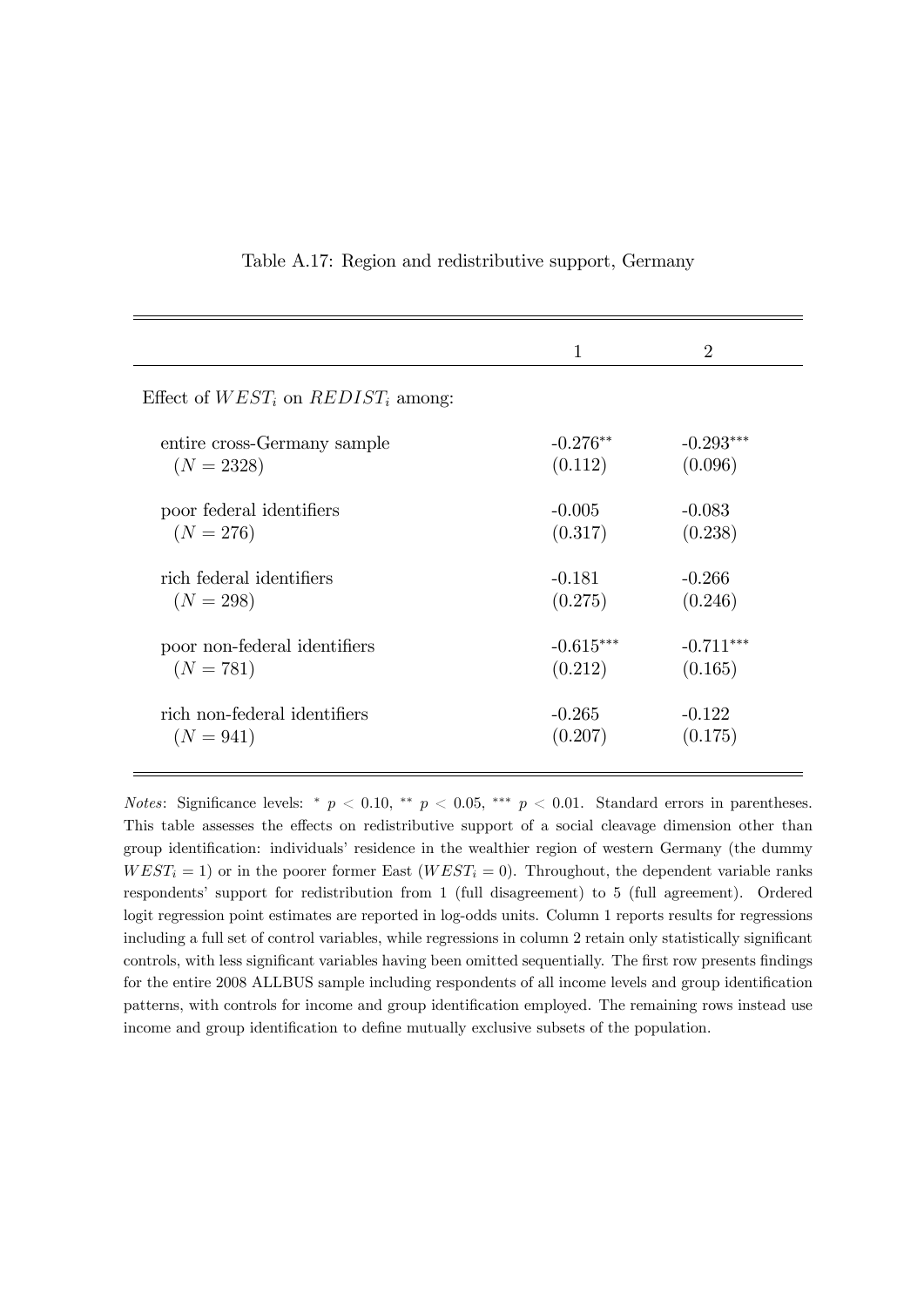Table A.17: Region and redistributive support, Germany

| | 1 | 2 |
|---|---|---|
| Effect of $WEST_i$ on $REDIST_i$ among: | | |
| entire cross-Germany sample | -0.276** | -0.293*** |
| ($N = 2328$) | (0.112) | (0.096) |
| poor federal identifiers | -0.005 | -0.083 |
| ($N = 276$) | (0.317) | (0.238) |
| rich federal identifiers | -0.181 | -0.266 |
| ($N = 298$) | (0.275) | (0.246) |
| poor non-federal identifiers | -0.615*** | -0.711*** |
| ($N = 781$) | (0.212) | (0.165) |
| rich non-federal identifiers | -0.265 | -0.122 |
| ($N = 941$) | (0.207) | (0.175) |

*Notes*: Significance levels: * $p < 0.10$, ** $p < 0.05$, *** $p < 0.01$. Standard errors in parentheses. This table assesses the effects on redistributive support of a social cleavage dimension other than group identification: individuals' residence in the wealthier region of western Germany (the dummy $WEST_i = 1$) or in the poorer former East ($WEST_i = 0$). Throughout, the dependent variable ranks respondents' support for redistribution from 1 (full disagreement) to 5 (full agreement). Ordered logit regression point estimates are reported in log-odds units. Column 1 reports results for regressions including a full set of control variables, while regressions in column 2 retain only statistically significant controls, with less significant variables having been omitted sequentially. The first row presents findings for the entire 2008 ALLBUS sample including respondents of all income levels and group identification patterns, with controls for income and group identification employed. The remaining rows instead use income and group identification to define mutually exclusive subsets of the population.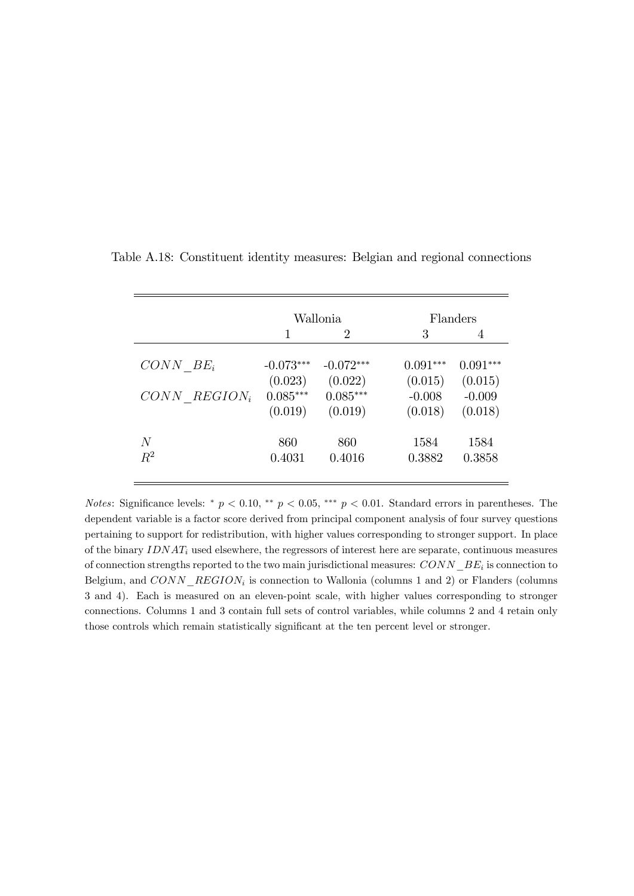Table A.18: Constituent identity measures: Belgian and regional connections

| | Wallonia | | Flanders | |
|---|---|---|---|---|
| | 1 | 2 | 3 | 4 |
| $CONN\_BE_i$ | -0.073*** | -0.072*** | 0.091*** | 0.091*** |
| | (0.023) | (0.022) | (0.015) | (0.015) |
| $CONN\_REGION_i$ | 0.085*** | 0.085*** | -0.008 | -0.009 |
| | (0.019) | (0.019) | (0.018) | (0.018) |
| $N$ | 860 | 860 | 1584 | 1584 |
| $R^2$ | 0.4031 | 0.4016 | 0.3882 | 0.3858 |

*Notes*: Significance levels: * $p < 0.10$, ** $p < 0.05$, *** $p < 0.01$. Standard errors in parentheses. The dependent variable is a factor score derived from principal component analysis of four survey questions pertaining to support for redistribution, with higher values corresponding to stronger support. In place of the binary $IDNAT_i$ used elsewhere, the regressors of interest here are separate, continuous measures of connection strengths reported to the two main jurisdictional measures: $CONN\_BE_i$ is connection to Belgium, and $CONN\_REGION_i$ is connection to Wallonia (columns 1 and 2) or Flanders (columns 3 and 4). Each is measured on an eleven-point scale, with higher values corresponding to stronger connections. Columns 1 and 3 contain full sets of control variables, while columns 2 and 4 retain only those controls which remain statistically significant at the ten percent level or stronger.